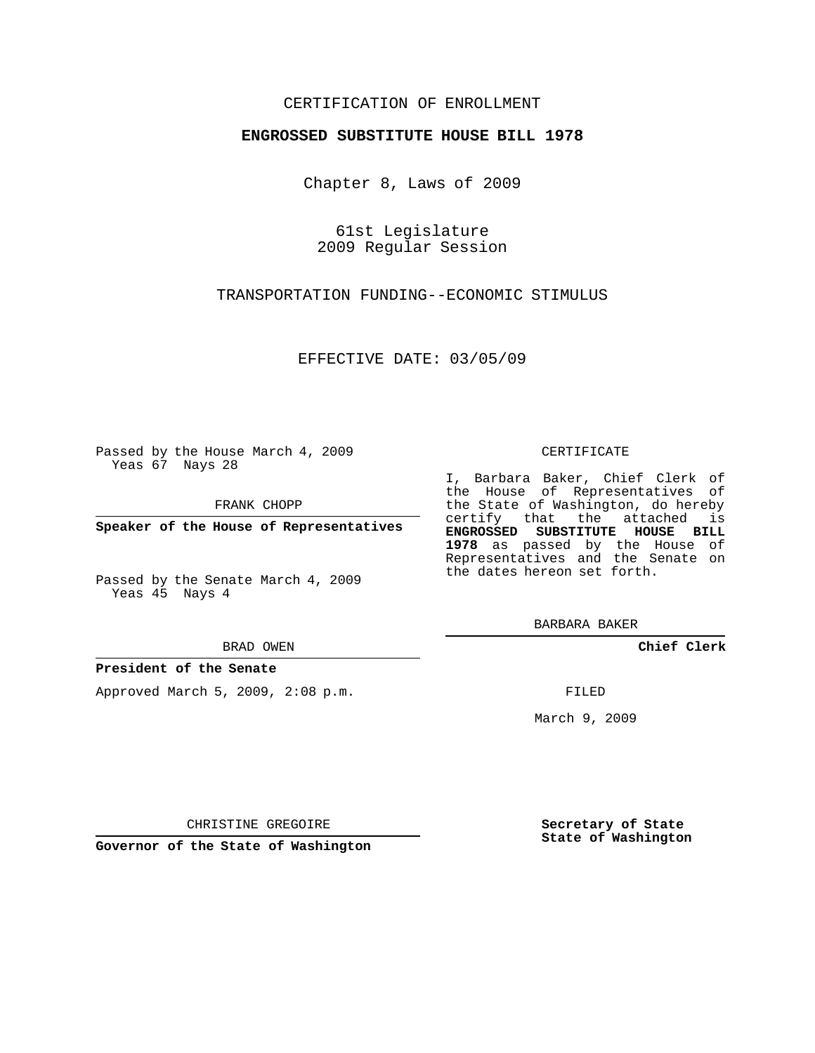CERTIFICATION OF ENROLLMENT

**ENGROSSED SUBSTITUTE HOUSE BILL 1978**

Chapter 8, Laws of 2009

61st Legislature
2009 Regular Session

TRANSPORTATION FUNDING--ECONOMIC STIMULUS

EFFECTIVE DATE: 03/05/09

Passed by the House March 4, 2009
Yeas 67 Nays 28

FRANK CHOPP

**Speaker of the House of Representatives**

Passed by the Senate March 4, 2009
Yeas 45 Nays 4

BRAD OWEN

**President of the Senate**

Approved March 5, 2009, 2:08 p.m.

CHRISTINE GREGOIRE

**Governor of the State of Washington**

CERTIFICATE

I, Barbara Baker, Chief Clerk of the House of Representatives of the State of Washington, do hereby certify that the attached is **ENGROSSED SUBSTITUTE HOUSE BILL 1978** as passed by the House of Representatives and the Senate on the dates hereon set forth.

BARBARA BAKER

**Chief Clerk**

FILED

March 9, 2009

**Secretary of State**
**State of Washington**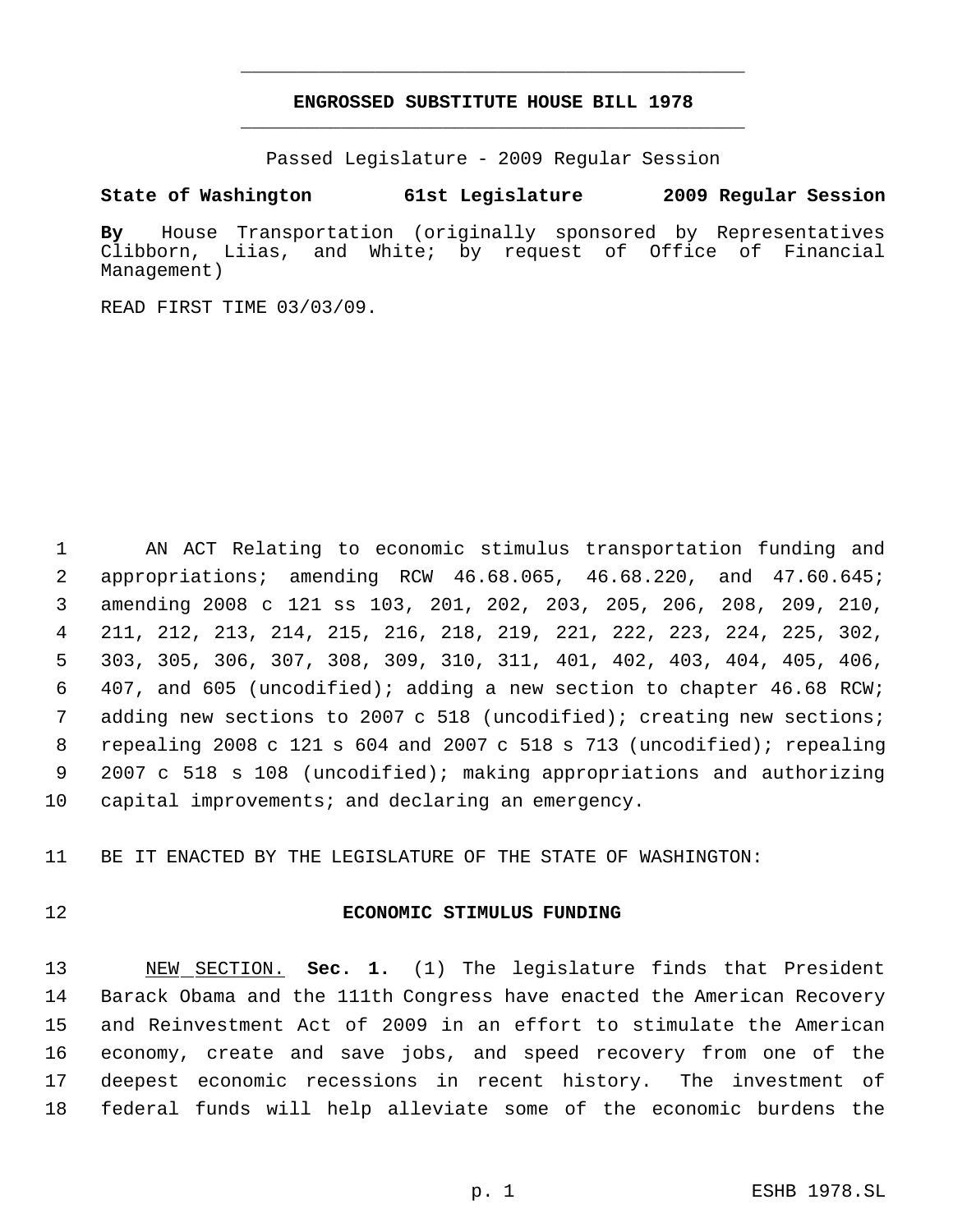# ENGROSSED SUBSTITUTE HOUSE BILL 1978

Passed Legislature - 2009 Regular Session

**State of Washington 61st Legislature 2009 Regular Session**

**By** House Transportation (originally sponsored by Representatives Clibborn, Liias, and White; by request of Office of Financial Management)

READ FIRST TIME 03/03/09.

AN ACT Relating to economic stimulus transportation funding and appropriations; amending RCW 46.68.065, 46.68.220, and 47.60.645; amending 2008 c 121 ss 103, 201, 202, 203, 205, 206, 208, 209, 210, 211, 212, 213, 214, 215, 216, 218, 219, 221, 222, 223, 224, 225, 302, 303, 305, 306, 307, 308, 309, 310, 311, 401, 402, 403, 404, 405, 406, 407, and 605 (uncodified); adding a new section to chapter 46.68 RCW; adding new sections to 2007 c 518 (uncodified); creating new sections; repealing 2008 c 121 s 604 and 2007 c 518 s 713 (uncodified); repealing 2007 c 518 s 108 (uncodified); making appropriations and authorizing capital improvements; and declaring an emergency.

BE IT ENACTED BY THE LEGISLATURE OF THE STATE OF WASHINGTON:

## ECONOMIC STIMULUS FUNDING

NEW SECTION. **Sec. 1.** (1) The legislature finds that President Barack Obama and the 111th Congress have enacted the American Recovery and Reinvestment Act of 2009 in an effort to stimulate the American economy, create and save jobs, and speed recovery from one of the deepest economic recessions in recent history. The investment of federal funds will help alleviate some of the economic burdens the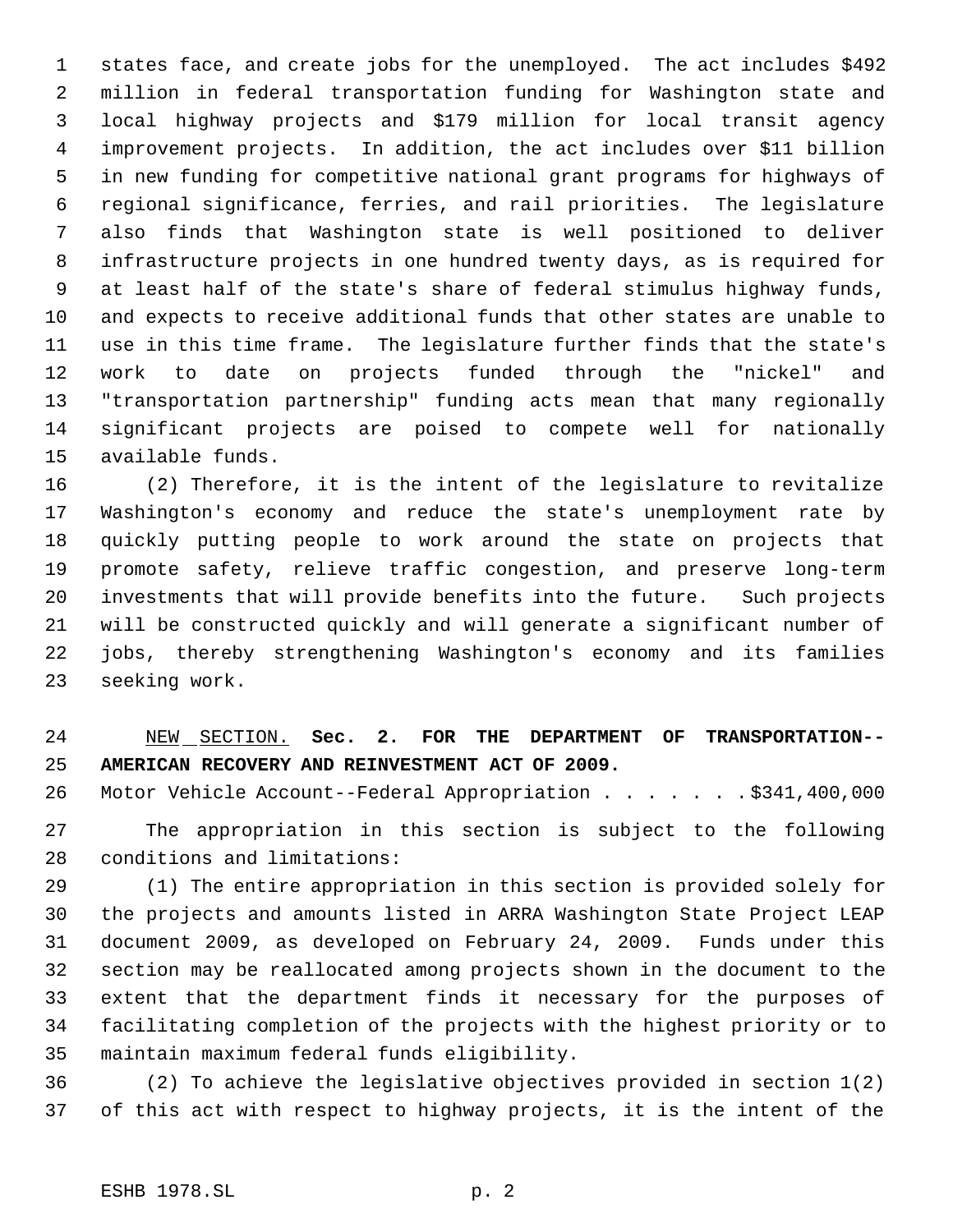states face, and create jobs for the unemployed. The act includes $492 million in federal transportation funding for Washington state and local highway projects and $179 million for local transit agency improvement projects. In addition, the act includes over $11 billion in new funding for competitive national grant programs for highways of regional significance, ferries, and rail priorities. The legislature also finds that Washington state is well positioned to deliver infrastructure projects in one hundred twenty days, as is required for at least half of the state's share of federal stimulus highway funds, and expects to receive additional funds that other states are unable to use in this time frame. The legislature further finds that the state's work to date on projects funded through the "nickel" and "transportation partnership" funding acts mean that many regionally significant projects are poised to compete well for nationally available funds.

(2) Therefore, it is the intent of the legislature to revitalize Washington's economy and reduce the state's unemployment rate by quickly putting people to work around the state on projects that promote safety, relieve traffic congestion, and preserve long-term investments that will provide benefits into the future. Such projects will be constructed quickly and will generate a significant number of jobs, thereby strengthening Washington's economy and its families seeking work.

NEW SECTION. **Sec. 2. FOR THE DEPARTMENT OF TRANSPORTATION--AMERICAN RECOVERY AND REINVESTMENT ACT OF 2009.**

Motor Vehicle Account--Federal Appropriation . . . . . . . $341,400,000

The appropriation in this section is subject to the following conditions and limitations:

(1) The entire appropriation in this section is provided solely for the projects and amounts listed in ARRA Washington State Project LEAP document 2009, as developed on February 24, 2009. Funds under this section may be reallocated among projects shown in the document to the extent that the department finds it necessary for the purposes of facilitating completion of the projects with the highest priority or to maintain maximum federal funds eligibility.

(2) To achieve the legislative objectives provided in section 1(2) of this act with respect to highway projects, it is the intent of the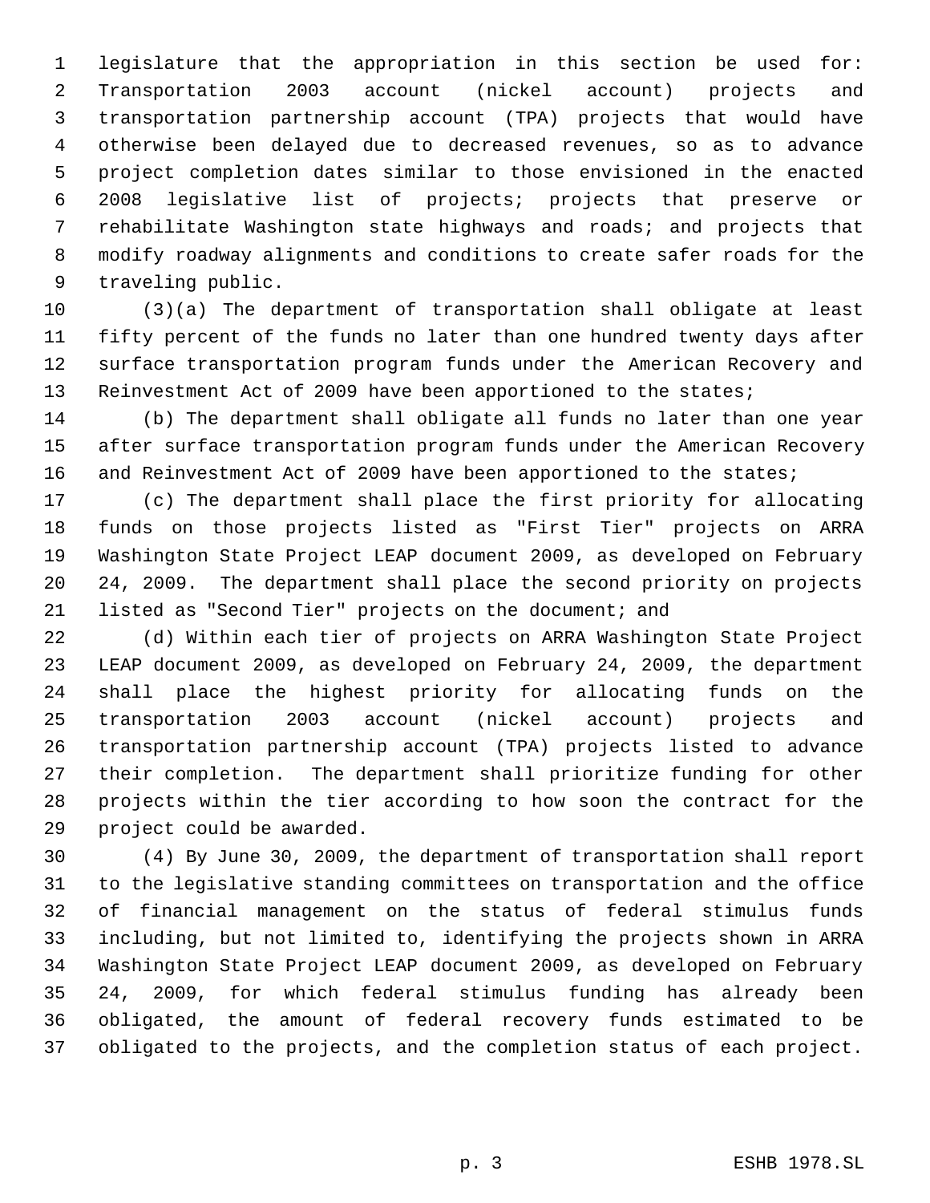legislature that the appropriation in this section be used for: Transportation 2003 account (nickel account) projects and transportation partnership account (TPA) projects that would have otherwise been delayed due to decreased revenues, so as to advance project completion dates similar to those envisioned in the enacted 2008 legislative list of projects; projects that preserve or rehabilitate Washington state highways and roads; and projects that modify roadway alignments and conditions to create safer roads for the traveling public.

(3)(a) The department of transportation shall obligate at least fifty percent of the funds no later than one hundred twenty days after surface transportation program funds under the American Recovery and Reinvestment Act of 2009 have been apportioned to the states;

(b) The department shall obligate all funds no later than one year after surface transportation program funds under the American Recovery and Reinvestment Act of 2009 have been apportioned to the states;

(c) The department shall place the first priority for allocating funds on those projects listed as "First Tier" projects on ARRA Washington State Project LEAP document 2009, as developed on February 24, 2009. The department shall place the second priority on projects listed as "Second Tier" projects on the document; and

(d) Within each tier of projects on ARRA Washington State Project LEAP document 2009, as developed on February 24, 2009, the department shall place the highest priority for allocating funds on the transportation 2003 account (nickel account) projects and transportation partnership account (TPA) projects listed to advance their completion. The department shall prioritize funding for other projects within the tier according to how soon the contract for the project could be awarded.

(4) By June 30, 2009, the department of transportation shall report to the legislative standing committees on transportation and the office of financial management on the status of federal stimulus funds including, but not limited to, identifying the projects shown in ARRA Washington State Project LEAP document 2009, as developed on February 24, 2009, for which federal stimulus funding has already been obligated, the amount of federal recovery funds estimated to be obligated to the projects, and the completion status of each project.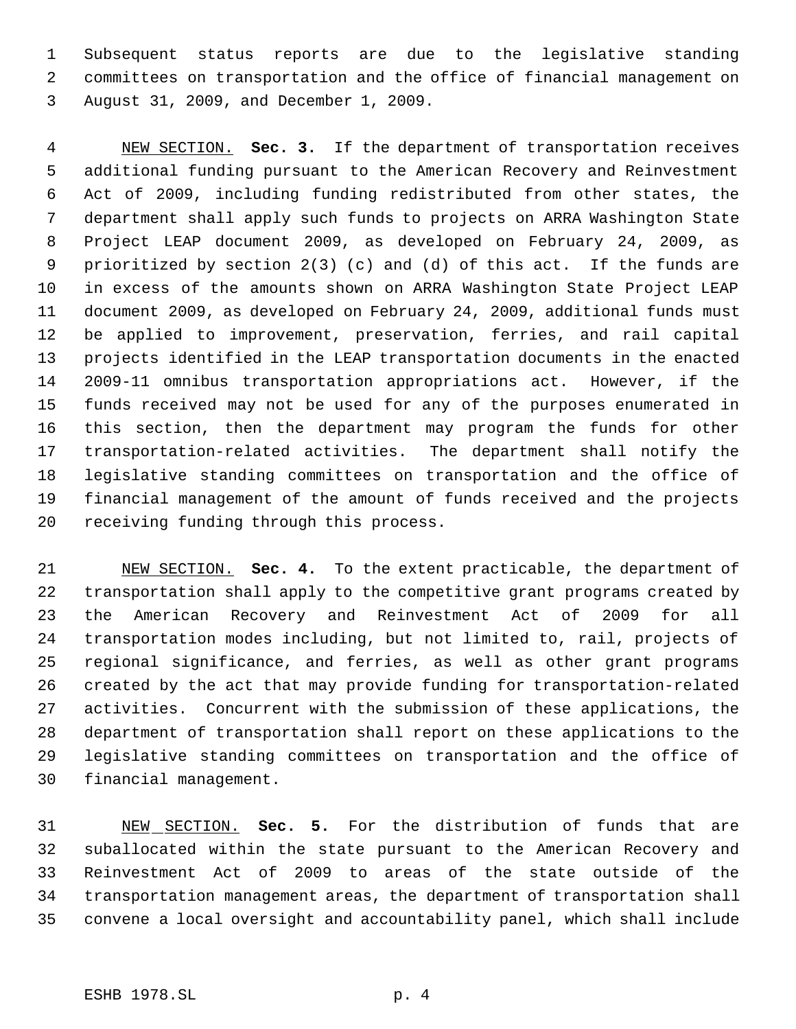Subsequent status reports are due to the legislative standing committees on transportation and the office of financial management on August 31, 2009, and December 1, 2009.

NEW SECTION. **Sec. 3.** If the department of transportation receives additional funding pursuant to the American Recovery and Reinvestment Act of 2009, including funding redistributed from other states, the department shall apply such funds to projects on ARRA Washington State Project LEAP document 2009, as developed on February 24, 2009, as prioritized by section 2(3) (c) and (d) of this act. If the funds are in excess of the amounts shown on ARRA Washington State Project LEAP document 2009, as developed on February 24, 2009, additional funds must be applied to improvement, preservation, ferries, and rail capital projects identified in the LEAP transportation documents in the enacted 2009-11 omnibus transportation appropriations act. However, if the funds received may not be used for any of the purposes enumerated in this section, then the department may program the funds for other transportation-related activities. The department shall notify the legislative standing committees on transportation and the office of financial management of the amount of funds received and the projects receiving funding through this process.

NEW SECTION. **Sec. 4.** To the extent practicable, the department of transportation shall apply to the competitive grant programs created by the American Recovery and Reinvestment Act of 2009 for all transportation modes including, but not limited to, rail, projects of regional significance, and ferries, as well as other grant programs created by the act that may provide funding for transportation-related activities. Concurrent with the submission of these applications, the department of transportation shall report on these applications to the legislative standing committees on transportation and the office of financial management.

NEW SECTION. **Sec. 5.** For the distribution of funds that are suballocated within the state pursuant to the American Recovery and Reinvestment Act of 2009 to areas of the state outside of the transportation management areas, the department of transportation shall convene a local oversight and accountability panel, which shall include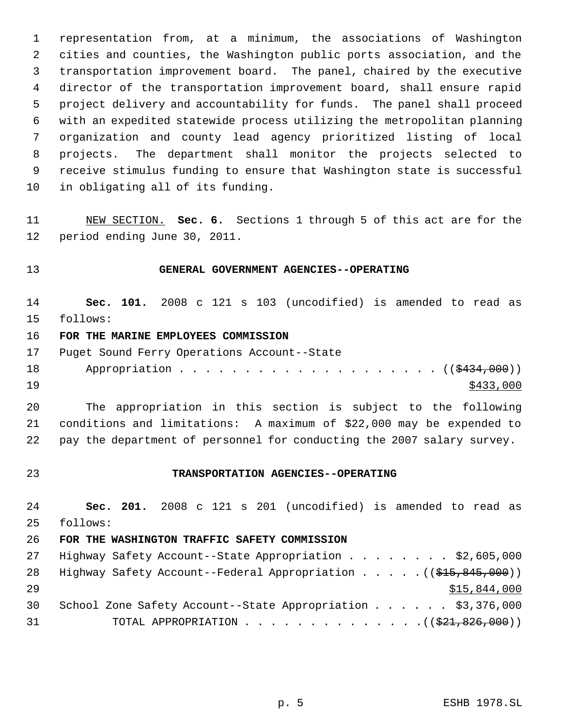representation from, at a minimum, the associations of Washington cities and counties, the Washington public ports association, and the transportation improvement board. The panel, chaired by the executive director of the transportation improvement board, shall ensure rapid project delivery and accountability for funds. The panel shall proceed with an expedited statewide process utilizing the metropolitan planning organization and county lead agency prioritized listing of local projects. The department shall monitor the projects selected to receive stimulus funding to ensure that Washington state is successful in obligating all of its funding.

NEW SECTION. **Sec. 6.** Sections 1 through 5 of this act are for the period ending June 30, 2011.

## GENERAL GOVERNMENT AGENCIES--OPERATING

**Sec. 101.** 2008 c 121 s 103 (uncodified) is amended to read as follows:

**FOR THE MARINE EMPLOYEES COMMISSION**

Puget Sound Ferry Operations Account--State Appropriation . . . . . . . . . . . . . . . . . . . . (( ~~$434,000~~ ))
$433,000

The appropriation in this section is subject to the following conditions and limitations: A maximum of $22,000 may be expended to pay the department of personnel for conducting the 2007 salary survey.

## TRANSPORTATION AGENCIES--OPERATING

**Sec. 201.** 2008 c 121 s 201 (uncodified) is amended to read as follows:

**FOR THE WASHINGTON TRAFFIC SAFETY COMMISSION**

Highway Safety Account--State Appropriation . . . . . . . . $2,605,000
Highway Safety Account--Federal Appropriation . . . . . (( ~~$15,845,000~~ ))
$15,844,000
School Zone Safety Account--State Appropriation . . . . . . $3,376,000
TOTAL APPROPRIATION . . . . . . . . . . . . . . (( ~~$21,826,000~~ ))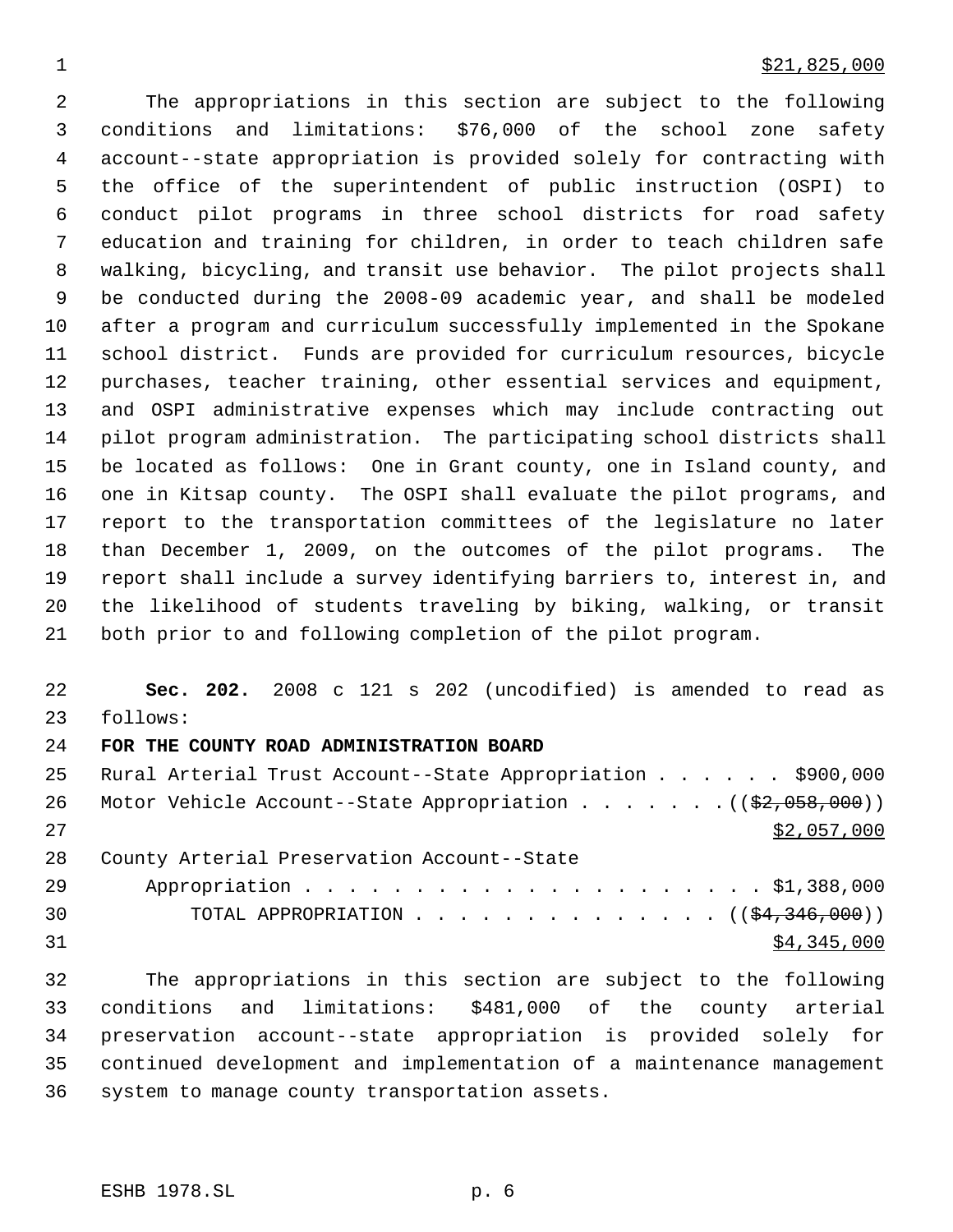$21,825,000

The appropriations in this section are subject to the following conditions and limitations: $76,000 of the school zone safety account--state appropriation is provided solely for contracting with the office of the superintendent of public instruction (OSPI) to conduct pilot programs in three school districts for road safety education and training for children, in order to teach children safe walking, bicycling, and transit use behavior. The pilot projects shall be conducted during the 2008-09 academic year, and shall be modeled after a program and curriculum successfully implemented in the Spokane school district. Funds are provided for curriculum resources, bicycle purchases, teacher training, other essential services and equipment, and OSPI administrative expenses which may include contracting out pilot program administration. The participating school districts shall be located as follows: One in Grant county, one in Island county, and one in Kitsap county. The OSPI shall evaluate the pilot programs, and report to the transportation committees of the legislature no later than December 1, 2009, on the outcomes of the pilot programs. The report shall include a survey identifying barriers to, interest in, and the likelihood of students traveling by biking, walking, or transit both prior to and following completion of the pilot program.

**Sec. 202.** 2008 c 121 s 202 (uncodified) is amended to read as follows:

**FOR THE COUNTY ROAD ADMINISTRATION BOARD**

Rural Arterial Trust Account--State Appropriation . . . . . . $900,000

Motor Vehicle Account--State Appropriation . . . . . . . ((~~$2,058,000~~))

$2,057,000

County Arterial Preservation Account--State Appropriation . . . . . . . . . . . . . . . . . . . . . . $1,388,000

TOTAL APPROPRIATION . . . . . . . . . . . . . . . ((~~$4,346,000~~))

$4,345,000

The appropriations in this section are subject to the following conditions and limitations: $481,000 of the county arterial preservation account--state appropriation is provided solely for continued development and implementation of a maintenance management system to manage county transportation assets.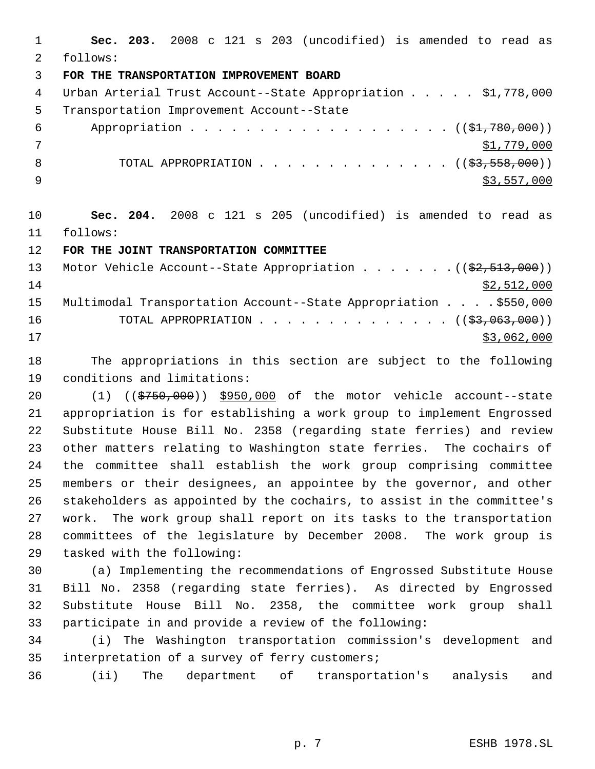**Sec. 203.** 2008 c 121 s 203 (uncodified) is amended to read as follows:

**FOR THE TRANSPORTATION IMPROVEMENT BOARD**

Urban Arterial Trust Account--State Appropriation . . . . . $1,778,000

Transportation Improvement Account--State Appropriation . . . . . . . . . . . . . . . . . . . . ((~~$1,780,000~~)) $1,779,000

TOTAL APPROPRIATION . . . . . . . . . . . . . . (( ~~$3,558,000~~)) $3,557,000

**Sec. 204.** 2008 c 121 s 205 (uncodified) is amended to read as follows:

**FOR THE JOINT TRANSPORTATION COMMITTEE**

Motor Vehicle Account--State Appropriation . . . . . . . .((~~$2,513,000~~)) $2,512,000

Multimodal Transportation Account--State Appropriation . . . . $550,000

TOTAL APPROPRIATION . . . . . . . . . . . . . . (( ~~$3,063,000~~)) $3,062,000

The appropriations in this section are subject to the following conditions and limitations:

(1) ((~~$750,000~~)) $950,000 of the motor vehicle account--state appropriation is for establishing a work group to implement Engrossed Substitute House Bill No. 2358 (regarding state ferries) and review other matters relating to Washington state ferries. The cochairs of the committee shall establish the work group comprising committee members or their designees, an appointee by the governor, and other stakeholders as appointed by the cochairs, to assist in the committee's work. The work group shall report on its tasks to the transportation committees of the legislature by December 2008. The work group is tasked with the following:

(a) Implementing the recommendations of Engrossed Substitute House Bill No. 2358 (regarding state ferries). As directed by Engrossed Substitute House Bill No. 2358, the committee work group shall participate in and provide a review of the following:

(i) The Washington transportation commission's development and interpretation of a survey of ferry customers;

(ii) The department of transportation's analysis and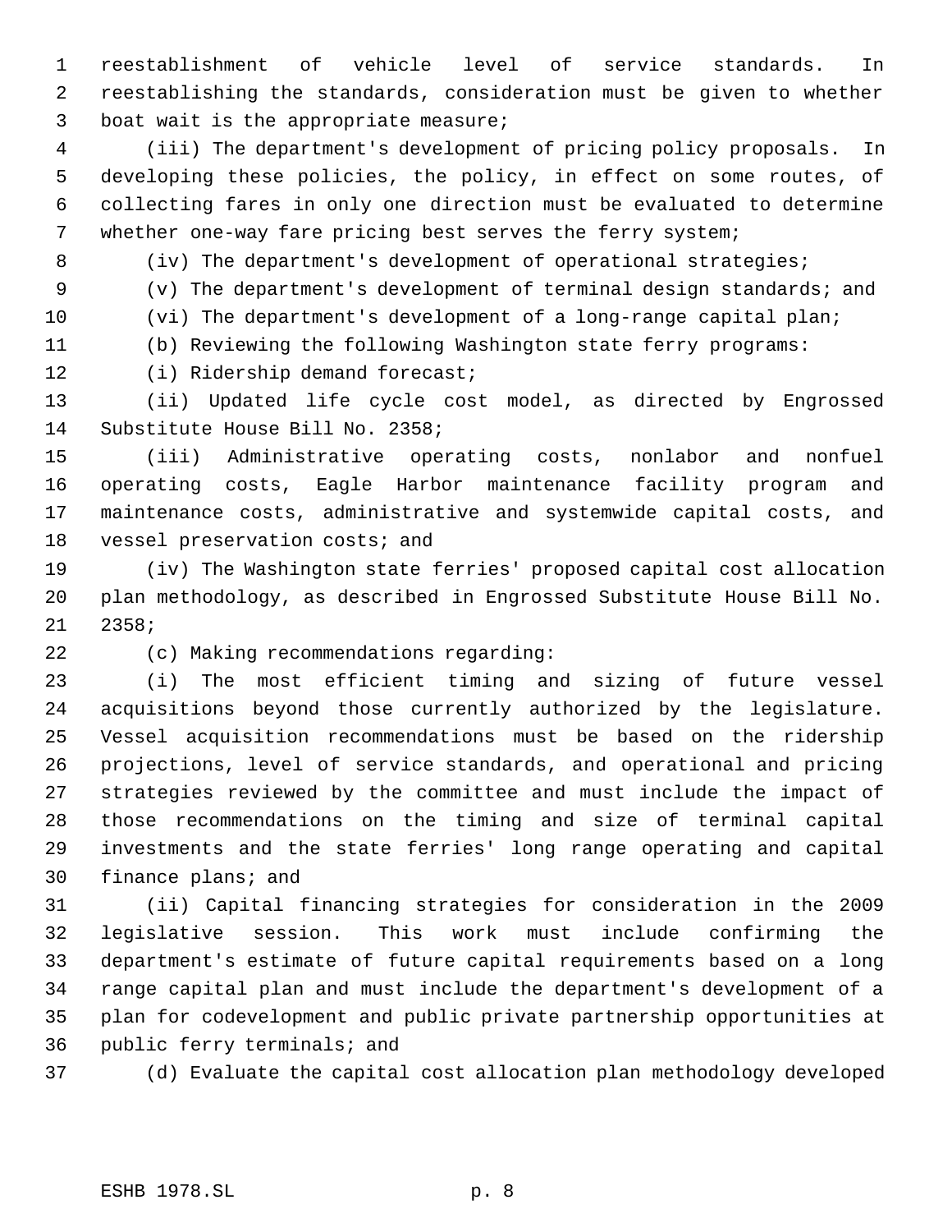reestablishment of vehicle level of service standards. In reestablishing the standards, consideration must be given to whether boat wait is the appropriate measure;

(iii) The department's development of pricing policy proposals. In developing these policies, the policy, in effect on some routes, of collecting fares in only one direction must be evaluated to determine whether one-way fare pricing best serves the ferry system;

(iv) The department's development of operational strategies;

(v) The department's development of terminal design standards; and

(vi) The department's development of a long-range capital plan;

(b) Reviewing the following Washington state ferry programs:

(i) Ridership demand forecast;

(ii) Updated life cycle cost model, as directed by Engrossed Substitute House Bill No. 2358;

(iii) Administrative operating costs, nonlabor and nonfuel operating costs, Eagle Harbor maintenance facility program and maintenance costs, administrative and systemwide capital costs, and vessel preservation costs; and

(iv) The Washington state ferries' proposed capital cost allocation plan methodology, as described in Engrossed Substitute House Bill No. 2358;

(c) Making recommendations regarding:

(i) The most efficient timing and sizing of future vessel acquisitions beyond those currently authorized by the legislature. Vessel acquisition recommendations must be based on the ridership projections, level of service standards, and operational and pricing strategies reviewed by the committee and must include the impact of those recommendations on the timing and size of terminal capital investments and the state ferries' long range operating and capital finance plans; and

(ii) Capital financing strategies for consideration in the 2009 legislative session. This work must include confirming the department's estimate of future capital requirements based on a long range capital plan and must include the department's development of a plan for codevelopment and public private partnership opportunities at public ferry terminals; and

(d) Evaluate the capital cost allocation plan methodology developed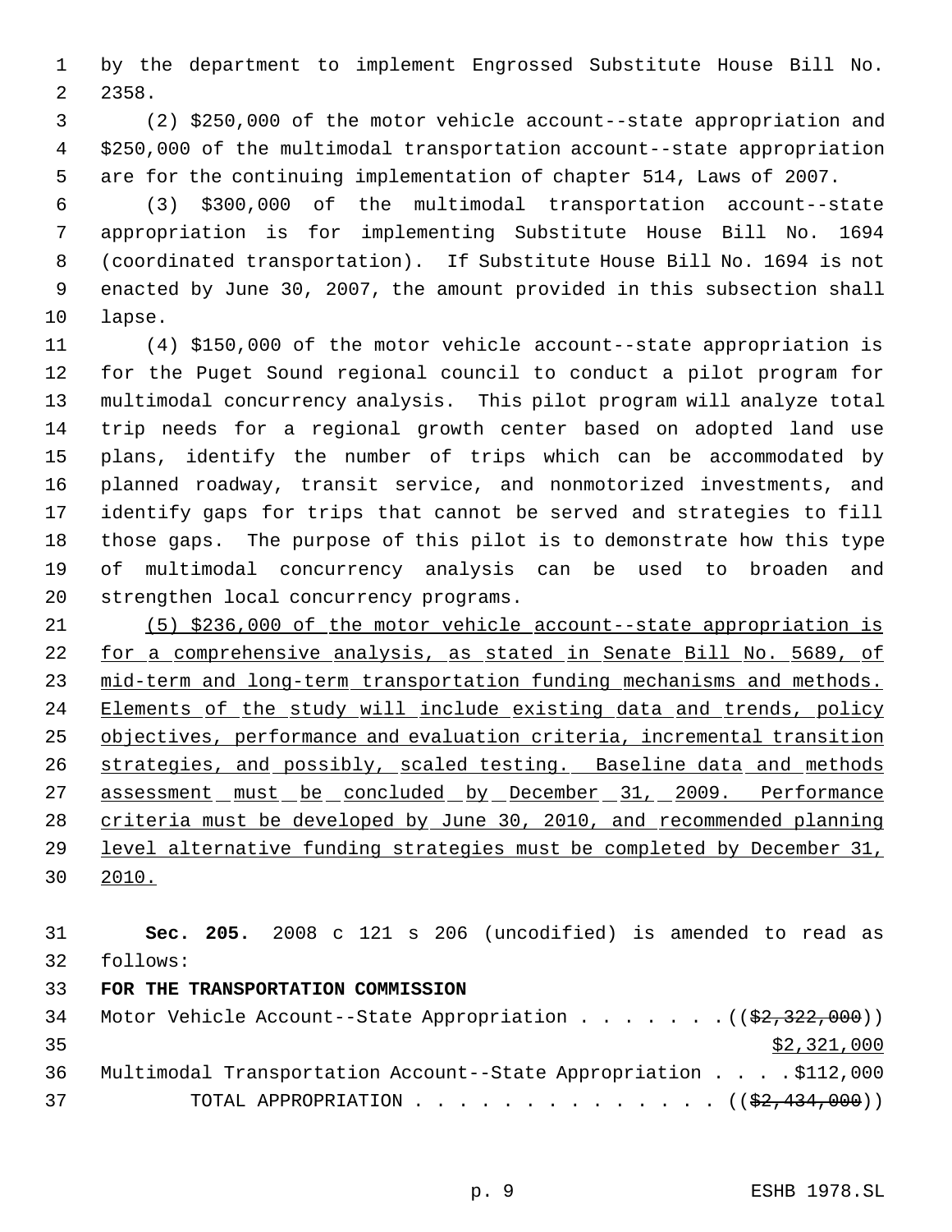by the department to implement Engrossed Substitute House Bill No. 2358.

(2) $250,000 of the motor vehicle account--state appropriation and $250,000 of the multimodal transportation account--state appropriation are for the continuing implementation of chapter 514, Laws of 2007.

(3) $300,000 of the multimodal transportation account--state appropriation is for implementing Substitute House Bill No. 1694 (coordinated transportation). If Substitute House Bill No. 1694 is not enacted by June 30, 2007, the amount provided in this subsection shall lapse.

(4) $150,000 of the motor vehicle account--state appropriation is for the Puget Sound regional council to conduct a pilot program for multimodal concurrency analysis. This pilot program will analyze total trip needs for a regional growth center based on adopted land use plans, identify the number of trips which can be accommodated by planned roadway, transit service, and nonmotorized investments, and identify gaps for trips that cannot be served and strategies to fill those gaps. The purpose of this pilot is to demonstrate how this type of multimodal concurrency analysis can be used to broaden and strengthen local concurrency programs.

<u>(5) $236,000 of the motor vehicle account--state appropriation is for a comprehensive analysis, as stated in Senate Bill No. 5689, of mid-term and long-term transportation funding mechanisms and methods. Elements of the study will include existing data and trends, policy objectives, performance and evaluation criteria, incremental transition strategies, and possibly, scaled testing. Baseline data and methods assessment must be concluded by December 31, 2009. Performance criteria must be developed by June 30, 2010, and recommended planning level alternative funding strategies must be completed by December 31, 2010.</u>

**Sec. 205.** 2008 c 121 s 206 (uncodified) is amended to read as follows:

**FOR THE TRANSPORTATION COMMISSION**

Motor Vehicle Account--State Appropriation . . . . . . . ((~~$2,322,000~~))
<u>$2,321,000</u>

Multimodal Transportation Account--State Appropriation . . . . $112,000

TOTAL APPROPRIATION . . . . . . . . . . . . . . ((~~$2,434,000~~))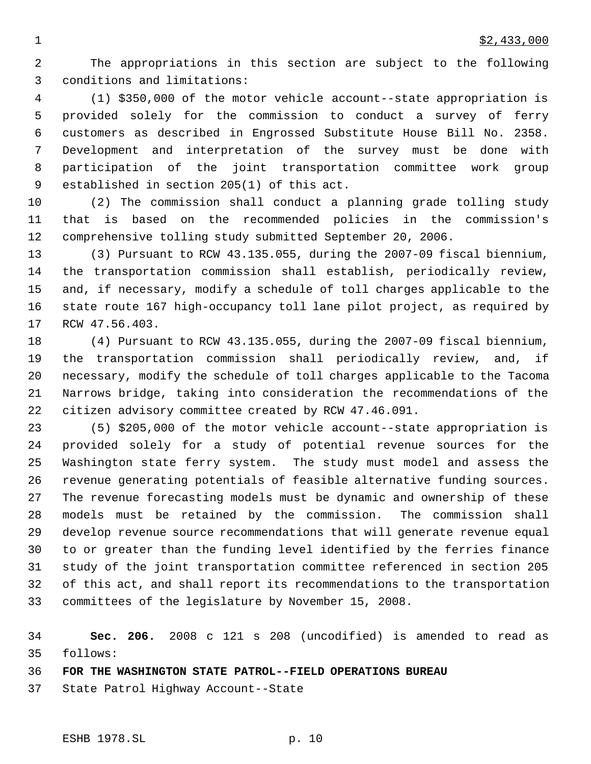$2,433,000

The appropriations in this section are subject to the following conditions and limitations:

(1) $350,000 of the motor vehicle account--state appropriation is provided solely for the commission to conduct a survey of ferry customers as described in Engrossed Substitute House Bill No. 2358. Development and interpretation of the survey must be done with participation of the joint transportation committee work group established in section 205(1) of this act.

(2) The commission shall conduct a planning grade tolling study that is based on the recommended policies in the commission's comprehensive tolling study submitted September 20, 2006.

(3) Pursuant to RCW 43.135.055, during the 2007-09 fiscal biennium, the transportation commission shall establish, periodically review, and, if necessary, modify a schedule of toll charges applicable to the state route 167 high-occupancy toll lane pilot project, as required by RCW 47.56.403.

(4) Pursuant to RCW 43.135.055, during the 2007-09 fiscal biennium, the transportation commission shall periodically review, and, if necessary, modify the schedule of toll charges applicable to the Tacoma Narrows bridge, taking into consideration the recommendations of the citizen advisory committee created by RCW 47.46.091.

(5) $205,000 of the motor vehicle account--state appropriation is provided solely for a study of potential revenue sources for the Washington state ferry system. The study must model and assess the revenue generating potentials of feasible alternative funding sources. The revenue forecasting models must be dynamic and ownership of these models must be retained by the commission. The commission shall develop revenue source recommendations that will generate revenue equal to or greater than the funding level identified by the ferries finance study of the joint transportation committee referenced in section 205 of this act, and shall report its recommendations to the transportation committees of the legislature by November 15, 2008.

**Sec. 206.** 2008 c 121 s 208 (uncodified) is amended to read as follows:

**FOR THE WASHINGTON STATE PATROL--FIELD OPERATIONS BUREAU**

State Patrol Highway Account--State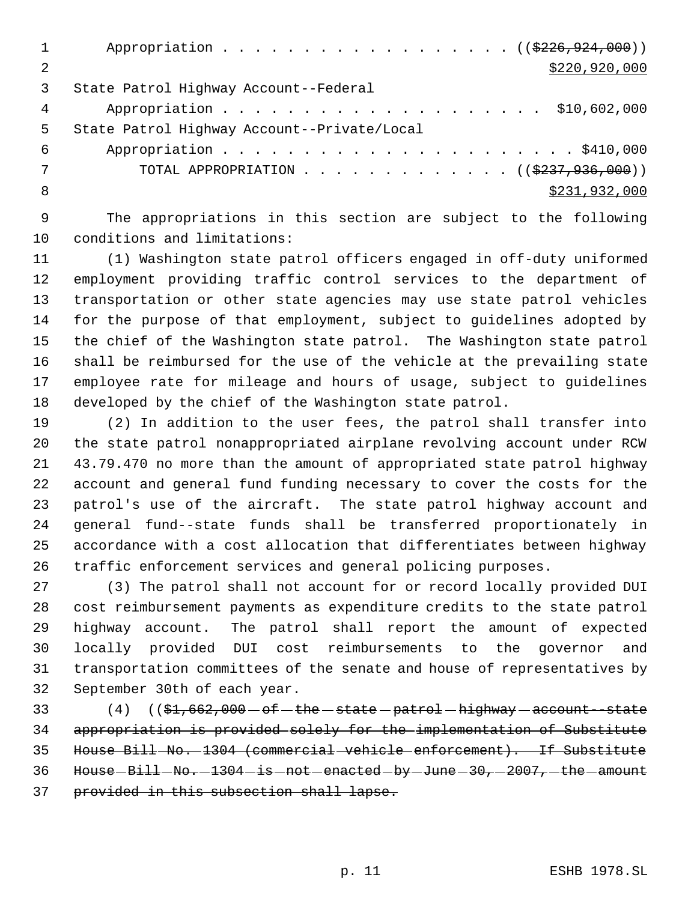Appropriation . . . . . . . . . . . . . . . . . . . ((~~$226,924,000~~))
<u>$220,920,000</u>

State Patrol Highway Account--Federal
Appropriation . . . . . . . . . . . . . . . . . . . . . $10,602,000

State Patrol Highway Account--Private/Local
Appropriation . . . . . . . . . . . . . . . . . . . . . . . $410,000

TOTAL APPROPRIATION . . . . . . . . . . . . . ((~~$237,936,000~~))
<u>$231,932,000</u>

The appropriations in this section are subject to the following conditions and limitations:

(1) Washington state patrol officers engaged in off-duty uniformed employment providing traffic control services to the department of transportation or other state agencies may use state patrol vehicles for the purpose of that employment, subject to guidelines adopted by the chief of the Washington state patrol. The Washington state patrol shall be reimbursed for the use of the vehicle at the prevailing state employee rate for mileage and hours of usage, subject to guidelines developed by the chief of the Washington state patrol.

(2) In addition to the user fees, the patrol shall transfer into the state patrol nonappropriated airplane revolving account under RCW 43.79.470 no more than the amount of appropriated state patrol highway account and general fund funding necessary to cover the costs for the patrol's use of the aircraft. The state patrol highway account and general fund--state funds shall be transferred proportionately in accordance with a cost allocation that differentiates between highway traffic enforcement services and general policing purposes.

(3) The patrol shall not account for or record locally provided DUI cost reimbursement payments as expenditure credits to the state patrol highway account. The patrol shall report the amount of expected locally provided DUI cost reimbursements to the governor and transportation committees of the senate and house of representatives by September 30th of each year.

(4) ((~~$1,662,000 of the state patrol highway account--state appropriation is provided solely for the implementation of Substitute House Bill No. 1304 (commercial vehicle enforcement). If Substitute House Bill No. 1304 is not enacted by June 30, 2007, the amount provided in this subsection shall lapse.~~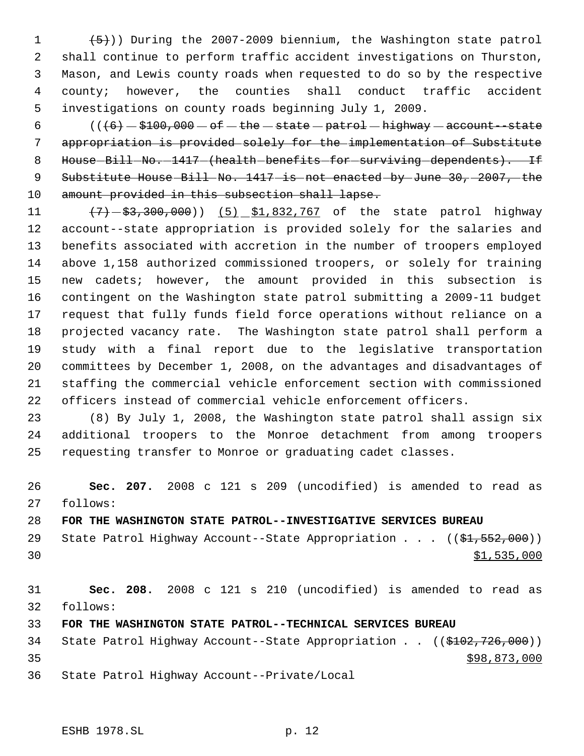~~(5)~~)) During the 2007-2009 biennium, the Washington state patrol shall continue to perform traffic accident investigations on Thurston, Mason, and Lewis county roads when requested to do so by the respective county; however, the counties shall conduct traffic accident investigations on county roads beginning July 1, 2009.

((~~(6) $100,000 of the state patrol highway account--state appropriation is provided solely for the implementation of Substitute House Bill No. 1417 (health benefits for surviving dependents). If Substitute House Bill No. 1417 is not enacted by June 30, 2007, the amount provided in this subsection shall lapse.~~

~~(7) $3,300,000~~)) (5) $1,832,767 of the state patrol highway account--state appropriation is provided solely for the salaries and benefits associated with accretion in the number of troopers employed above 1,158 authorized commissioned troopers, or solely for training new cadets; however, the amount provided in this subsection is contingent on the Washington state patrol submitting a 2009-11 budget request that fully funds field force operations without reliance on a projected vacancy rate. The Washington state patrol shall perform a study with a final report due to the legislative transportation committees by December 1, 2008, on the advantages and disadvantages of staffing the commercial vehicle enforcement section with commissioned officers instead of commercial vehicle enforcement officers.

(8) By July 1, 2008, the Washington state patrol shall assign six additional troopers to the Monroe detachment from among troopers requesting transfer to Monroe or graduating cadet classes.

**Sec. 207.** 2008 c 121 s 209 (uncodified) is amended to read as follows:

**FOR THE WASHINGTON STATE PATROL--INVESTIGATIVE SERVICES BUREAU**

State Patrol Highway Account--State Appropriation . . . ((~~$1,552,000~~))
$1,535,000

**Sec. 208.** 2008 c 121 s 210 (uncodified) is amended to read as follows:

**FOR THE WASHINGTON STATE PATROL--TECHNICAL SERVICES BUREAU**

State Patrol Highway Account--State Appropriation . . ((~~$102,726,000~~))
$98,873,000

State Patrol Highway Account--Private/Local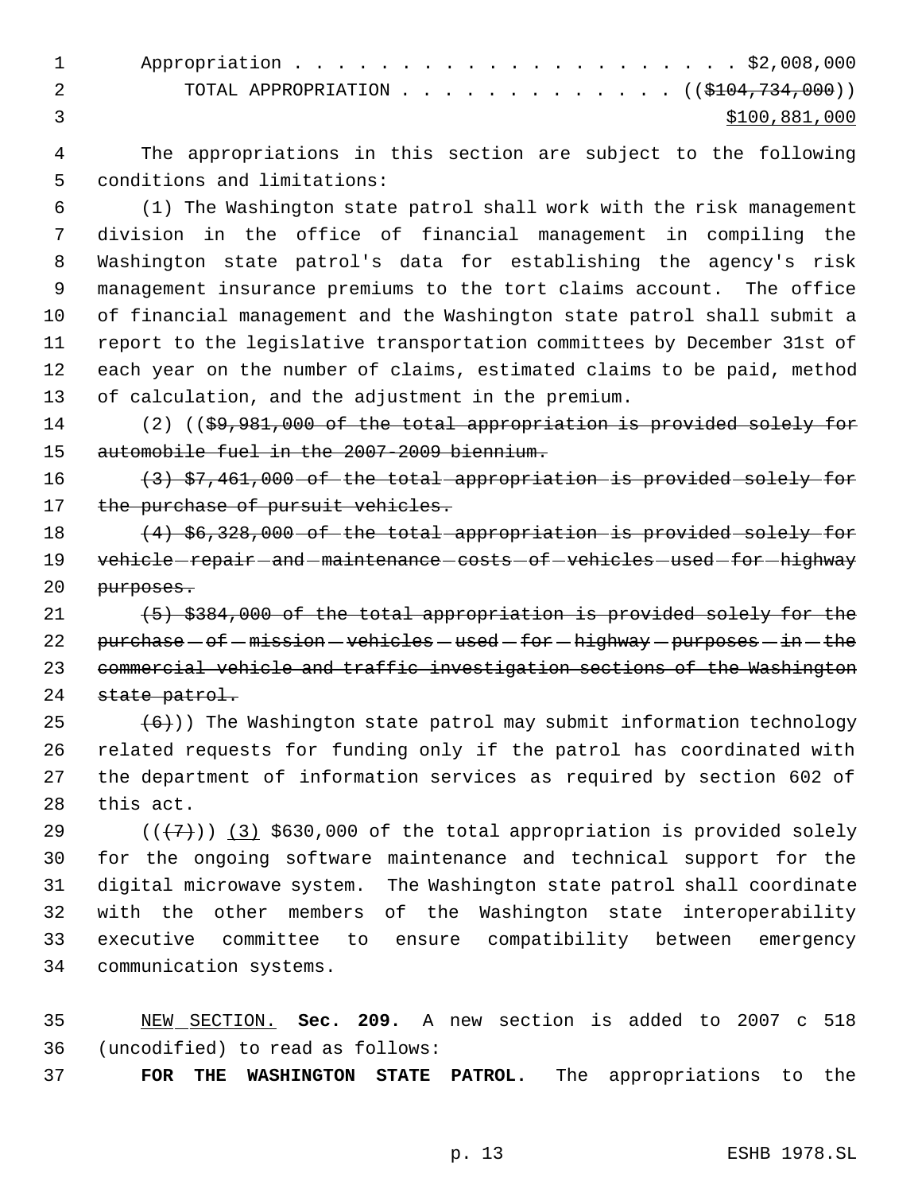Appropriation . . . . . . . . . . . . . . . . . . . . . . $2,008,000

TOTAL APPROPRIATION . . . . . . . . . . . . . . (($104,734,000))

$100,881,000

The appropriations in this section are subject to the following conditions and limitations:

(1) The Washington state patrol shall work with the risk management division in the office of financial management in compiling the Washington state patrol's data for establishing the agency's risk management insurance premiums to the tort claims account. The office of financial management and the Washington state patrol shall submit a report to the legislative transportation committees by December 31st of each year on the number of claims, estimated claims to be paid, method of calculation, and the adjustment in the premium.

(2) (($9,981,000 of the total appropriation is provided solely for automobile fuel in the 2007-2009 biennium.

(3) $7,461,000 of the total appropriation is provided solely for the purchase of pursuit vehicles.

(4) $6,328,000 of the total appropriation is provided solely for vehicle repair and maintenance costs of vehicles used for highway purposes.

(5) $384,000 of the total appropriation is provided solely for the purchase of mission vehicles used for highway purposes in the commercial vehicle and traffic investigation sections of the Washington state patrol.

(6))) The Washington state patrol may submit information technology related requests for funding only if the patrol has coordinated with the department of information services as required by section 602 of this act.

(((7))) (3) $630,000 of the total appropriation is provided solely for the ongoing software maintenance and technical support for the digital microwave system. The Washington state patrol shall coordinate with the other members of the Washington state interoperability executive committee to ensure compatibility between emergency communication systems.

NEW SECTION. **Sec. 209.** A new section is added to 2007 c 518 (uncodified) to read as follows:

**FOR THE WASHINGTON STATE PATROL.** The appropriations to the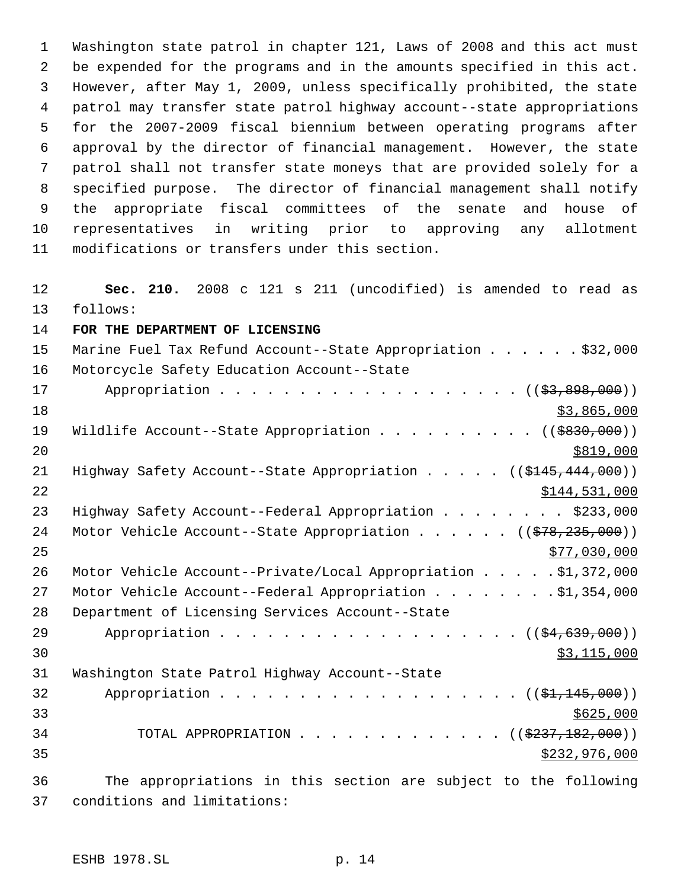Washington state patrol in chapter 121, Laws of 2008 and this act must be expended for the programs and in the amounts specified in this act. However, after May 1, 2009, unless specifically prohibited, the state patrol may transfer state patrol highway account--state appropriations for the 2007-2009 fiscal biennium between operating programs after approval by the director of financial management. However, the state patrol shall not transfer state moneys that are provided solely for a specified purpose. The director of financial management shall notify the appropriate fiscal committees of the senate and house of representatives in writing prior to approving any allotment modifications or transfers under this section.

**Sec. 210.** 2008 c 121 s 211 (uncodified) is amended to read as follows:

**FOR THE DEPARTMENT OF LICENSING**

Marine Fuel Tax Refund Account--State Appropriation . . . . . . $32,000

Motorcycle Safety Education Account--State Appropriation . . . . . . . . . . . . . . . . . . . . (($3,898,000)) $3,865,000

Wildlife Account--State Appropriation . . . . . . . . . . (($830,000)) $819,000

Highway Safety Account--State Appropriation . . . . . (($145,444,000)) $144,531,000

Highway Safety Account--Federal Appropriation . . . . . . . . $233,000

Motor Vehicle Account--State Appropriation . . . . . . (($78,235,000)) $77,030,000

Motor Vehicle Account--Private/Local Appropriation . . . . . $1,372,000

Motor Vehicle Account--Federal Appropriation . . . . . . . . $1,354,000

Department of Licensing Services Account--State Appropriation . . . . . . . . . . . . . . . . . . . . (($4,639,000)) $3,115,000

Washington State Patrol Highway Account--State Appropriation . . . . . . . . . . . . . . . . . . . . (($1,145,000)) $625,000

TOTAL APPROPRIATION . . . . . . . . . . . . . . (($237,182,000)) $232,976,000

The appropriations in this section are subject to the following conditions and limitations: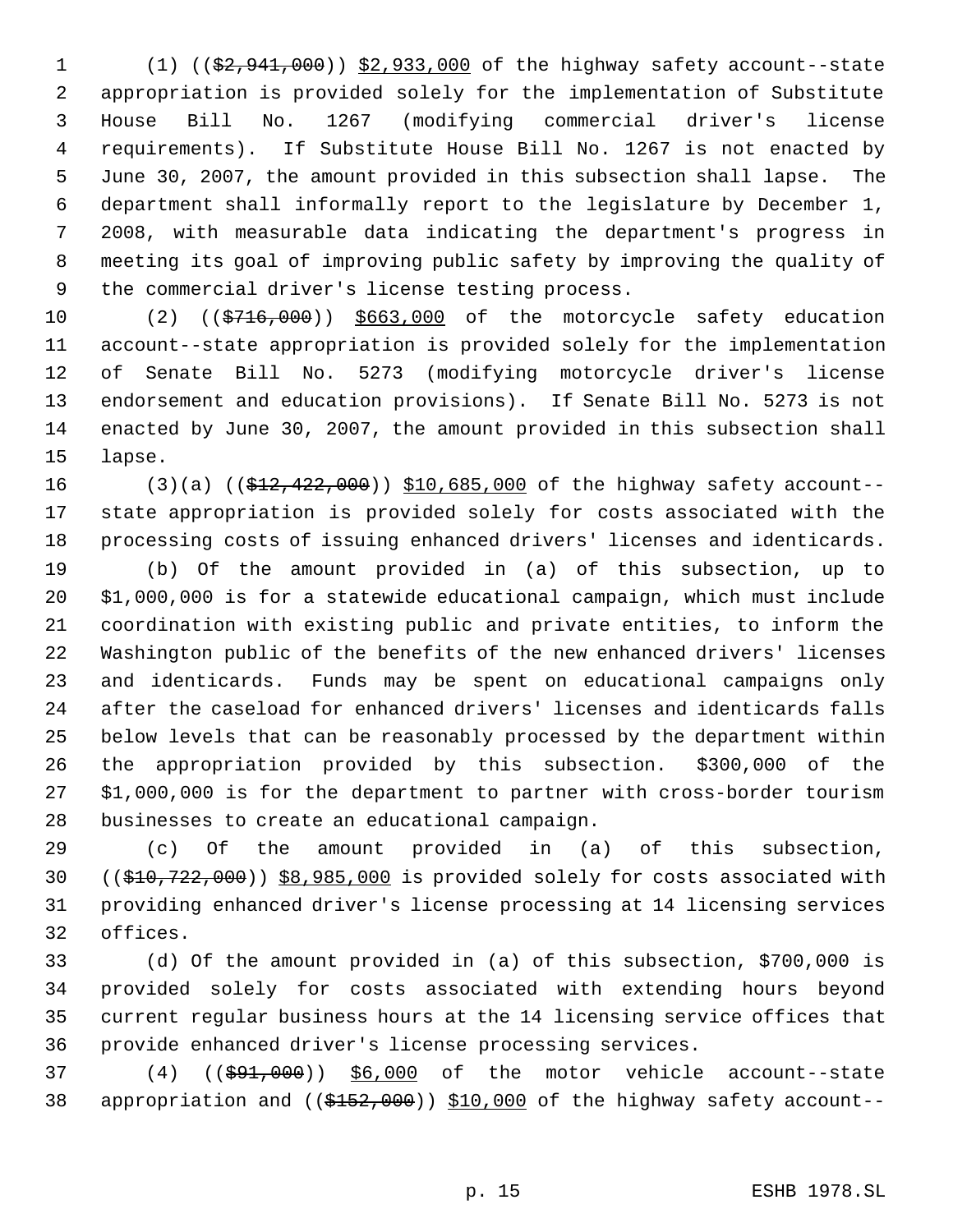(1) (($2,941,000)) $2,933,000 of the highway safety account--state appropriation is provided solely for the implementation of Substitute House Bill No. 1267 (modifying commercial driver's license requirements). If Substitute House Bill No. 1267 is not enacted by June 30, 2007, the amount provided in this subsection shall lapse. The department shall informally report to the legislature by December 1, 2008, with measurable data indicating the department's progress in meeting its goal of improving public safety by improving the quality of the commercial driver's license testing process.

(2) (($716,000)) $663,000 of the motorcycle safety education account--state appropriation is provided solely for the implementation of Senate Bill No. 5273 (modifying motorcycle driver's license endorsement and education provisions). If Senate Bill No. 5273 is not enacted by June 30, 2007, the amount provided in this subsection shall lapse.

(3)(a) (($12,422,000)) $10,685,000 of the highway safety account--state appropriation is provided solely for costs associated with the processing costs of issuing enhanced drivers' licenses and identicards.

(b) Of the amount provided in (a) of this subsection, up to $1,000,000 is for a statewide educational campaign, which must include coordination with existing public and private entities, to inform the Washington public of the benefits of the new enhanced drivers' licenses and identicards. Funds may be spent on educational campaigns only after the caseload for enhanced drivers' licenses and identicards falls below levels that can be reasonably processed by the department within the appropriation provided by this subsection. $300,000 of the $1,000,000 is for the department to partner with cross-border tourism businesses to create an educational campaign.

(c) Of the amount provided in (a) of this subsection, (($10,722,000)) $8,985,000 is provided solely for costs associated with providing enhanced driver's license processing at 14 licensing services offices.

(d) Of the amount provided in (a) of this subsection, $700,000 is provided solely for costs associated with extending hours beyond current regular business hours at the 14 licensing service offices that provide enhanced driver's license processing services.

(4) (($91,000)) $6,000 of the motor vehicle account--state appropriation and (($152,000)) $10,000 of the highway safety account--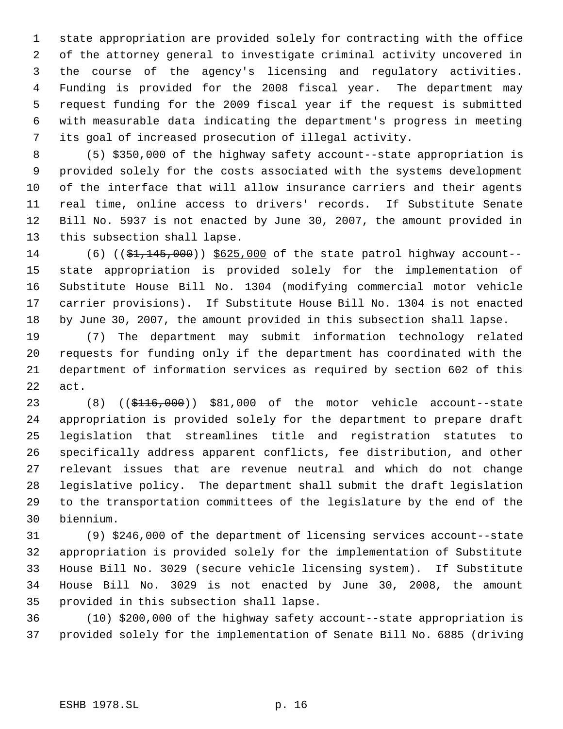state appropriation are provided solely for contracting with the office of the attorney general to investigate criminal activity uncovered in the course of the agency's licensing and regulatory activities. Funding is provided for the 2008 fiscal year. The department may request funding for the 2009 fiscal year if the request is submitted with measurable data indicating the department's progress in meeting its goal of increased prosecution of illegal activity.

(5) $350,000 of the highway safety account--state appropriation is provided solely for the costs associated with the systems development of the interface that will allow insurance carriers and their agents real time, online access to drivers' records. If Substitute Senate Bill No. 5937 is not enacted by June 30, 2007, the amount provided in this subsection shall lapse.

(6) ((~~$1,145,000~~)) <u>$625,000</u> of the state patrol highway account--state appropriation is provided solely for the implementation of Substitute House Bill No. 1304 (modifying commercial motor vehicle carrier provisions). If Substitute House Bill No. 1304 is not enacted by June 30, 2007, the amount provided in this subsection shall lapse.

(7) The department may submit information technology related requests for funding only if the department has coordinated with the department of information services as required by section 602 of this act.

(8) ((~~$116,000~~)) <u>$81,000</u> of the motor vehicle account--state appropriation is provided solely for the department to prepare draft legislation that streamlines title and registration statutes to specifically address apparent conflicts, fee distribution, and other relevant issues that are revenue neutral and which do not change legislative policy. The department shall submit the draft legislation to the transportation committees of the legislature by the end of the biennium.

(9) $246,000 of the department of licensing services account--state appropriation is provided solely for the implementation of Substitute House Bill No. 3029 (secure vehicle licensing system). If Substitute House Bill No. 3029 is not enacted by June 30, 2008, the amount provided in this subsection shall lapse.

(10) $200,000 of the highway safety account--state appropriation is provided solely for the implementation of Senate Bill No. 6885 (driving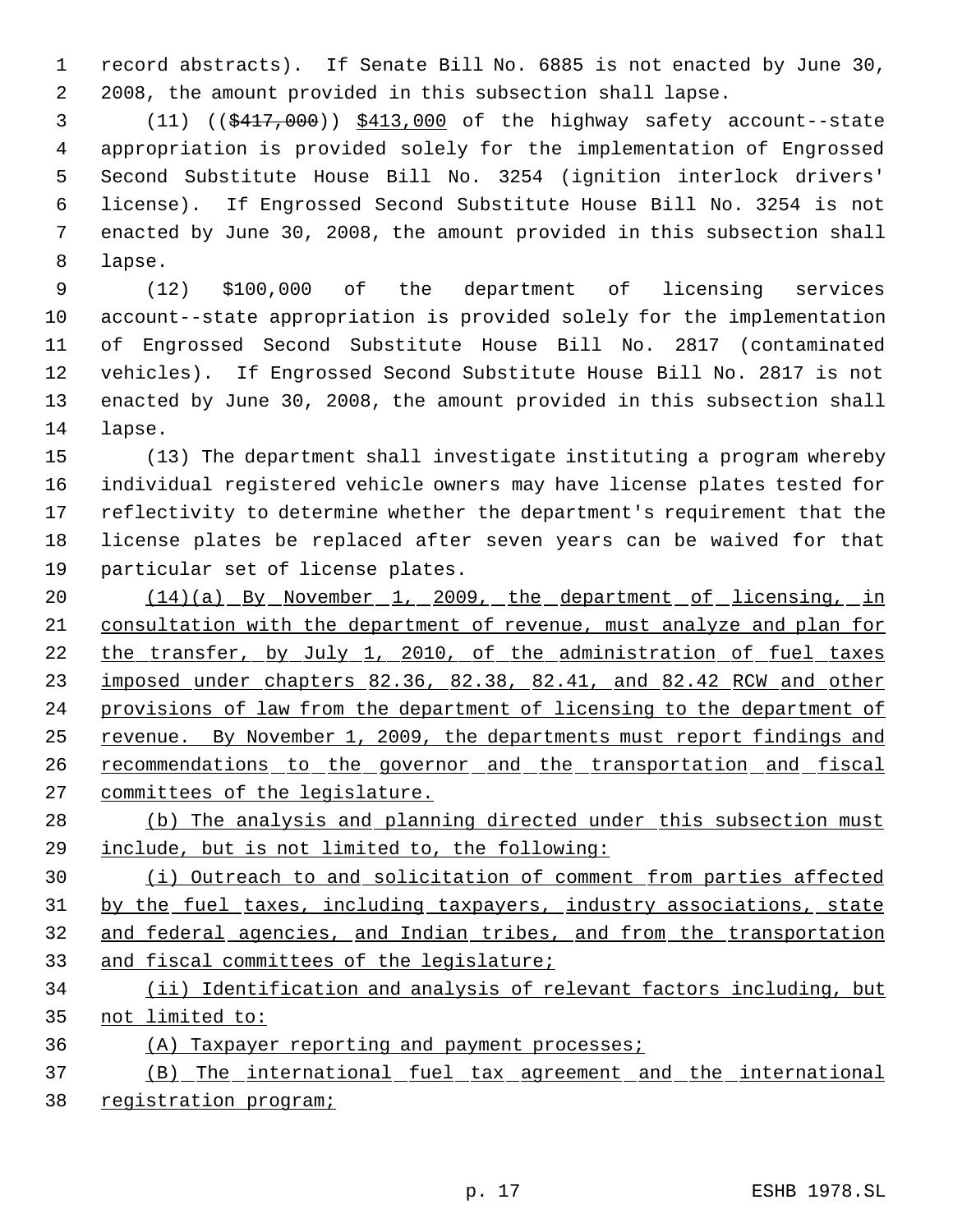record abstracts). If Senate Bill No. 6885 is not enacted by June 30, 2008, the amount provided in this subsection shall lapse.

(11) ((~~$417,000~~)) <u>$413,000</u> of the highway safety account--state appropriation is provided solely for the implementation of Engrossed Second Substitute House Bill No. 3254 (ignition interlock drivers' license). If Engrossed Second Substitute House Bill No. 3254 is not enacted by June 30, 2008, the amount provided in this subsection shall lapse.

(12) $100,000 of the department of licensing services account--state appropriation is provided solely for the implementation of Engrossed Second Substitute House Bill No. 2817 (contaminated vehicles). If Engrossed Second Substitute House Bill No. 2817 is not enacted by June 30, 2008, the amount provided in this subsection shall lapse.

(13) The department shall investigate instituting a program whereby individual registered vehicle owners may have license plates tested for reflectivity to determine whether the department's requirement that the license plates be replaced after seven years can be waived for that particular set of license plates.

<u>(14)(a) By November 1, 2009, the department of licensing, in consultation with the department of revenue, must analyze and plan for the transfer, by July 1, 2010, of the administration of fuel taxes imposed under chapters 82.36, 82.38, 82.41, and 82.42 RCW and other provisions of law from the department of licensing to the department of revenue. By November 1, 2009, the departments must report findings and recommendations to the governor and the transportation and fiscal committees of the legislature.</u>

<u>(b) The analysis and planning directed under this subsection must include, but is not limited to, the following:</u>

<u>(i) Outreach to and solicitation of comment from parties affected by the fuel taxes, including taxpayers, industry associations, state and federal agencies, and Indian tribes, and from the transportation and fiscal committees of the legislature;</u>

<u>(ii) Identification and analysis of relevant factors including, but not limited to:</u>

<u>(A) Taxpayer reporting and payment processes;</u>

<u>(B) The international fuel tax agreement and the international registration program;</u>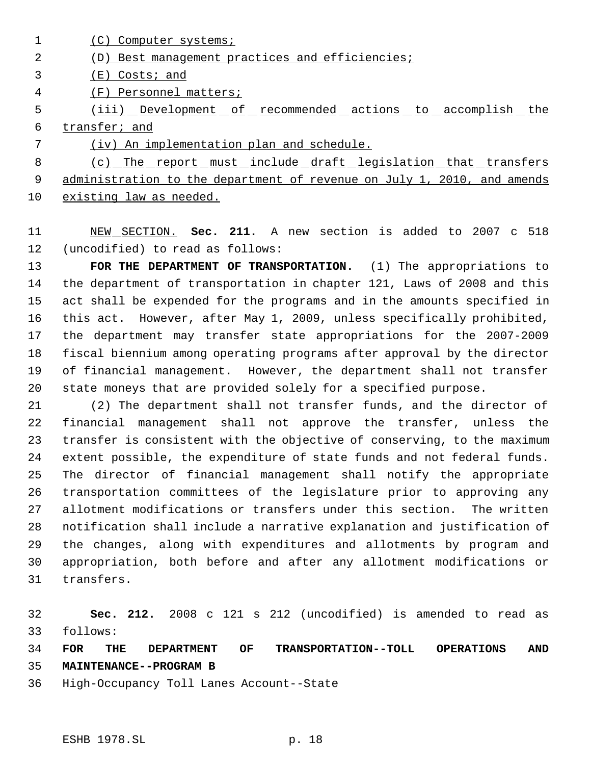(C) Computer systems;

(D) Best management practices and efficiencies;

(E) Costs; and

(F) Personnel matters;

(iii) Development of recommended actions to accomplish the transfer; and

(iv) An implementation plan and schedule.

(c) The report must include draft legislation that transfers administration to the department of revenue on July 1, 2010, and amends existing law as needed.

NEW SECTION. **Sec. 211.** A new section is added to 2007 c 518 (uncodified) to read as follows:

**FOR THE DEPARTMENT OF TRANSPORTATION.** (1) The appropriations to the department of transportation in chapter 121, Laws of 2008 and this act shall be expended for the programs and in the amounts specified in this act. However, after May 1, 2009, unless specifically prohibited, the department may transfer state appropriations for the 2007-2009 fiscal biennium among operating programs after approval by the director of financial management. However, the department shall not transfer state moneys that are provided solely for a specified purpose.

(2) The department shall not transfer funds, and the director of financial management shall not approve the transfer, unless the transfer is consistent with the objective of conserving, to the maximum extent possible, the expenditure of state funds and not federal funds. The director of financial management shall notify the appropriate transportation committees of the legislature prior to approving any allotment modifications or transfers under this section. The written notification shall include a narrative explanation and justification of the changes, along with expenditures and allotments by program and appropriation, both before and after any allotment modifications or transfers.

**Sec. 212.** 2008 c 121 s 212 (uncodified) is amended to read as follows:

**FOR THE DEPARTMENT OF TRANSPORTATION--TOLL OPERATIONS AND MAINTENANCE--PROGRAM B**

High-Occupancy Toll Lanes Account--State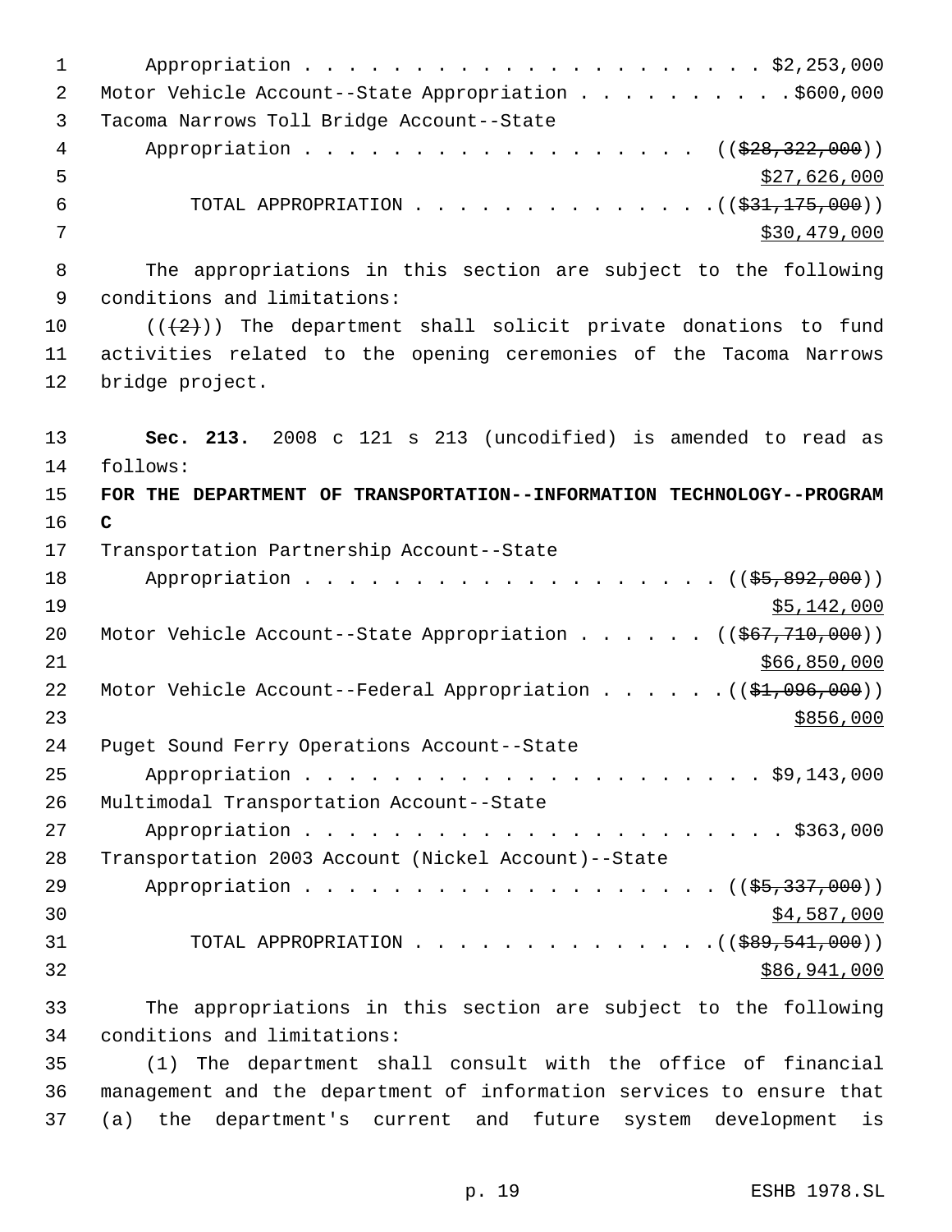Appropriation . . . . . . . . . . . . . . . . . . . . . . $2,253,000
Motor Vehicle Account--State Appropriation . . . . . . . . . . $600,000
Tacoma Narrows Toll Bridge Account--State
Appropriation . . . . . . . . . . . . . . . . . . . (($28,322,000))
$27,626,000
TOTAL APPROPRIATION . . . . . . . . . . . . . . (($31,175,000))
$30,479,000

The appropriations in this section are subject to the following conditions and limitations:

(((2))) The department shall solicit private donations to fund activities related to the opening ceremonies of the Tacoma Narrows bridge project.

**Sec. 213.** 2008 c 121 s 213 (uncodified) is amended to read as follows:

**FOR THE DEPARTMENT OF TRANSPORTATION--INFORMATION TECHNOLOGY--PROGRAM C**

Transportation Partnership Account--State
Appropriation . . . . . . . . . . . . . . . . . . . (($5,892,000))
$5,142,000
Motor Vehicle Account--State Appropriation . . . . . . (($67,710,000))
$66,850,000
Motor Vehicle Account--Federal Appropriation . . . . . . (($1,096,000))
$856,000
Puget Sound Ferry Operations Account--State
Appropriation . . . . . . . . . . . . . . . . . . . . . . $9,143,000
Multimodal Transportation Account--State
Appropriation . . . . . . . . . . . . . . . . . . . . . . . $363,000
Transportation 2003 Account (Nickel Account)--State
Appropriation . . . . . . . . . . . . . . . . . . . (($5,337,000))
$4,587,000
TOTAL APPROPRIATION . . . . . . . . . . . . . . (($89,541,000))
$86,941,000

The appropriations in this section are subject to the following conditions and limitations:

(1) The department shall consult with the office of financial management and the department of information services to ensure that (a) the department's current and future system development is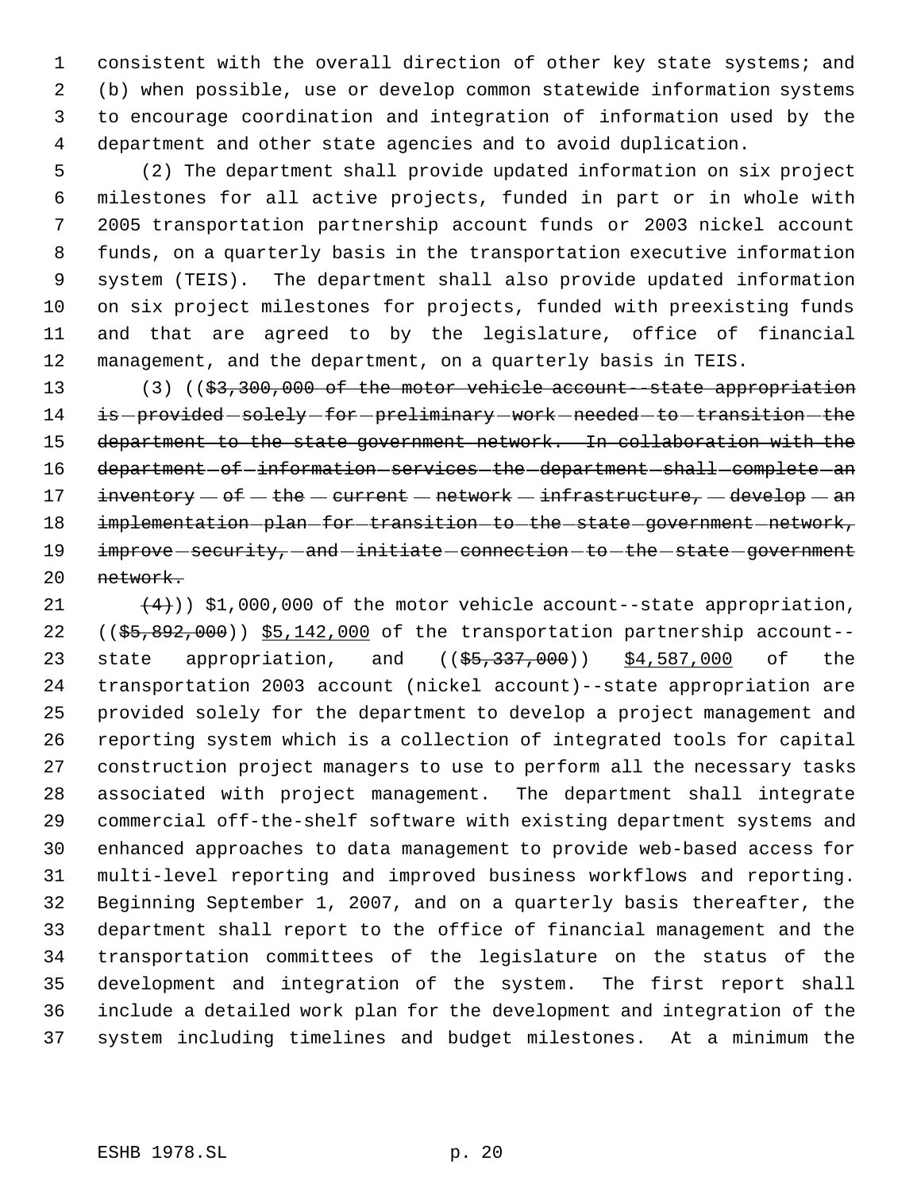consistent with the overall direction of other key state systems; and (b) when possible, use or develop common statewide information systems to encourage coordination and integration of information used by the department and other state agencies and to avoid duplication.

(2) The department shall provide updated information on six project milestones for all active projects, funded in part or in whole with 2005 transportation partnership account funds or 2003 nickel account funds, on a quarterly basis in the transportation executive information system (TEIS). The department shall also provide updated information on six project milestones for projects, funded with preexisting funds and that are agreed to by the legislature, office of financial management, and the department, on a quarterly basis in TEIS.

(3) ((~~$3,300,000 of the motor vehicle account--state appropriation is provided solely for preliminary work needed to transition the department to the state government network. In collaboration with the department of information services the department shall complete an inventory of the current network infrastructure, develop an implementation plan for transition to the state government network, improve security, and initiate connection to the state government network.~~

~~(4)~~)) $1,000,000 of the motor vehicle account--state appropriation, ((~~$5,892,000~~)) <u>$5,142,000</u> of the transportation partnership account--state appropriation, and ((~~$5,337,000~~)) <u>$4,587,000</u> of the transportation 2003 account (nickel account)--state appropriation are provided solely for the department to develop a project management and reporting system which is a collection of integrated tools for capital construction project managers to use to perform all the necessary tasks associated with project management. The department shall integrate commercial off-the-shelf software with existing department systems and enhanced approaches to data management to provide web-based access for multi-level reporting and improved business workflows and reporting. Beginning September 1, 2007, and on a quarterly basis thereafter, the department shall report to the office of financial management and the transportation committees of the legislature on the status of the development and integration of the system. The first report shall include a detailed work plan for the development and integration of the system including timelines and budget milestones. At a minimum the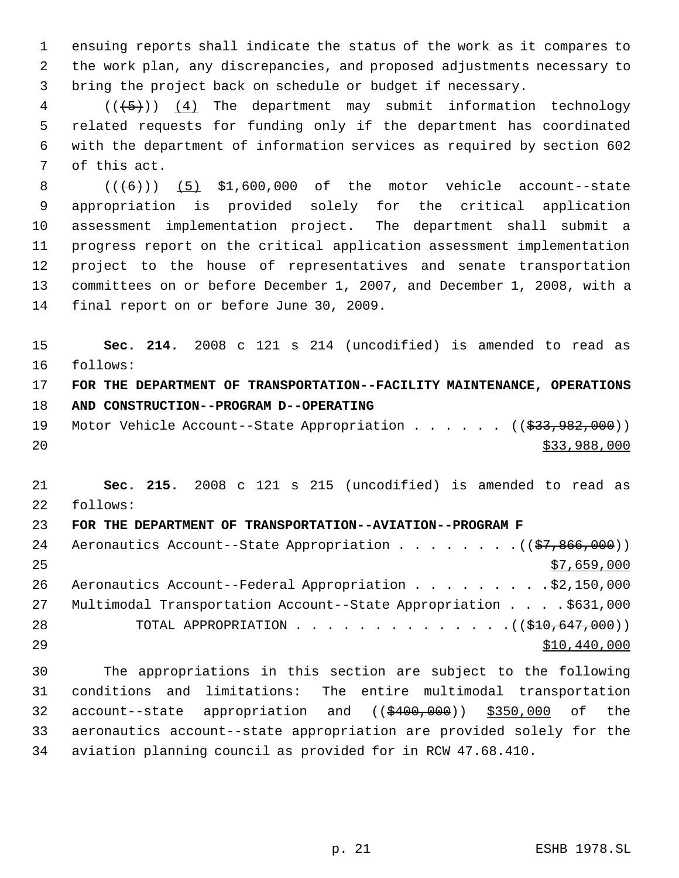ensuing reports shall indicate the status of the work as it compares to the work plan, any discrepancies, and proposed adjustments necessary to bring the project back on schedule or budget if necessary.

(( ~~(5)~~ )) (4) The department may submit information technology related requests for funding only if the department has coordinated with the department of information services as required by section 602 of this act.

(( ~~(6)~~ )) (5) $1,600,000 of the motor vehicle account--state appropriation is provided solely for the critical application assessment implementation project. The department shall submit a progress report on the critical application assessment implementation project to the house of representatives and senate transportation committees on or before December 1, 2007, and December 1, 2008, with a final report on or before June 30, 2009.

**Sec. 214.** 2008 c 121 s 214 (uncodified) is amended to read as follows:

**FOR THE DEPARTMENT OF TRANSPORTATION--FACILITY MAINTENANCE, OPERATIONS AND CONSTRUCTION--PROGRAM D--OPERATING**

Motor Vehicle Account--State Appropriation . . . . . . (( ~~$33,982,000~~ )) $33,988,000

**Sec. 215.** 2008 c 121 s 215 (uncodified) is amended to read as follows:

**FOR THE DEPARTMENT OF TRANSPORTATION--AVIATION--PROGRAM F**

Aeronautics Account--State Appropriation . . . . . . . . (( ~~$7,866,000~~ )) $7,659,000

Aeronautics Account--Federal Appropriation . . . . . . . . . $2,150,000

Multimodal Transportation Account--State Appropriation . . . . $631,000

TOTAL APPROPRIATION . . . . . . . . . . . . . . (( ~~$10,647,000~~ )) $10,440,000

The appropriations in this section are subject to the following conditions and limitations: The entire multimodal transportation account--state appropriation and (( ~~$400,000~~ )) $350,000 of the aeronautics account--state appropriation are provided solely for the aviation planning council as provided for in RCW 47.68.410.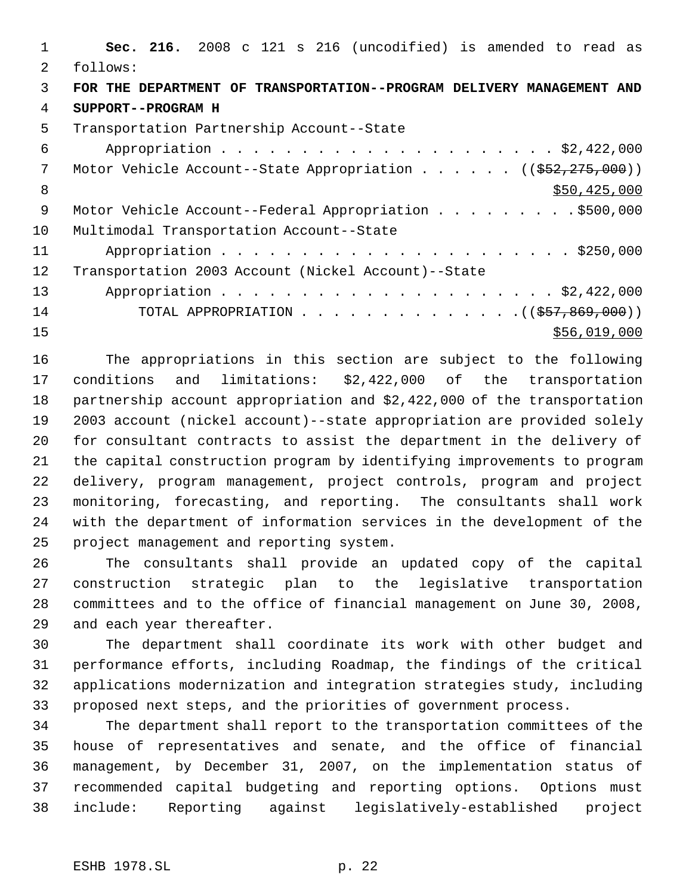**Sec. 216.** 2008 c 121 s 216 (uncodified) is amended to read as follows:

**FOR THE DEPARTMENT OF TRANSPORTATION--PROGRAM DELIVERY MANAGEMENT AND SUPPORT--PROGRAM H**

Transportation Partnership Account--State
Appropriation . . . . . . . . . . . . . . . . . . . . . . $2,422,000

Motor Vehicle Account--State Appropriation . . . . . . (( ~~$52,275,000~~ ))
<u>$50,425,000</u>

Motor Vehicle Account--Federal Appropriation . . . . . . . . . $500,000

Multimodal Transportation Account--State
Appropriation . . . . . . . . . . . . . . . . . . . . . . $250,000

Transportation 2003 Account (Nickel Account)--State
Appropriation . . . . . . . . . . . . . . . . . . . . . . $2,422,000

TOTAL APPROPRIATION . . . . . . . . . . . . . . (( ~~$57,869,000~~ ))
<u>$56,019,000</u>

The appropriations in this section are subject to the following conditions and limitations: $2,422,000 of the transportation partnership account appropriation and $2,422,000 of the transportation 2003 account (nickel account)--state appropriation are provided solely for consultant contracts to assist the department in the delivery of the capital construction program by identifying improvements to program delivery, program management, project controls, program and project monitoring, forecasting, and reporting. The consultants shall work with the department of information services in the development of the project management and reporting system.

The consultants shall provide an updated copy of the capital construction strategic plan to the legislative transportation committees and to the office of financial management on June 30, 2008, and each year thereafter.

The department shall coordinate its work with other budget and performance efforts, including Roadmap, the findings of the critical applications modernization and integration strategies study, including proposed next steps, and the priorities of government process.

The department shall report to the transportation committees of the house of representatives and senate, and the office of financial management, by December 31, 2007, on the implementation status of recommended capital budgeting and reporting options. Options must include: Reporting against legislatively-established project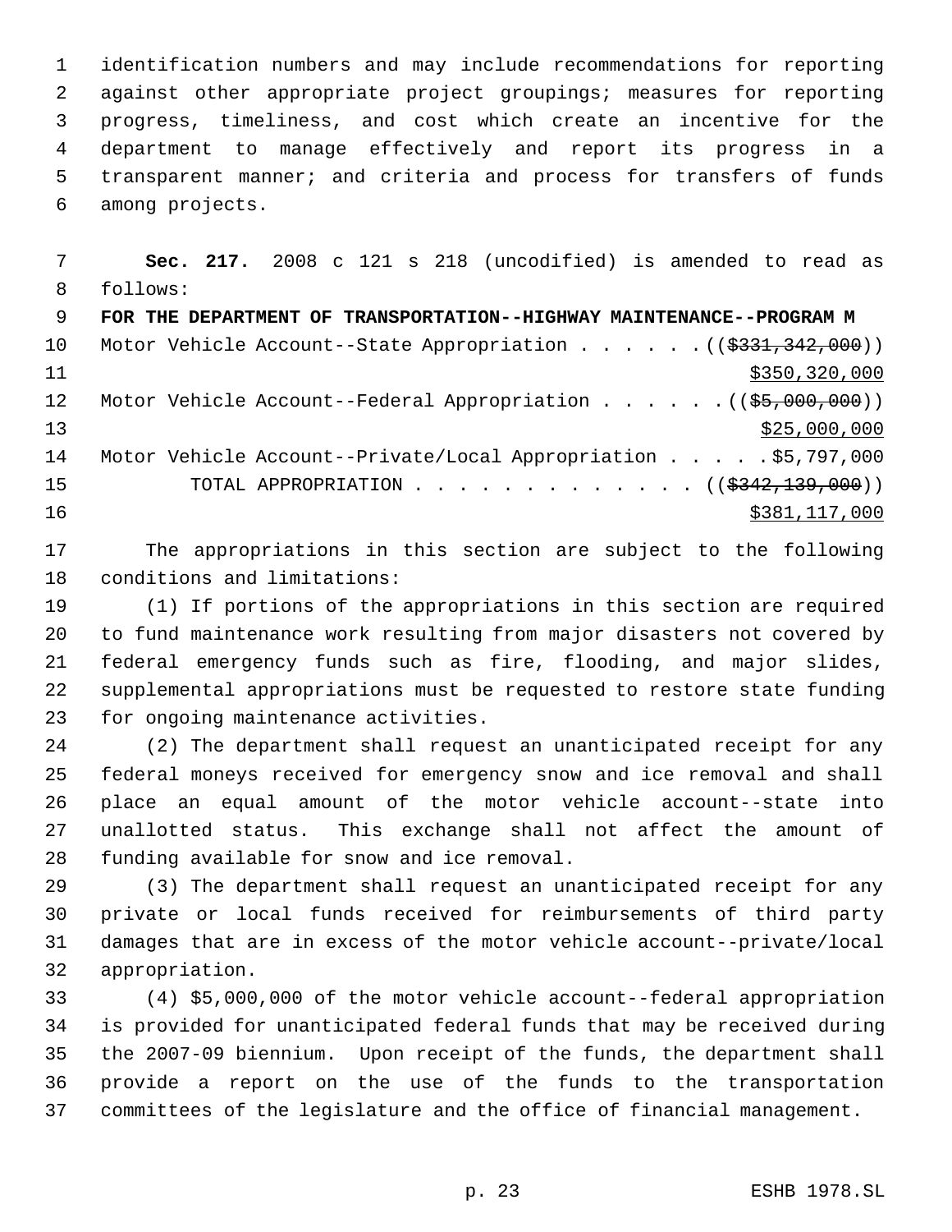identification numbers and may include recommendations for reporting against other appropriate project groupings; measures for reporting progress, timeliness, and cost which create an incentive for the department to manage effectively and report its progress in a transparent manner; and criteria and process for transfers of funds among projects.

**Sec. 217.** 2008 c 121 s 218 (uncodified) is amended to read as follows:

**FOR THE DEPARTMENT OF TRANSPORTATION--HIGHWAY MAINTENANCE--PROGRAM M**

Motor Vehicle Account--State Appropriation . . . . . . ((~~$331,342,000~~)) $350,320,000

Motor Vehicle Account--Federal Appropriation . . . . . . ((~~$5,000,000~~)) $25,000,000

Motor Vehicle Account--Private/Local Appropriation . . . . . $5,797,000

TOTAL APPROPRIATION . . . . . . . . . . . . . ((~~$342,139,000~~)) $381,117,000

The appropriations in this section are subject to the following conditions and limitations:

(1) If portions of the appropriations in this section are required to fund maintenance work resulting from major disasters not covered by federal emergency funds such as fire, flooding, and major slides, supplemental appropriations must be requested to restore state funding for ongoing maintenance activities.

(2) The department shall request an unanticipated receipt for any federal moneys received for emergency snow and ice removal and shall place an equal amount of the motor vehicle account--state into unallotted status. This exchange shall not affect the amount of funding available for snow and ice removal.

(3) The department shall request an unanticipated receipt for any private or local funds received for reimbursements of third party damages that are in excess of the motor vehicle account--private/local appropriation.

(4) $5,000,000 of the motor vehicle account--federal appropriation is provided for unanticipated federal funds that may be received during the 2007-09 biennium. Upon receipt of the funds, the department shall provide a report on the use of the funds to the transportation committees of the legislature and the office of financial management.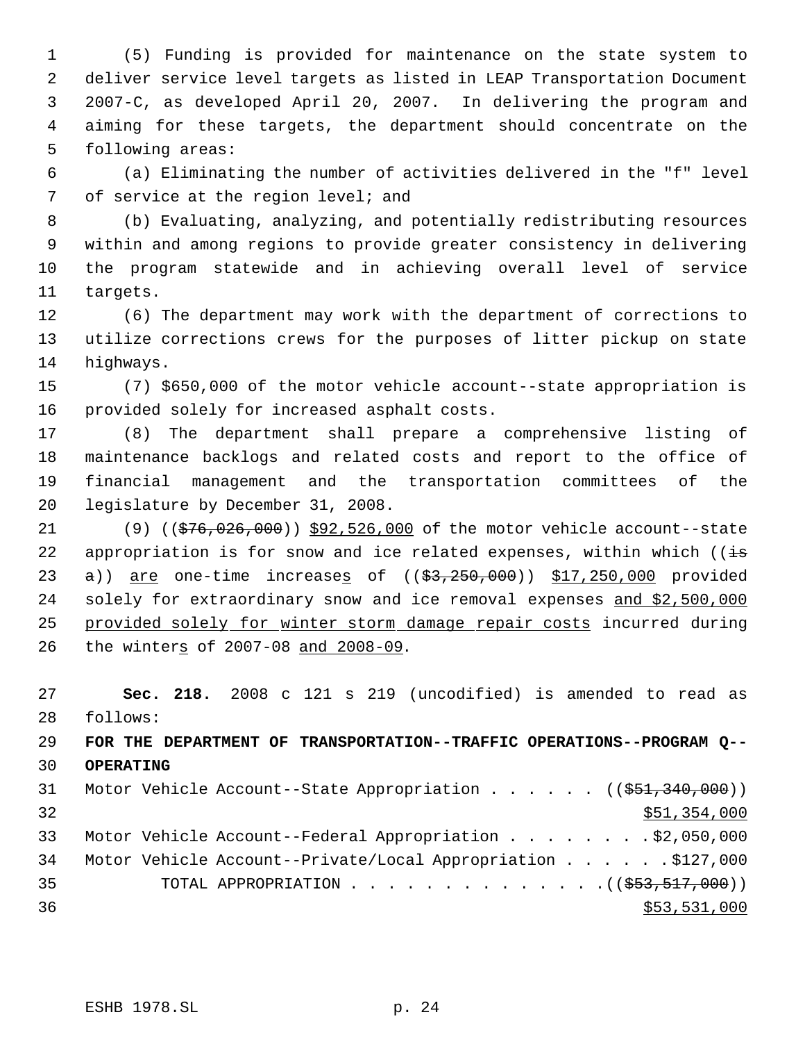(5) Funding is provided for maintenance on the state system to deliver service level targets as listed in LEAP Transportation Document 2007-C, as developed April 20, 2007. In delivering the program and aiming for these targets, the department should concentrate on the following areas:

(a) Eliminating the number of activities delivered in the "f" level of service at the region level; and

(b) Evaluating, analyzing, and potentially redistributing resources within and among regions to provide greater consistency in delivering the program statewide and in achieving overall level of service targets.

(6) The department may work with the department of corrections to utilize corrections crews for the purposes of litter pickup on state highways.

(7) $650,000 of the motor vehicle account--state appropriation is provided solely for increased asphalt costs.

(8) The department shall prepare a comprehensive listing of maintenance backlogs and related costs and report to the office of financial management and the transportation committees of the legislature by December 31, 2008.

(9) ((~~$76,026,000~~)) <u>$92,526,000</u> of the motor vehicle account--state appropriation is for snow and ice related expenses, within which ((~~is a~~)) <u>are</u> one-time increase<u>s</u> of ((~~$3,250,000~~)) <u>$17,250,000</u> provided solely for extraordinary snow and ice removal expenses <u>and $2,500,000 provided solely for winter storm damage repair costs</u> incurred during the winter<u>s</u> of 2007-08 <u>and 2008-09</u>.

**Sec. 218.** 2008 c 121 s 219 (uncodified) is amended to read as follows:

**FOR THE DEPARTMENT OF TRANSPORTATION--TRAFFIC OPERATIONS--PROGRAM Q--OPERATING**

Motor Vehicle Account--State Appropriation . . . . . . ((~~$51,340,000~~)) <u>$51,354,000</u>

Motor Vehicle Account--Federal Appropriation . . . . . . . . $2,050,000

Motor Vehicle Account--Private/Local Appropriation . . . . . . $127,000

TOTAL APPROPRIATION . . . . . . . . . . . . . . ((~~$53,517,000~~)) <u>$53,531,000</u>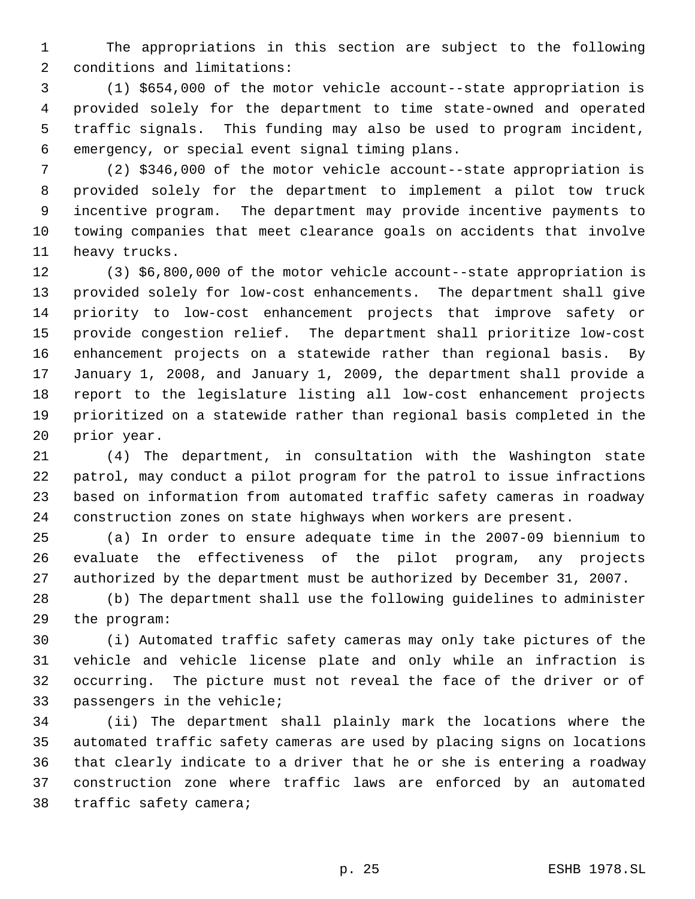The appropriations in this section are subject to the following conditions and limitations:

(1) $654,000 of the motor vehicle account--state appropriation is provided solely for the department to time state-owned and operated traffic signals. This funding may also be used to program incident, emergency, or special event signal timing plans.

(2) $346,000 of the motor vehicle account--state appropriation is provided solely for the department to implement a pilot tow truck incentive program. The department may provide incentive payments to towing companies that meet clearance goals on accidents that involve heavy trucks.

(3) $6,800,000 of the motor vehicle account--state appropriation is provided solely for low-cost enhancements. The department shall give priority to low-cost enhancement projects that improve safety or provide congestion relief. The department shall prioritize low-cost enhancement projects on a statewide rather than regional basis. By January 1, 2008, and January 1, 2009, the department shall provide a report to the legislature listing all low-cost enhancement projects prioritized on a statewide rather than regional basis completed in the prior year.

(4) The department, in consultation with the Washington state patrol, may conduct a pilot program for the patrol to issue infractions based on information from automated traffic safety cameras in roadway construction zones on state highways when workers are present.

(a) In order to ensure adequate time in the 2007-09 biennium to evaluate the effectiveness of the pilot program, any projects authorized by the department must be authorized by December 31, 2007.

(b) The department shall use the following guidelines to administer the program:

(i) Automated traffic safety cameras may only take pictures of the vehicle and vehicle license plate and only while an infraction is occurring. The picture must not reveal the face of the driver or of passengers in the vehicle;

(ii) The department shall plainly mark the locations where the automated traffic safety cameras are used by placing signs on locations that clearly indicate to a driver that he or she is entering a roadway construction zone where traffic laws are enforced by an automated traffic safety camera;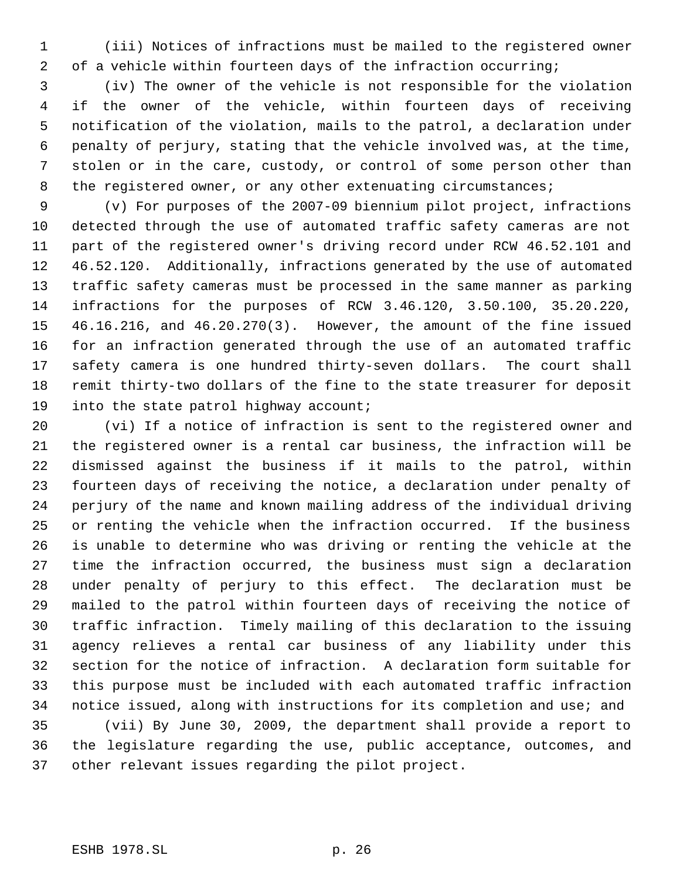(iii) Notices of infractions must be mailed to the registered owner of a vehicle within fourteen days of the infraction occurring;

(iv) The owner of the vehicle is not responsible for the violation if the owner of the vehicle, within fourteen days of receiving notification of the violation, mails to the patrol, a declaration under penalty of perjury, stating that the vehicle involved was, at the time, stolen or in the care, custody, or control of some person other than the registered owner, or any other extenuating circumstances;

(v) For purposes of the 2007-09 biennium pilot project, infractions detected through the use of automated traffic safety cameras are not part of the registered owner's driving record under RCW 46.52.101 and 46.52.120. Additionally, infractions generated by the use of automated traffic safety cameras must be processed in the same manner as parking infractions for the purposes of RCW 3.46.120, 3.50.100, 35.20.220, 46.16.216, and 46.20.270(3). However, the amount of the fine issued for an infraction generated through the use of an automated traffic safety camera is one hundred thirty-seven dollars. The court shall remit thirty-two dollars of the fine to the state treasurer for deposit into the state patrol highway account;

(vi) If a notice of infraction is sent to the registered owner and the registered owner is a rental car business, the infraction will be dismissed against the business if it mails to the patrol, within fourteen days of receiving the notice, a declaration under penalty of perjury of the name and known mailing address of the individual driving or renting the vehicle when the infraction occurred. If the business is unable to determine who was driving or renting the vehicle at the time the infraction occurred, the business must sign a declaration under penalty of perjury to this effect. The declaration must be mailed to the patrol within fourteen days of receiving the notice of traffic infraction. Timely mailing of this declaration to the issuing agency relieves a rental car business of any liability under this section for the notice of infraction. A declaration form suitable for this purpose must be included with each automated traffic infraction notice issued, along with instructions for its completion and use; and

(vii) By June 30, 2009, the department shall provide a report to the legislature regarding the use, public acceptance, outcomes, and other relevant issues regarding the pilot project.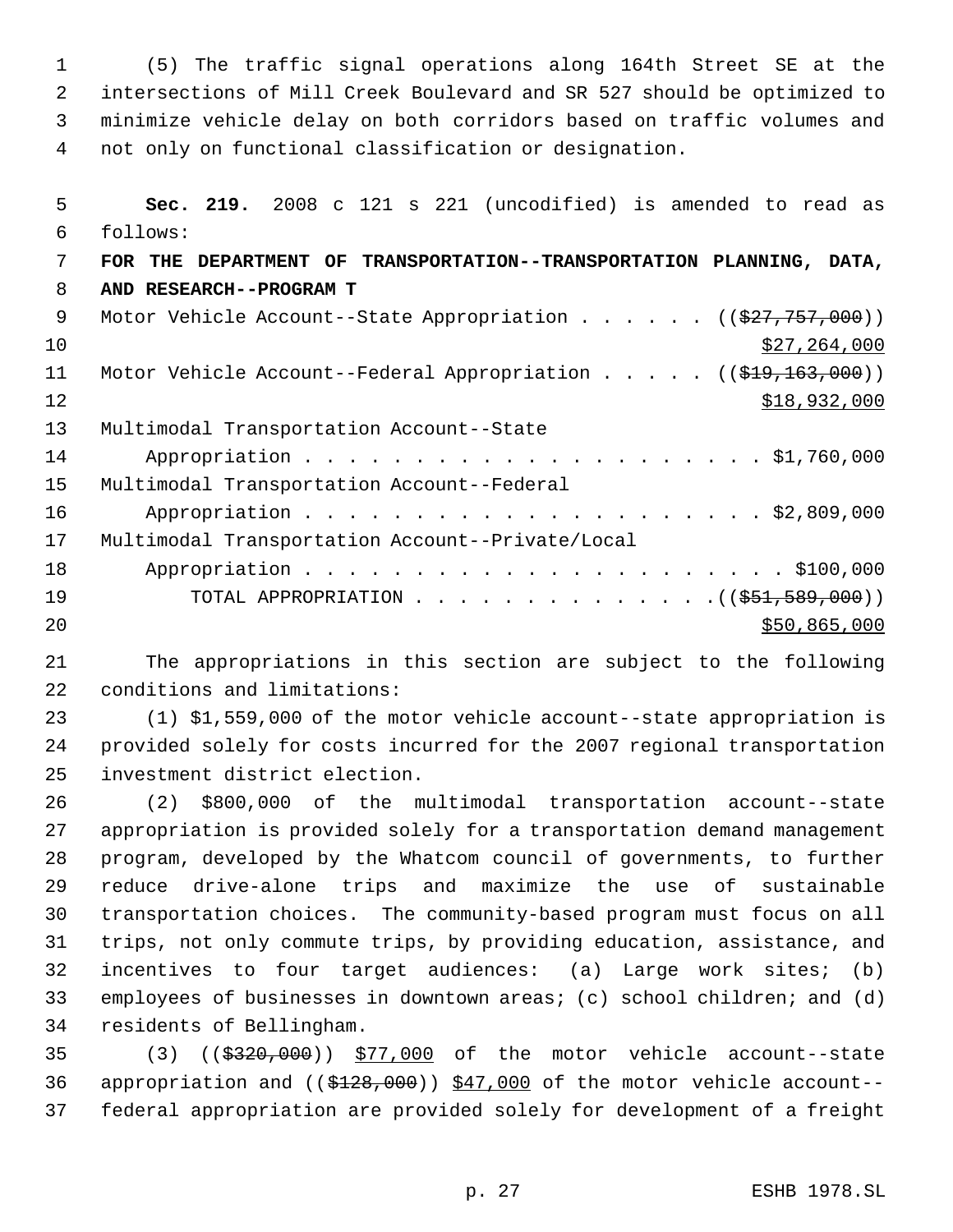(5) The traffic signal operations along 164th Street SE at the intersections of Mill Creek Boulevard and SR 527 should be optimized to minimize vehicle delay on both corridors based on traffic volumes and not only on functional classification or designation.

**Sec. 219.** 2008 c 121 s 221 (uncodified) is amended to read as follows:

**FOR THE DEPARTMENT OF TRANSPORTATION--TRANSPORTATION PLANNING, DATA, AND RESEARCH--PROGRAM T**

Motor Vehicle Account--State Appropriation . . . . . . (($27,757,000)) $27,264,000

Motor Vehicle Account--Federal Appropriation . . . . . (($19,163,000)) $18,932,000

Multimodal Transportation Account--State Appropriation . . . . . . . . . . . . . . . . . . . . . . $1,760,000

Multimodal Transportation Account--Federal Appropriation . . . . . . . . . . . . . . . . . . . . . . $2,809,000

Multimodal Transportation Account--Private/Local Appropriation . . . . . . . . . . . . . . . . . . . . . . . $100,000

TOTAL APPROPRIATION . . . . . . . . . . . . . . .(($51,589,000)) $50,865,000

The appropriations in this section are subject to the following conditions and limitations:

(1) $1,559,000 of the motor vehicle account--state appropriation is provided solely for costs incurred for the 2007 regional transportation investment district election.

(2) $800,000 of the multimodal transportation account--state appropriation is provided solely for a transportation demand management program, developed by the Whatcom council of governments, to further reduce drive-alone trips and maximize the use of sustainable transportation choices. The community-based program must focus on all trips, not only commute trips, by providing education, assistance, and incentives to four target audiences: (a) Large work sites; (b) employees of businesses in downtown areas; (c) school children; and (d) residents of Bellingham.

(3) (($320,000)) $77,000 of the motor vehicle account--state appropriation and (($128,000)) $47,000 of the motor vehicle account--federal appropriation are provided solely for development of a freight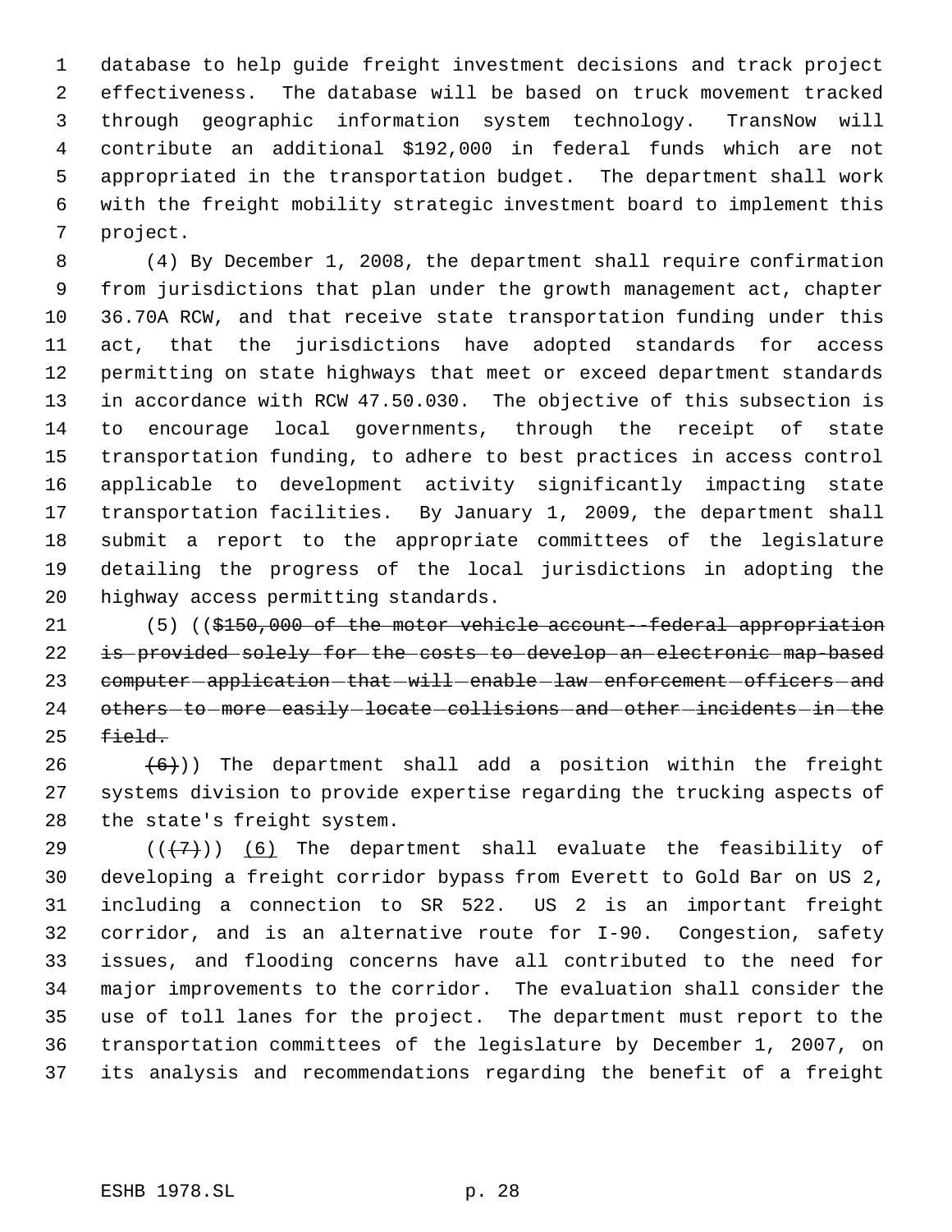database to help guide freight investment decisions and track project effectiveness. The database will be based on truck movement tracked through geographic information system technology. TransNow will contribute an additional $192,000 in federal funds which are not appropriated in the transportation budget. The department shall work with the freight mobility strategic investment board to implement this project.

(4) By December 1, 2008, the department shall require confirmation from jurisdictions that plan under the growth management act, chapter 36.70A RCW, and that receive state transportation funding under this act, that the jurisdictions have adopted standards for access permitting on state highways that meet or exceed department standards in accordance with RCW 47.50.030. The objective of this subsection is to encourage local governments, through the receipt of state transportation funding, to adhere to best practices in access control applicable to development activity significantly impacting state transportation facilities. By January 1, 2009, the department shall submit a report to the appropriate committees of the legislature detailing the progress of the local jurisdictions in adopting the highway access permitting standards.

(5) ((~~$150,000 of the motor vehicle account--federal appropriation is provided solely for the costs to develop an electronic map-based computer application that will enable law enforcement officers and others to more easily locate collisions and other incidents in the field.~~

~~(6)~~)) The department shall add a position within the freight systems division to provide expertise regarding the trucking aspects of the state's freight system.

((~~(7)~~)) (6) The department shall evaluate the feasibility of developing a freight corridor bypass from Everett to Gold Bar on US 2, including a connection to SR 522. US 2 is an important freight corridor, and is an alternative route for I-90. Congestion, safety issues, and flooding concerns have all contributed to the need for major improvements to the corridor. The evaluation shall consider the use of toll lanes for the project. The department must report to the transportation committees of the legislature by December 1, 2007, on its analysis and recommendations regarding the benefit of a freight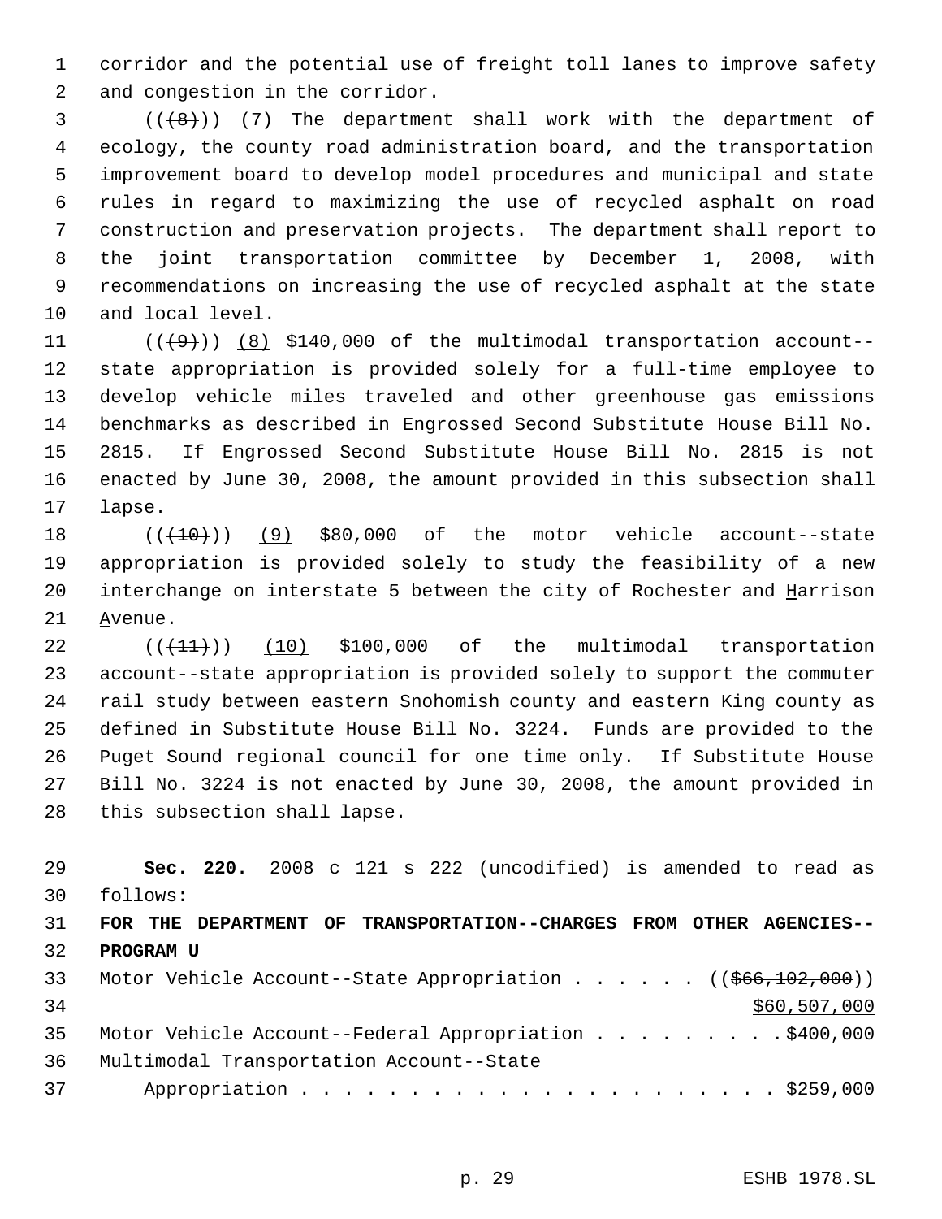corridor and the potential use of freight toll lanes to improve safety and congestion in the corridor.

(((8))) (7) The department shall work with the department of ecology, the county road administration board, and the transportation improvement board to develop model procedures and municipal and state rules in regard to maximizing the use of recycled asphalt on road construction and preservation projects. The department shall report to the joint transportation committee by December 1, 2008, with recommendations on increasing the use of recycled asphalt at the state and local level.

(((9))) (8) $140,000 of the multimodal transportation account--state appropriation is provided solely for a full-time employee to develop vehicle miles traveled and other greenhouse gas emissions benchmarks as described in Engrossed Second Substitute House Bill No. 2815. If Engrossed Second Substitute House Bill No. 2815 is not enacted by June 30, 2008, the amount provided in this subsection shall lapse.

(((10))) (9) $80,000 of the motor vehicle account--state appropriation is provided solely to study the feasibility of a new interchange on interstate 5 between the city of Rochester and Harrison Avenue.

(((11))) (10) $100,000 of the multimodal transportation account--state appropriation is provided solely to support the commuter rail study between eastern Snohomish county and eastern King county as defined in Substitute House Bill No. 3224. Funds are provided to the Puget Sound regional council for one time only. If Substitute House Bill No. 3224 is not enacted by June 30, 2008, the amount provided in this subsection shall lapse.

**Sec. 220.** 2008 c 121 s 222 (uncodified) is amended to read as follows:

**FOR THE DEPARTMENT OF TRANSPORTATION--CHARGES FROM OTHER AGENCIES--PROGRAM U**

Motor Vehicle Account--State Appropriation . . . . . . (($66,102,000))
$60,507,000

Motor Vehicle Account--Federal Appropriation . . . . . . . . . $400,000

Multimodal Transportation Account--State Appropriation . . . . . . . . . . . . . . . . . . . . . . $259,000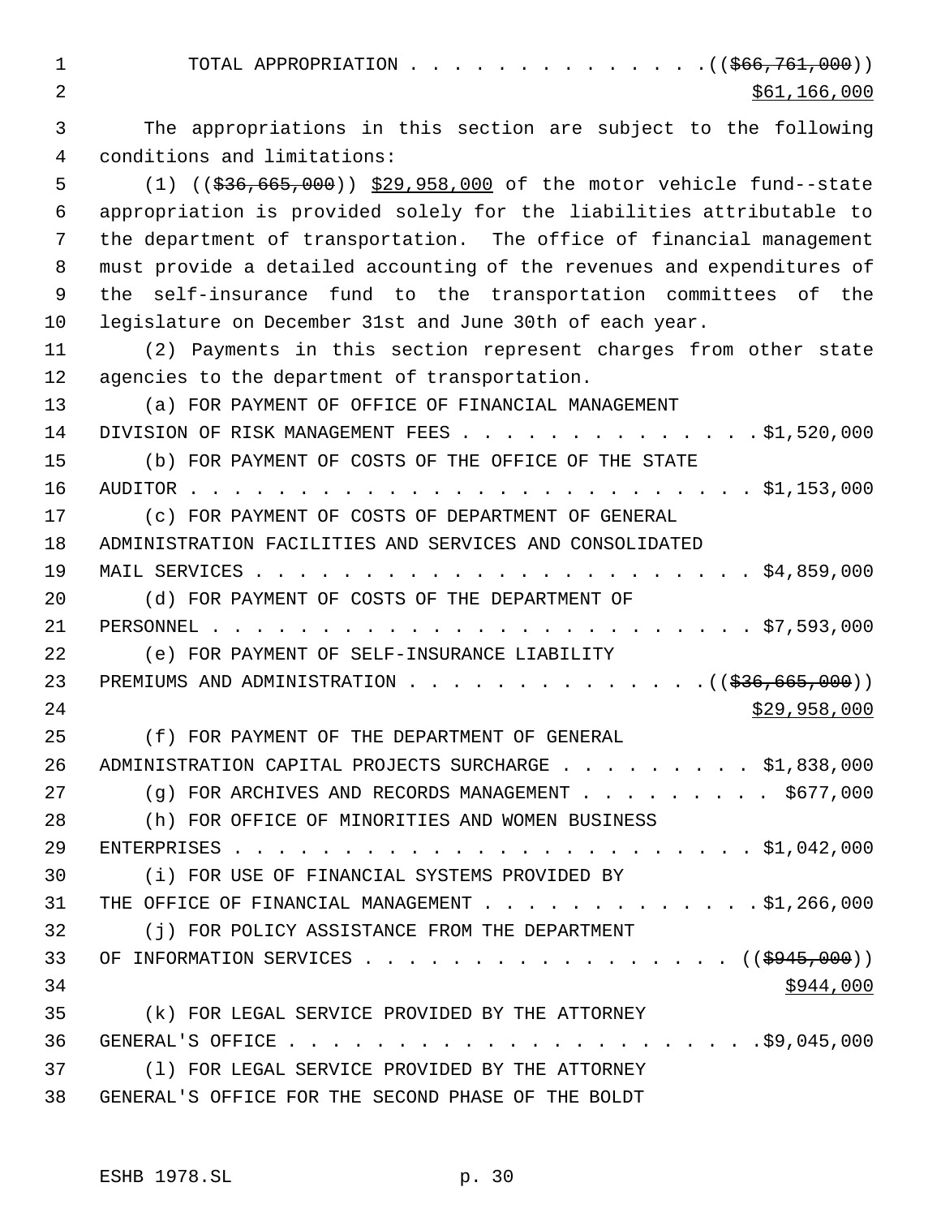TOTAL APPROPRIATION . . . . . . . . . . . . . . . ((~~$66,761,000~~))
<u>$61,166,000</u>

The appropriations in this section are subject to the following conditions and limitations:

(1) ((~~$36,665,000~~)) <u>$29,958,000</u> of the motor vehicle fund--state appropriation is provided solely for the liabilities attributable to the department of transportation. The office of financial management must provide a detailed accounting of the revenues and expenditures of the self-insurance fund to the transportation committees of the legislature on December 31st and June 30th of each year.

(2) Payments in this section represent charges from other state agencies to the department of transportation.

(a) FOR PAYMENT OF OFFICE OF FINANCIAL MANAGEMENT DIVISION OF RISK MANAGEMENT FEES . . . . . . . . . . . . . . . $1,520,000

(b) FOR PAYMENT OF COSTS OF THE OFFICE OF THE STATE AUDITOR . . . . . . . . . . . . . . . . . . . . . . . . . . . $1,153,000

(c) FOR PAYMENT OF COSTS OF DEPARTMENT OF GENERAL ADMINISTRATION FACILITIES AND SERVICES AND CONSOLIDATED MAIL SERVICES . . . . . . . . . . . . . . . . . . . . . . . . $4,859,000

(d) FOR PAYMENT OF COSTS OF THE DEPARTMENT OF PERSONNEL . . . . . . . . . . . . . . . . . . . . . . . . . . $7,593,000

(e) FOR PAYMENT OF SELF-INSURANCE LIABILITY PREMIUMS AND ADMINISTRATION . . . . . . . . . . . . . . ((~~$36,665,000~~))
<u>$29,958,000</u>

(f) FOR PAYMENT OF THE DEPARTMENT OF GENERAL ADMINISTRATION CAPITAL PROJECTS SURCHARGE . . . . . . . . . . $1,838,000

(g) FOR ARCHIVES AND RECORDS MANAGEMENT . . . . . . . . . $677,000

(h) FOR OFFICE OF MINORITIES AND WOMEN BUSINESS ENTERPRISES . . . . . . . . . . . . . . . . . . . . . . . . . $1,042,000

(i) FOR USE OF FINANCIAL SYSTEMS PROVIDED BY THE OFFICE OF FINANCIAL MANAGEMENT . . . . . . . . . . . . . $1,266,000

(j) FOR POLICY ASSISTANCE FROM THE DEPARTMENT OF INFORMATION SERVICES . . . . . . . . . . . . . . . . . . ((~~$945,000~~))
<u>$944,000</u>

(k) FOR LEGAL SERVICE PROVIDED BY THE ATTORNEY GENERAL'S OFFICE . . . . . . . . . . . . . . . . . . . . . . . $9,045,000

(l) FOR LEGAL SERVICE PROVIDED BY THE ATTORNEY GENERAL'S OFFICE FOR THE SECOND PHASE OF THE BOLDT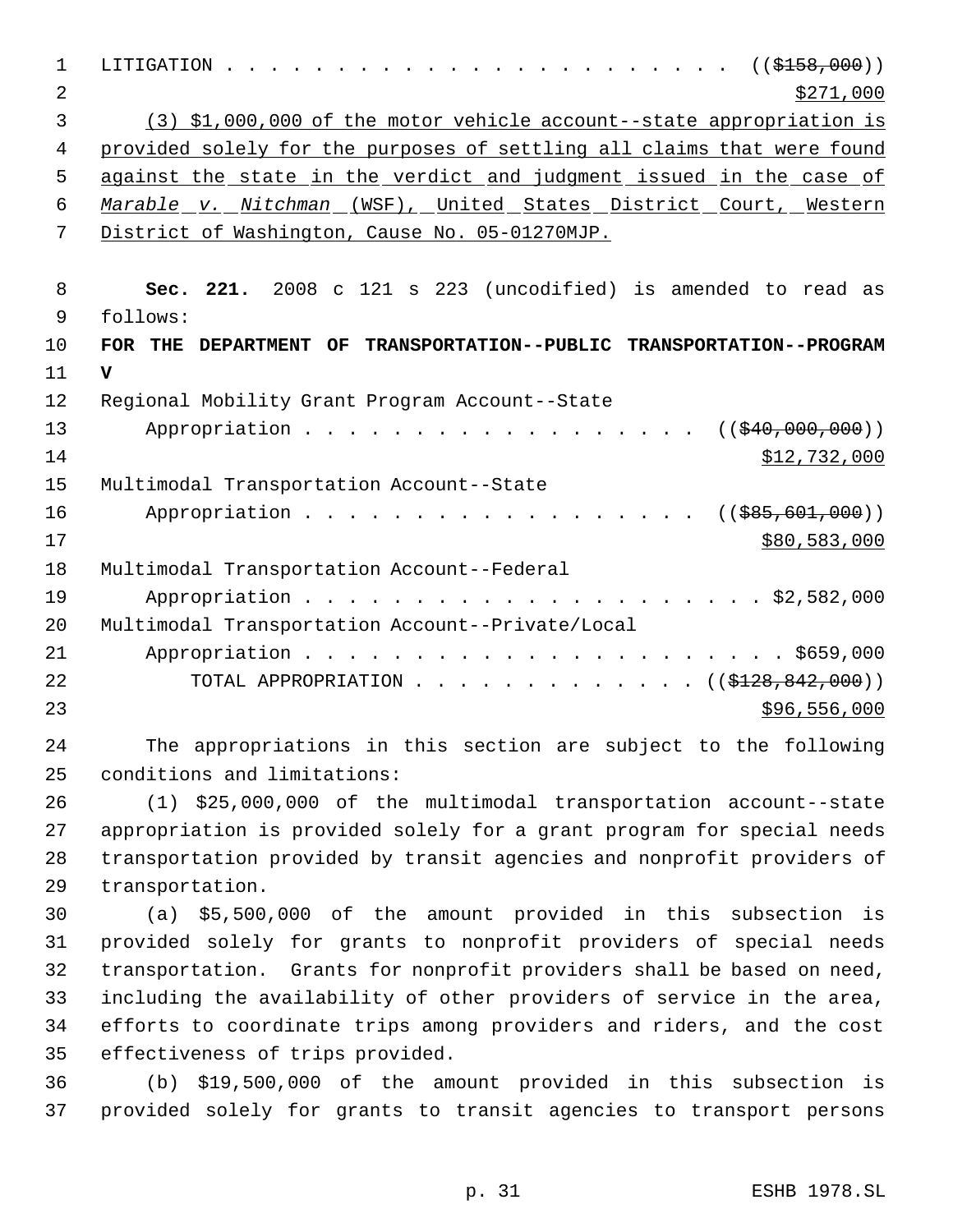LITIGATION . . . . . . . . . . . . . . . . . . . . . . . . ((~~$158,000~~))
<u>$271,000</u>

<u>(3) $1,000,000 of the motor vehicle account--state appropriation is provided solely for the purposes of settling all claims that were found against the state in the verdict and judgment issued in the case of *Marable v. Nitchman* (WSF), United States District Court, Western District of Washington, Cause No. 05-01270MJP.</u>

**Sec. 221.** 2008 c 121 s 223 (uncodified) is amended to read as follows:

**FOR THE DEPARTMENT OF TRANSPORTATION--PUBLIC TRANSPORTATION--PROGRAM V**

Regional Mobility Grant Program Account--State
Appropriation . . . . . . . . . . . . . . . . . . . ((~~$40,000,000~~))
<u>$12,732,000</u>

Multimodal Transportation Account--State
Appropriation . . . . . . . . . . . . . . . . . . . ((~~$85,601,000~~))
<u>$80,583,000</u>

Multimodal Transportation Account--Federal
Appropriation . . . . . . . . . . . . . . . . . . . . . . $2,582,000

Multimodal Transportation Account--Private/Local
Appropriation . . . . . . . . . . . . . . . . . . . . . . . $659,000

TOTAL APPROPRIATION . . . . . . . . . . . . . ((~~$128,842,000~~))
<u>$96,556,000</u>

The appropriations in this section are subject to the following conditions and limitations:

(1) $25,000,000 of the multimodal transportation account--state appropriation is provided solely for a grant program for special needs transportation provided by transit agencies and nonprofit providers of transportation.

(a) $5,500,000 of the amount provided in this subsection is provided solely for grants to nonprofit providers of special needs transportation. Grants for nonprofit providers shall be based on need, including the availability of other providers of service in the area, efforts to coordinate trips among providers and riders, and the cost effectiveness of trips provided.

(b) $19,500,000 of the amount provided in this subsection is provided solely for grants to transit agencies to transport persons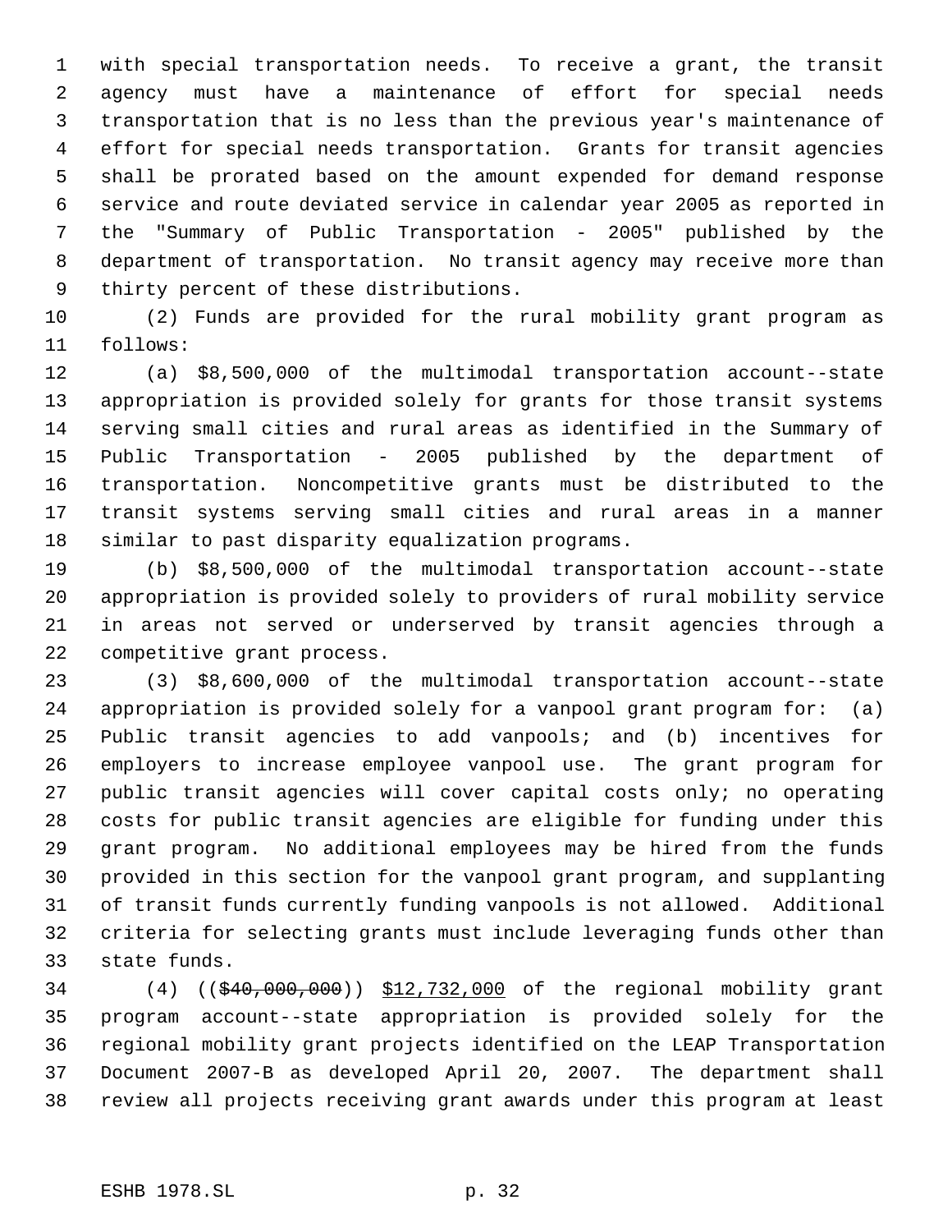with special transportation needs. To receive a grant, the transit agency must have a maintenance of effort for special needs transportation that is no less than the previous year's maintenance of effort for special needs transportation. Grants for transit agencies shall be prorated based on the amount expended for demand response service and route deviated service in calendar year 2005 as reported in the "Summary of Public Transportation - 2005" published by the department of transportation. No transit agency may receive more than thirty percent of these distributions.

(2) Funds are provided for the rural mobility grant program as follows:

(a) $8,500,000 of the multimodal transportation account--state appropriation is provided solely for grants for those transit systems serving small cities and rural areas as identified in the Summary of Public Transportation - 2005 published by the department of transportation. Noncompetitive grants must be distributed to the transit systems serving small cities and rural areas in a manner similar to past disparity equalization programs.

(b) $8,500,000 of the multimodal transportation account--state appropriation is provided solely to providers of rural mobility service in areas not served or underserved by transit agencies through a competitive grant process.

(3) $8,600,000 of the multimodal transportation account--state appropriation is provided solely for a vanpool grant program for: (a) Public transit agencies to add vanpools; and (b) incentives for employers to increase employee vanpool use. The grant program for public transit agencies will cover capital costs only; no operating costs for public transit agencies are eligible for funding under this grant program. No additional employees may be hired from the funds provided in this section for the vanpool grant program, and supplanting of transit funds currently funding vanpools is not allowed. Additional criteria for selecting grants must include leveraging funds other than state funds.

(4) ((~~$40,000,000~~)) <u>$12,732,000</u> of the regional mobility grant program account--state appropriation is provided solely for the regional mobility grant projects identified on the LEAP Transportation Document 2007-B as developed April 20, 2007. The department shall review all projects receiving grant awards under this program at least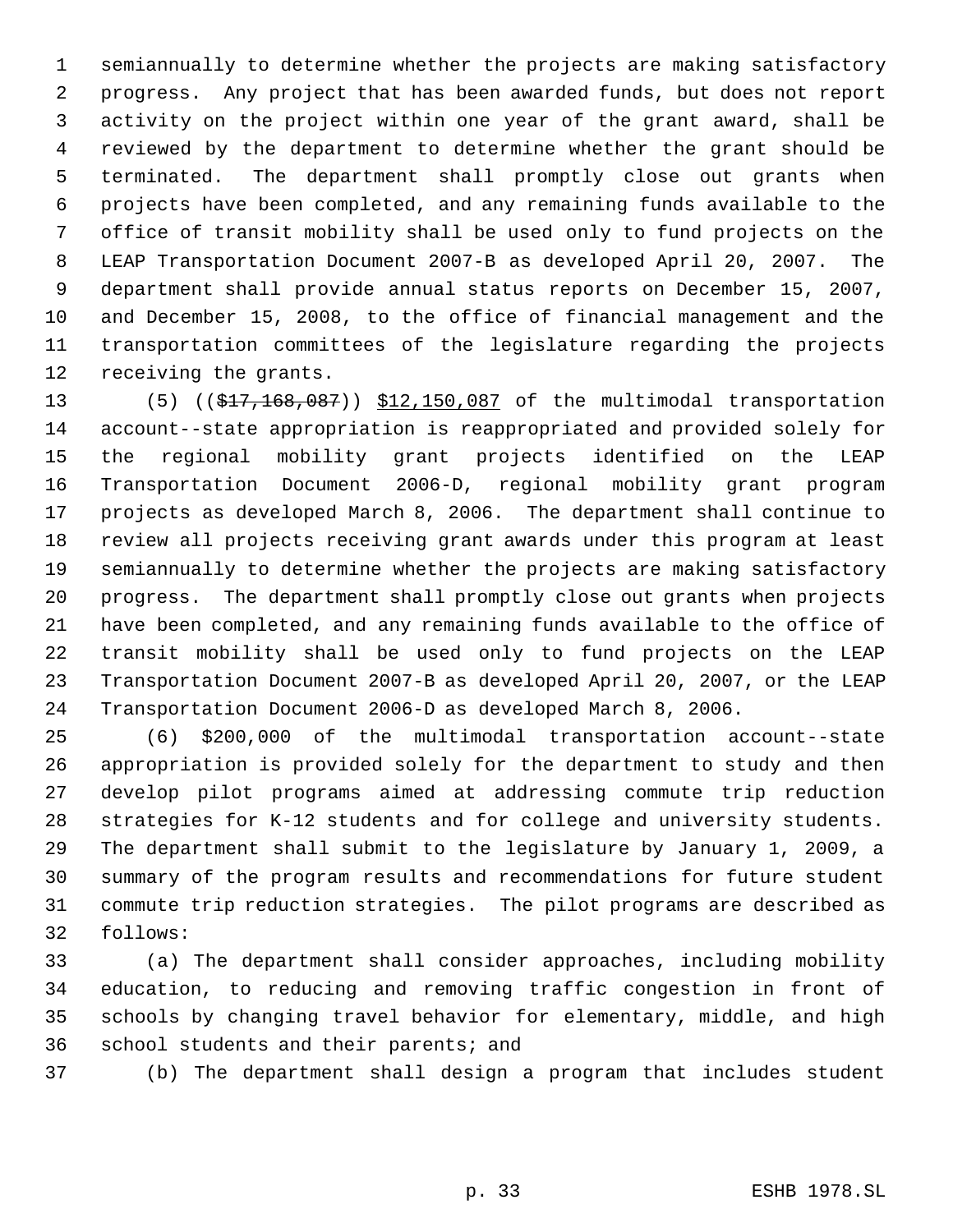semiannually to determine whether the projects are making satisfactory progress. Any project that has been awarded funds, but does not report activity on the project within one year of the grant award, shall be reviewed by the department to determine whether the grant should be terminated. The department shall promptly close out grants when projects have been completed, and any remaining funds available to the office of transit mobility shall be used only to fund projects on the LEAP Transportation Document 2007-B as developed April 20, 2007. The department shall provide annual status reports on December 15, 2007, and December 15, 2008, to the office of financial management and the transportation committees of the legislature regarding the projects receiving the grants.

(5) ((~~$17,168,087~~)) $12,150,087 of the multimodal transportation account--state appropriation is reappropriated and provided solely for the regional mobility grant projects identified on the LEAP Transportation Document 2006-D, regional mobility grant program projects as developed March 8, 2006. The department shall continue to review all projects receiving grant awards under this program at least semiannually to determine whether the projects are making satisfactory progress. The department shall promptly close out grants when projects have been completed, and any remaining funds available to the office of transit mobility shall be used only to fund projects on the LEAP Transportation Document 2007-B as developed April 20, 2007, or the LEAP Transportation Document 2006-D as developed March 8, 2006.

(6) $200,000 of the multimodal transportation account--state appropriation is provided solely for the department to study and then develop pilot programs aimed at addressing commute trip reduction strategies for K-12 students and for college and university students. The department shall submit to the legislature by January 1, 2009, a summary of the program results and recommendations for future student commute trip reduction strategies. The pilot programs are described as follows:

(a) The department shall consider approaches, including mobility education, to reducing and removing traffic congestion in front of schools by changing travel behavior for elementary, middle, and high school students and their parents; and

(b) The department shall design a program that includes student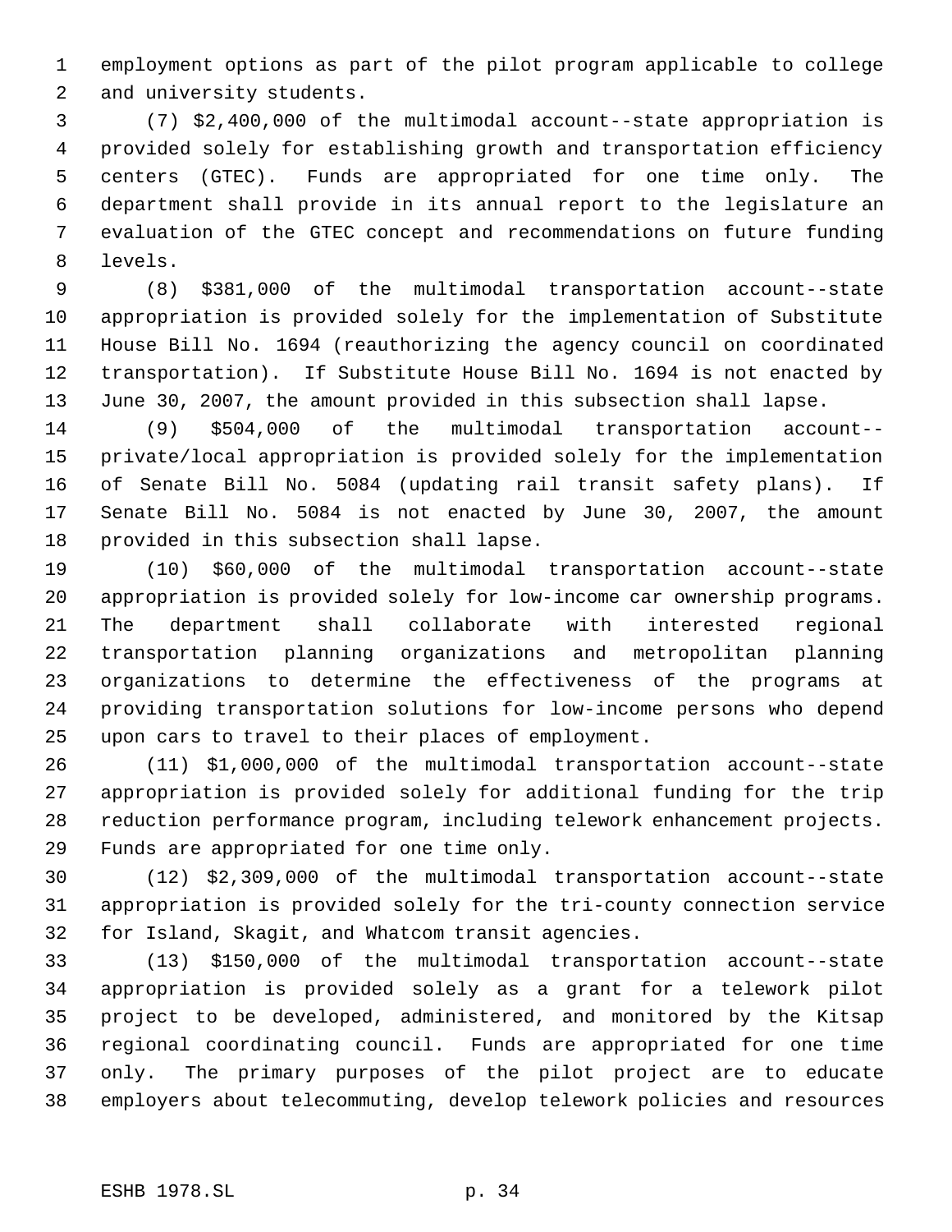employment options as part of the pilot program applicable to college and university students.

(7) $2,400,000 of the multimodal account--state appropriation is provided solely for establishing growth and transportation efficiency centers (GTEC). Funds are appropriated for one time only. The department shall provide in its annual report to the legislature an evaluation of the GTEC concept and recommendations on future funding levels.

(8) $381,000 of the multimodal transportation account--state appropriation is provided solely for the implementation of Substitute House Bill No. 1694 (reauthorizing the agency council on coordinated transportation). If Substitute House Bill No. 1694 is not enacted by June 30, 2007, the amount provided in this subsection shall lapse.

(9) $504,000 of the multimodal transportation account--private/local appropriation is provided solely for the implementation of Senate Bill No. 5084 (updating rail transit safety plans). If Senate Bill No. 5084 is not enacted by June 30, 2007, the amount provided in this subsection shall lapse.

(10) $60,000 of the multimodal transportation account--state appropriation is provided solely for low-income car ownership programs. The department shall collaborate with interested regional transportation planning organizations and metropolitan planning organizations to determine the effectiveness of the programs at providing transportation solutions for low-income persons who depend upon cars to travel to their places of employment.

(11) $1,000,000 of the multimodal transportation account--state appropriation is provided solely for additional funding for the trip reduction performance program, including telework enhancement projects. Funds are appropriated for one time only.

(12) $2,309,000 of the multimodal transportation account--state appropriation is provided solely for the tri-county connection service for Island, Skagit, and Whatcom transit agencies.

(13) $150,000 of the multimodal transportation account--state appropriation is provided solely as a grant for a telework pilot project to be developed, administered, and monitored by the Kitsap regional coordinating council. Funds are appropriated for one time only. The primary purposes of the pilot project are to educate employers about telecommuting, develop telework policies and resources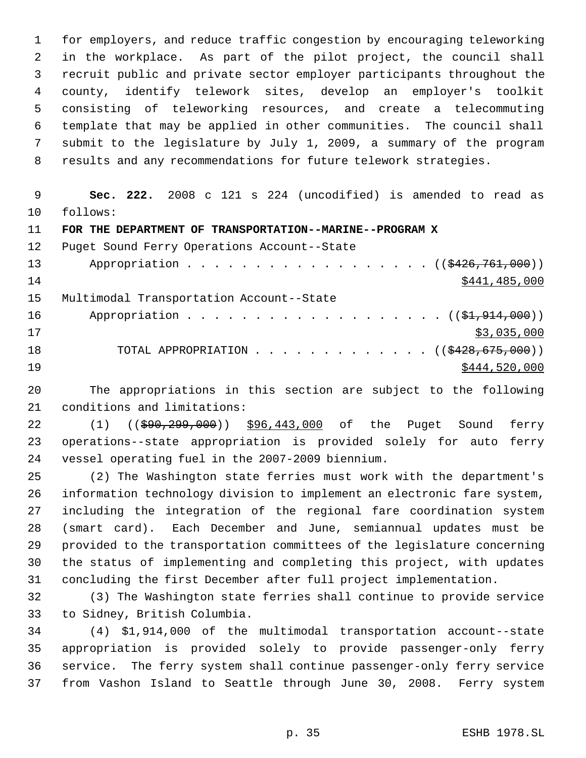for employers, and reduce traffic congestion by encouraging teleworking in the workplace. As part of the pilot project, the council shall recruit public and private sector employer participants throughout the county, identify telework sites, develop an employer's toolkit consisting of teleworking resources, and create a telecommuting template that may be applied in other communities. The council shall submit to the legislature by July 1, 2009, a summary of the program results and any recommendations for future telework strategies.

**Sec. 222.** 2008 c 121 s 224 (uncodified) is amended to read as follows:

**FOR THE DEPARTMENT OF TRANSPORTATION--MARINE--PROGRAM X**

Puget Sound Ferry Operations Account--State
Appropriation . . . . . . . . . . . . . . . . . . . (( ~~$426,761,000~~ ))
$441,485,000

Multimodal Transportation Account--State
Appropriation . . . . . . . . . . . . . . . . . . . (( ~~$1,914,000~~ ))
$3,035,000

TOTAL APPROPRIATION . . . . . . . . . . . . . . (( ~~$428,675,000~~ ))
$444,520,000

The appropriations in this section are subject to the following conditions and limitations:

(1) (( ~~$90,299,000~~ )) $96,443,000 of the Puget Sound ferry operations--state appropriation is provided solely for auto ferry vessel operating fuel in the 2007-2009 biennium.

(2) The Washington state ferries must work with the department's information technology division to implement an electronic fare system, including the integration of the regional fare coordination system (smart card). Each December and June, semiannual updates must be provided to the transportation committees of the legislature concerning the status of implementing and completing this project, with updates concluding the first December after full project implementation.

(3) The Washington state ferries shall continue to provide service to Sidney, British Columbia.

(4) $1,914,000 of the multimodal transportation account--state appropriation is provided solely to provide passenger-only ferry service. The ferry system shall continue passenger-only ferry service from Vashon Island to Seattle through June 30, 2008. Ferry system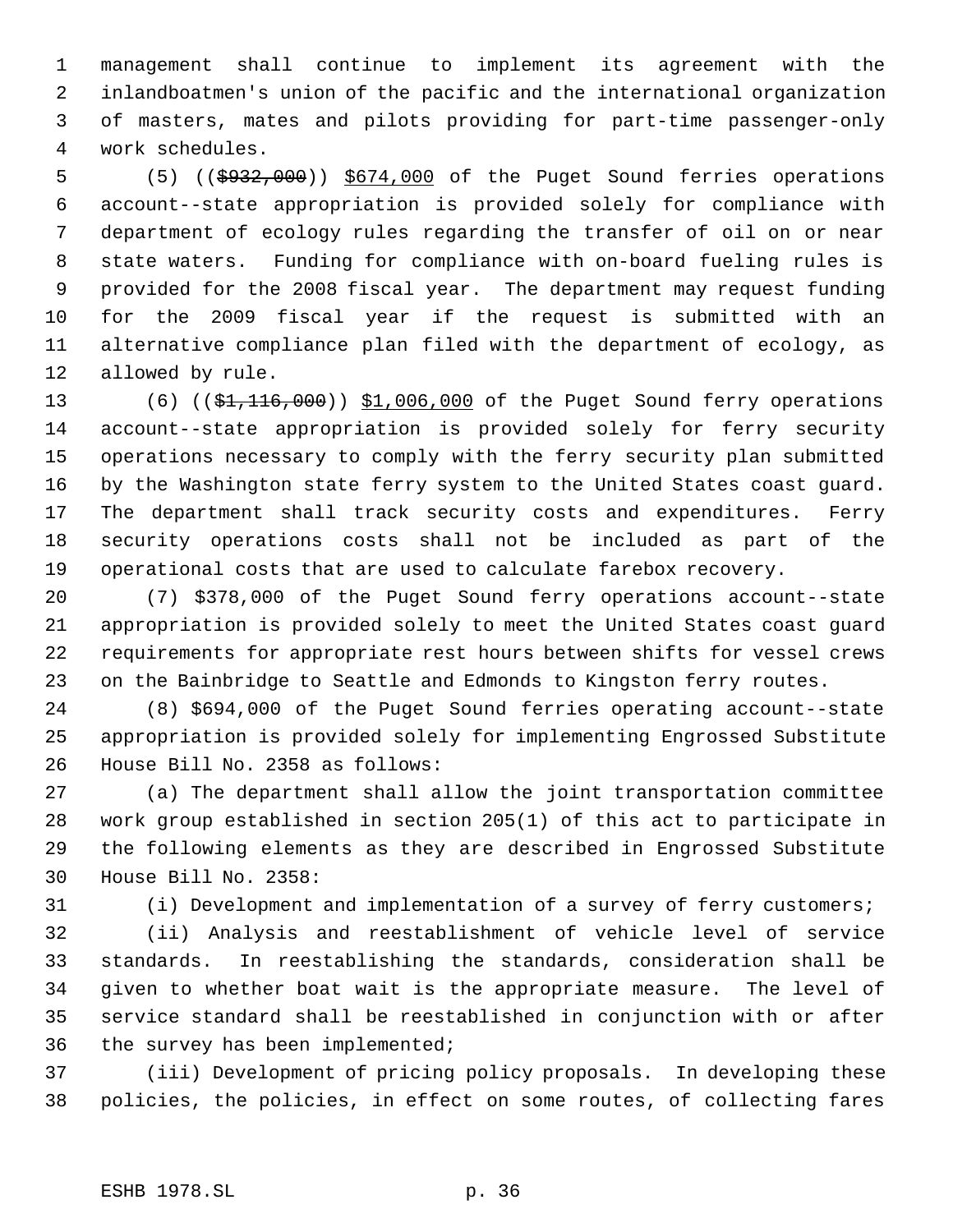management shall continue to implement its agreement with the inlandboatmen's union of the pacific and the international organization of masters, mates and pilots providing for part-time passenger-only work schedules.

(5) ((~~$932,000~~)) <u>$674,000</u> of the Puget Sound ferries operations account--state appropriation is provided solely for compliance with department of ecology rules regarding the transfer of oil on or near state waters. Funding for compliance with on-board fueling rules is provided for the 2008 fiscal year. The department may request funding for the 2009 fiscal year if the request is submitted with an alternative compliance plan filed with the department of ecology, as allowed by rule.

(6) ((~~$1,116,000~~)) <u>$1,006,000</u> of the Puget Sound ferry operations account--state appropriation is provided solely for ferry security operations necessary to comply with the ferry security plan submitted by the Washington state ferry system to the United States coast guard. The department shall track security costs and expenditures. Ferry security operations costs shall not be included as part of the operational costs that are used to calculate farebox recovery.

(7) $378,000 of the Puget Sound ferry operations account--state appropriation is provided solely to meet the United States coast guard requirements for appropriate rest hours between shifts for vessel crews on the Bainbridge to Seattle and Edmonds to Kingston ferry routes.

(8) $694,000 of the Puget Sound ferries operating account--state appropriation is provided solely for implementing Engrossed Substitute House Bill No. 2358 as follows:

(a) The department shall allow the joint transportation committee work group established in section 205(1) of this act to participate in the following elements as they are described in Engrossed Substitute House Bill No. 2358:

(i) Development and implementation of a survey of ferry customers;

(ii) Analysis and reestablishment of vehicle level of service standards. In reestablishing the standards, consideration shall be given to whether boat wait is the appropriate measure. The level of service standard shall be reestablished in conjunction with or after the survey has been implemented;

(iii) Development of pricing policy proposals. In developing these policies, the policies, in effect on some routes, of collecting fares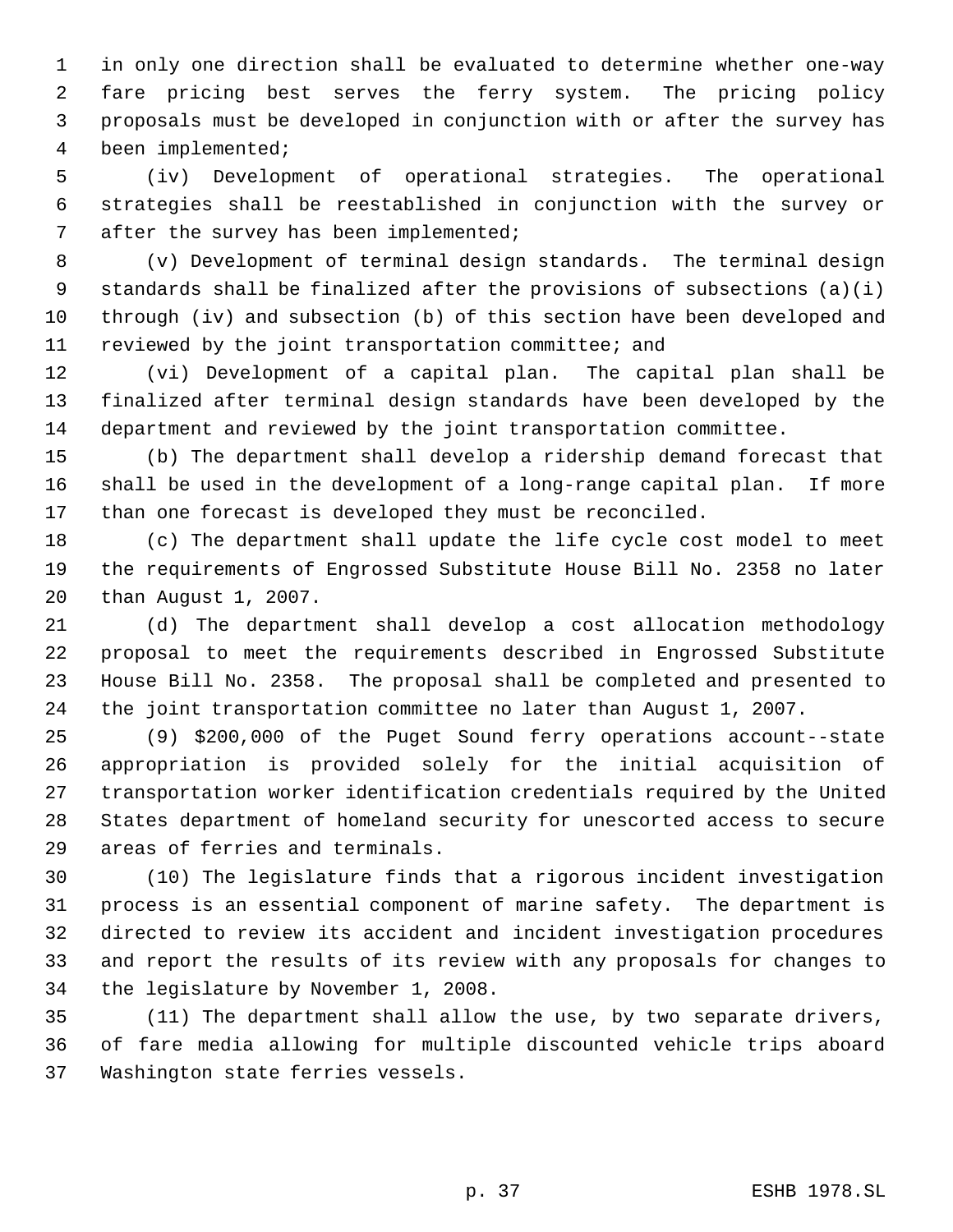in only one direction shall be evaluated to determine whether one-way fare pricing best serves the ferry system. The pricing policy proposals must be developed in conjunction with or after the survey has been implemented;

(iv) Development of operational strategies. The operational strategies shall be reestablished in conjunction with the survey or after the survey has been implemented;

(v) Development of terminal design standards. The terminal design standards shall be finalized after the provisions of subsections (a)(i) through (iv) and subsection (b) of this section have been developed and reviewed by the joint transportation committee; and

(vi) Development of a capital plan. The capital plan shall be finalized after terminal design standards have been developed by the department and reviewed by the joint transportation committee.

(b) The department shall develop a ridership demand forecast that shall be used in the development of a long-range capital plan. If more than one forecast is developed they must be reconciled.

(c) The department shall update the life cycle cost model to meet the requirements of Engrossed Substitute House Bill No. 2358 no later than August 1, 2007.

(d) The department shall develop a cost allocation methodology proposal to meet the requirements described in Engrossed Substitute House Bill No. 2358. The proposal shall be completed and presented to the joint transportation committee no later than August 1, 2007.

(9) $200,000 of the Puget Sound ferry operations account--state appropriation is provided solely for the initial acquisition of transportation worker identification credentials required by the United States department of homeland security for unescorted access to secure areas of ferries and terminals.

(10) The legislature finds that a rigorous incident investigation process is an essential component of marine safety. The department is directed to review its accident and incident investigation procedures and report the results of its review with any proposals for changes to the legislature by November 1, 2008.

(11) The department shall allow the use, by two separate drivers, of fare media allowing for multiple discounted vehicle trips aboard Washington state ferries vessels.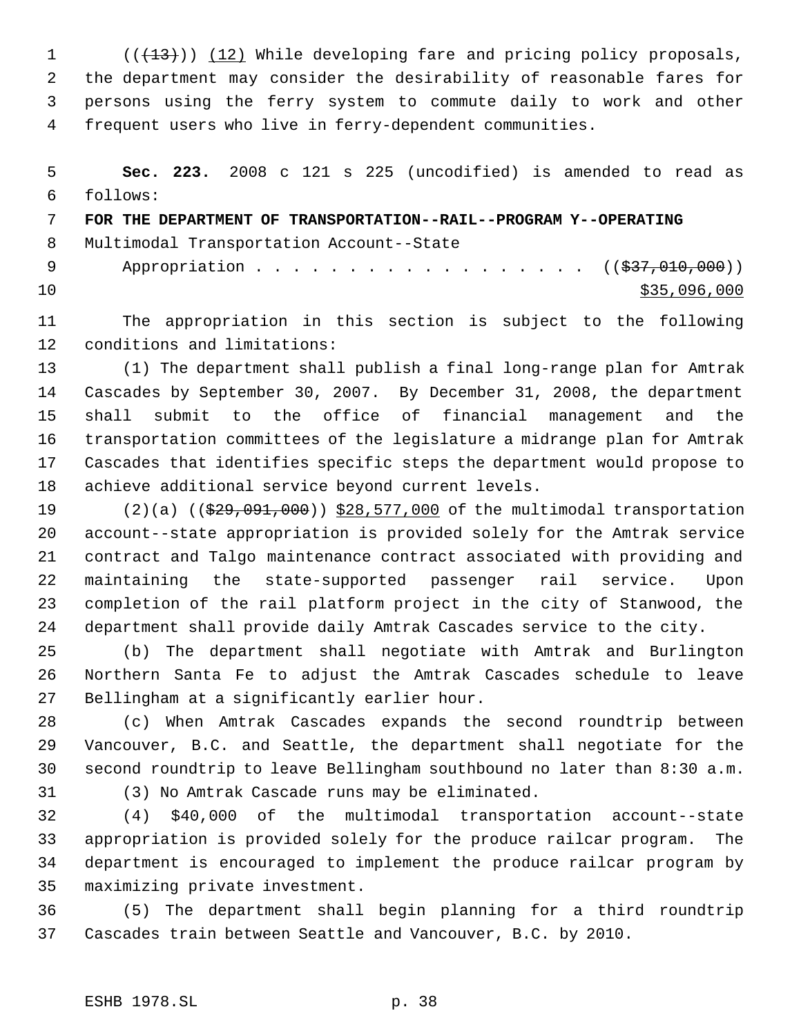(~~(13)~~) <u>(12)</u> While developing fare and pricing policy proposals, the department may consider the desirability of reasonable fares for persons using the ferry system to commute daily to work and other frequent users who live in ferry-dependent communities.

**Sec. 223.** 2008 c 121 s 225 (uncodified) is amended to read as follows:

**FOR THE DEPARTMENT OF TRANSPORTATION--RAIL--PROGRAM Y--OPERATING**

Multimodal Transportation Account--State

Appropriation . . . . . . . . . . . . . . . . . . ((~~$37,010,000~~))
<u>$35,096,000</u>

The appropriation in this section is subject to the following conditions and limitations:

(1) The department shall publish a final long-range plan for Amtrak Cascades by September 30, 2007. By December 31, 2008, the department shall submit to the office of financial management and the transportation committees of the legislature a midrange plan for Amtrak Cascades that identifies specific steps the department would propose to achieve additional service beyond current levels.

(2)(a) ((~~$29,091,000~~)) <u>$28,577,000</u> of the multimodal transportation account--state appropriation is provided solely for the Amtrak service contract and Talgo maintenance contract associated with providing and maintaining the state-supported passenger rail service. Upon completion of the rail platform project in the city of Stanwood, the department shall provide daily Amtrak Cascades service to the city.

(b) The department shall negotiate with Amtrak and Burlington Northern Santa Fe to adjust the Amtrak Cascades schedule to leave Bellingham at a significantly earlier hour.

(c) When Amtrak Cascades expands the second roundtrip between Vancouver, B.C. and Seattle, the department shall negotiate for the second roundtrip to leave Bellingham southbound no later than 8:30 a.m.

(3) No Amtrak Cascade runs may be eliminated.

(4) $40,000 of the multimodal transportation account--state appropriation is provided solely for the produce railcar program. The department is encouraged to implement the produce railcar program by maximizing private investment.

(5) The department shall begin planning for a third roundtrip Cascades train between Seattle and Vancouver, B.C. by 2010.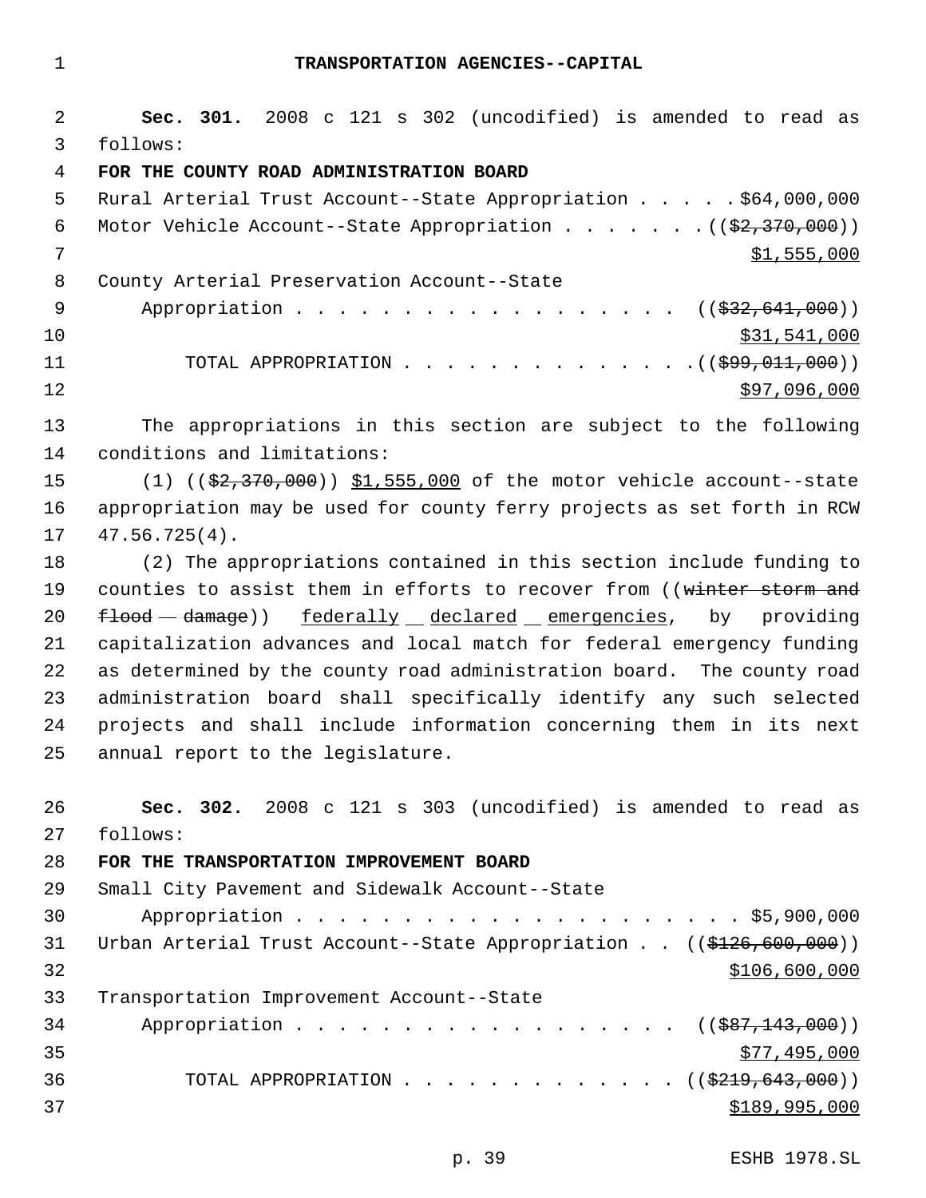# TRANSPORTATION AGENCIES--CAPITAL

**Sec. 301.** 2008 c 121 s 302 (uncodified) is amended to read as follows:

**FOR THE COUNTY ROAD ADMINISTRATION BOARD**

Rural Arterial Trust Account--State Appropriation . . . . . $64,000,000

Motor Vehicle Account--State Appropriation . . . . . . . (($2,370,000)) $1,555,000

County Arterial Preservation Account--State Appropriation . . . . . . . . . . . . . . . . . . (($32,641,000)) $31,541,000

TOTAL APPROPRIATION . . . . . . . . . . . . . . (($99,011,000)) $97,096,000

The appropriations in this section are subject to the following conditions and limitations:

(1) (($2,370,000)) $1,555,000 of the motor vehicle account--state appropriation may be used for county ferry projects as set forth in RCW 47.56.725(4).

(2) The appropriations contained in this section include funding to counties to assist them in efforts to recover from ((winter storm and flood damage)) federally declared emergencies, by providing capitalization advances and local match for federal emergency funding as determined by the county road administration board. The county road administration board shall specifically identify any such selected projects and shall include information concerning them in its next annual report to the legislature.

**Sec. 302.** 2008 c 121 s 303 (uncodified) is amended to read as follows:

**FOR THE TRANSPORTATION IMPROVEMENT BOARD**

Small City Pavement and Sidewalk Account--State Appropriation . . . . . . . . . . . . . . . . . . . . . . $5,900,000

Urban Arterial Trust Account--State Appropriation . . (($126,600,000)) $106,600,000

Transportation Improvement Account--State Appropriation . . . . . . . . . . . . . . . . . . (($87,143,000)) $77,495,000

TOTAL APPROPRIATION . . . . . . . . . . . . . (($219,643,000)) $189,995,000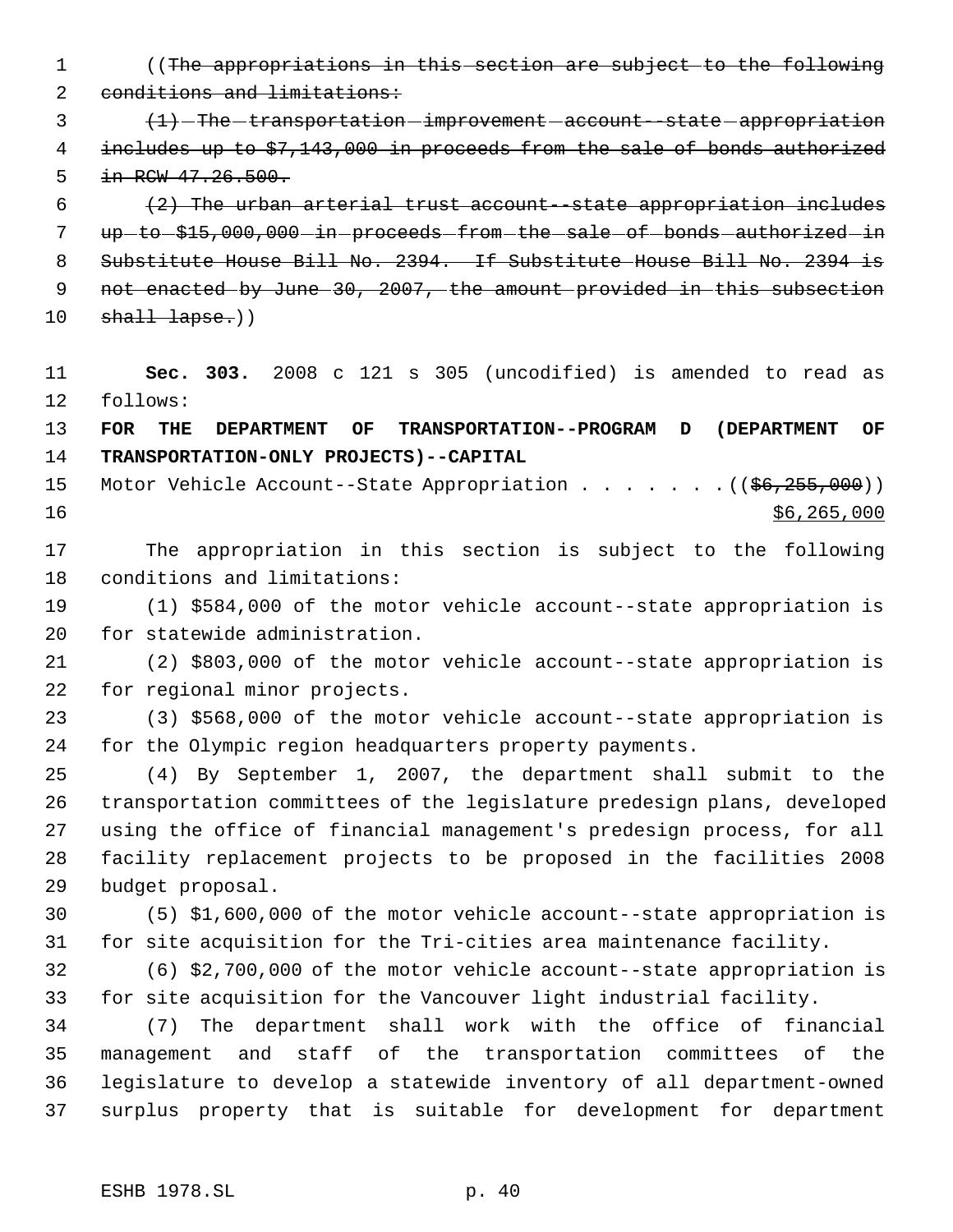((~~The appropriations in this section are subject to the following conditions and limitations:~~

~~(1) The transportation improvement account--state appropriation includes up to $7,143,000 in proceeds from the sale of bonds authorized in RCW 47.26.500.~~

~~(2) The urban arterial trust account--state appropriation includes up to $15,000,000 in proceeds from the sale of bonds authorized in Substitute House Bill No. 2394. If Substitute House Bill No. 2394 is not enacted by June 30, 2007, the amount provided in this subsection shall lapse.~~))

**Sec. 303.** 2008 c 121 s 305 (uncodified) is amended to read as follows:

**FOR THE DEPARTMENT OF TRANSPORTATION--PROGRAM D (DEPARTMENT OF TRANSPORTATION-ONLY PROJECTS)--CAPITAL**

Motor Vehicle Account--State Appropriation . . . . . . . ((~~$6,255,000~~))
<u>$6,265,000</u>

The appropriation in this section is subject to the following conditions and limitations:

(1) $584,000 of the motor vehicle account--state appropriation is for statewide administration.

(2) $803,000 of the motor vehicle account--state appropriation is for regional minor projects.

(3) $568,000 of the motor vehicle account--state appropriation is for the Olympic region headquarters property payments.

(4) By September 1, 2007, the department shall submit to the transportation committees of the legislature predesign plans, developed using the office of financial management's predesign process, for all facility replacement projects to be proposed in the facilities 2008 budget proposal.

(5) $1,600,000 of the motor vehicle account--state appropriation is for site acquisition for the Tri-cities area maintenance facility.

(6) $2,700,000 of the motor vehicle account--state appropriation is for site acquisition for the Vancouver light industrial facility.

(7) The department shall work with the office of financial management and staff of the transportation committees of the legislature to develop a statewide inventory of all department-owned surplus property that is suitable for development for department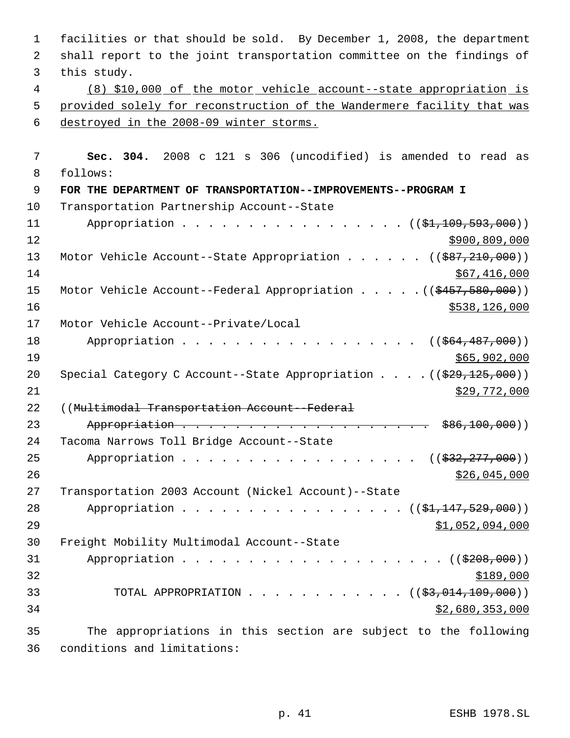facilities or that should be sold. By December 1, 2008, the department shall report to the joint transportation committee on the findings of this study.

(8) $10,000 of the motor vehicle account--state appropriation is provided solely for reconstruction of the Wandermere facility that was destroyed in the 2008-09 winter storms.

**Sec. 304.** 2008 c 121 s 306 (uncodified) is amended to read as follows:

**FOR THE DEPARTMENT OF TRANSPORTATION--IMPROVEMENTS--PROGRAM I**

Transportation Partnership Account--State Appropriation . . . . . . . . . . . . . . . . . . (($1,109,593,000)) $900,809,000

Motor Vehicle Account--State Appropriation . . . . . . (($87,210,000)) $67,416,000

Motor Vehicle Account--Federal Appropriation . . . . . (($457,580,000)) $538,126,000

Motor Vehicle Account--Private/Local Appropriation . . . . . . . . . . . . . . . . . . (($64,487,000)) $65,902,000

Special Category C Account--State Appropriation . . . . (($29,125,000)) $29,772,000

((~~Multimodal Transportation Account--Federal Appropriation . . . . . . . . . . . . . . . . . . . . $86,100,000~~))

Tacoma Narrows Toll Bridge Account--State Appropriation . . . . . . . . . . . . . . . . . . (($32,277,000)) $26,045,000

Transportation 2003 Account (Nickel Account)--State Appropriation . . . . . . . . . . . . . . . . . . (($1,147,529,000)) $1,052,094,000

Freight Mobility Multimodal Account--State Appropriation . . . . . . . . . . . . . . . . . . . . . (($208,000)) $189,000

TOTAL APPROPRIATION . . . . . . . . . . . . (($3,014,109,000)) $2,680,353,000

The appropriations in this section are subject to the following conditions and limitations: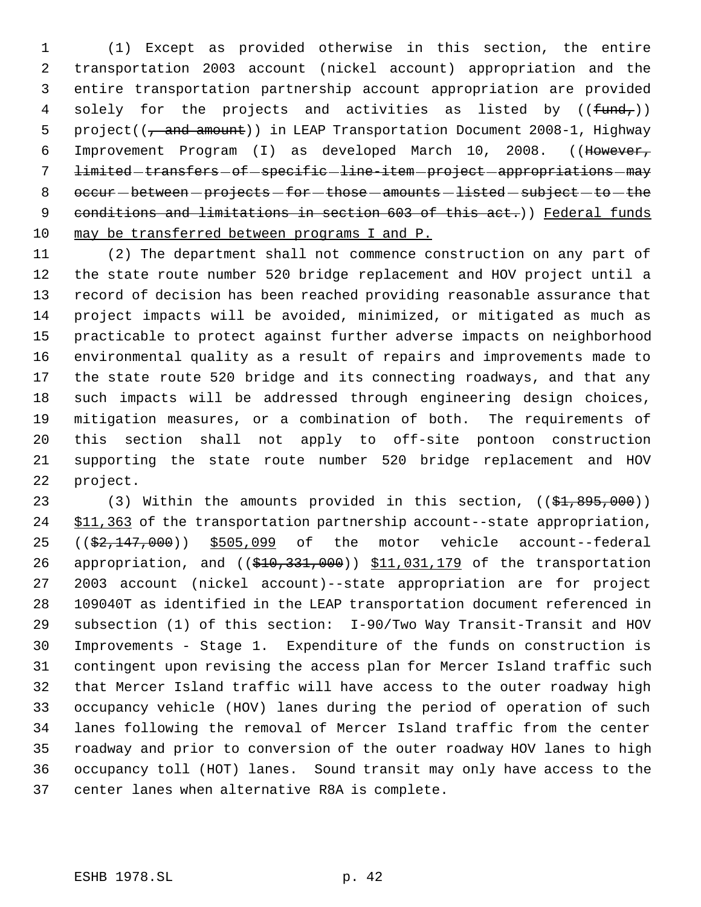(1) Except as provided otherwise in this section, the entire transportation 2003 account (nickel account) appropriation and the entire transportation partnership account appropriation are provided solely for the projects and activities as listed by ((~~fund,~~)) project((~~, and amount~~)) in LEAP Transportation Document 2008-1, Highway Improvement Program (I) as developed March 10, 2008. ((~~However, limited transfers of specific line-item project appropriations may occur between projects for those amounts listed subject to the conditions and limitations in section 603 of this act.~~)) Federal funds may be transferred between programs I and P.

(2) The department shall not commence construction on any part of the state route number 520 bridge replacement and HOV project until a record of decision has been reached providing reasonable assurance that project impacts will be avoided, minimized, or mitigated as much as practicable to protect against further adverse impacts on neighborhood environmental quality as a result of repairs and improvements made to the state route 520 bridge and its connecting roadways, and that any such impacts will be addressed through engineering design choices, mitigation measures, or a combination of both. The requirements of this section shall not apply to off-site pontoon construction supporting the state route number 520 bridge replacement and HOV project.

(3) Within the amounts provided in this section, ((~~$1,895,000~~)) $11,363 of the transportation partnership account--state appropriation, ((~~$2,147,000~~)) $505,099 of the motor vehicle account--federal appropriation, and ((~~$10,331,000~~)) $11,031,179 of the transportation 2003 account (nickel account)--state appropriation are for project 109040T as identified in the LEAP transportation document referenced in subsection (1) of this section: I-90/Two Way Transit-Transit and HOV Improvements - Stage 1. Expenditure of the funds on construction is contingent upon revising the access plan for Mercer Island traffic such that Mercer Island traffic will have access to the outer roadway high occupancy vehicle (HOV) lanes during the period of operation of such lanes following the removal of Mercer Island traffic from the center roadway and prior to conversion of the outer roadway HOV lanes to high occupancy toll (HOT) lanes. Sound transit may only have access to the center lanes when alternative R8A is complete.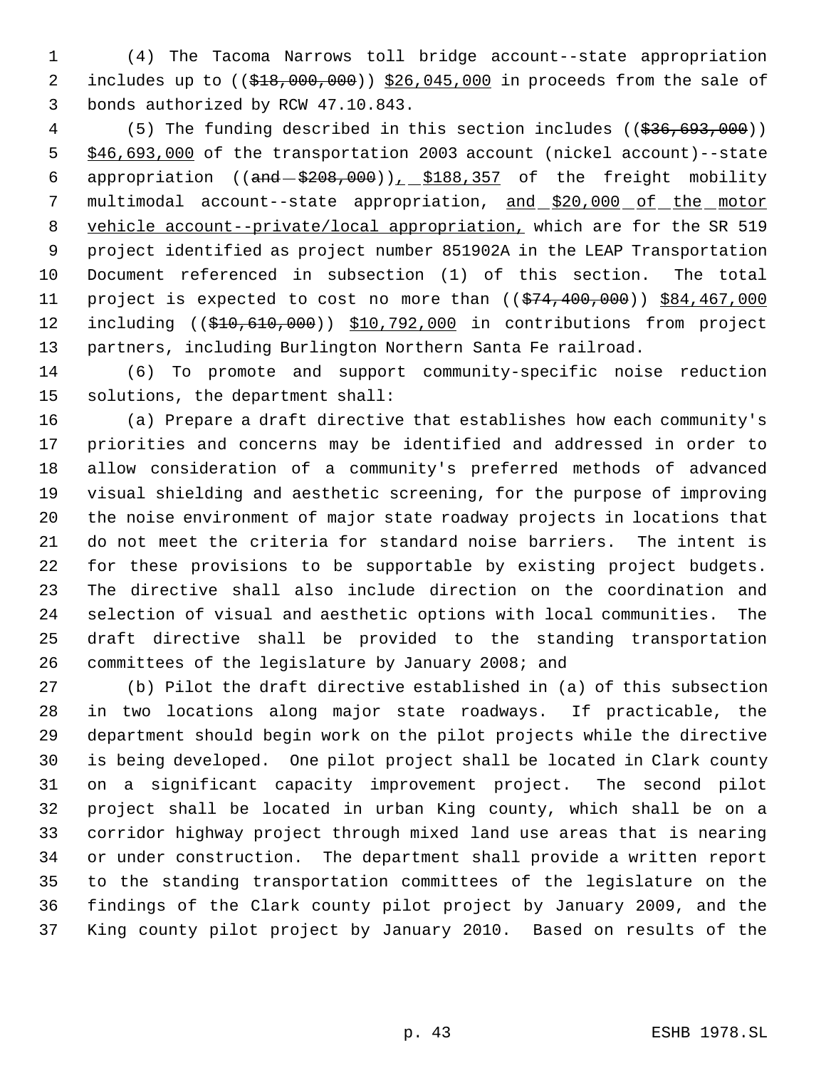(4) The Tacoma Narrows toll bridge account--state appropriation includes up to (($18,000,000)) $26,045,000 in proceeds from the sale of bonds authorized by RCW 47.10.843.

(5) The funding described in this section includes (($36,693,000)) $46,693,000 of the transportation 2003 account (nickel account)--state appropriation ((and $208,000)), $188,357 of the freight mobility multimodal account--state appropriation, and $20,000 of the motor vehicle account--private/local appropriation, which are for the SR 519 project identified as project number 851902A in the LEAP Transportation Document referenced in subsection (1) of this section. The total project is expected to cost no more than (($74,400,000)) $84,467,000 including (($10,610,000)) $10,792,000 in contributions from project partners, including Burlington Northern Santa Fe railroad.

(6) To promote and support community-specific noise reduction solutions, the department shall:

(a) Prepare a draft directive that establishes how each community's priorities and concerns may be identified and addressed in order to allow consideration of a community's preferred methods of advanced visual shielding and aesthetic screening, for the purpose of improving the noise environment of major state roadway projects in locations that do not meet the criteria for standard noise barriers. The intent is for these provisions to be supportable by existing project budgets. The directive shall also include direction on the coordination and selection of visual and aesthetic options with local communities. The draft directive shall be provided to the standing transportation committees of the legislature by January 2008; and

(b) Pilot the draft directive established in (a) of this subsection in two locations along major state roadways. If practicable, the department should begin work on the pilot projects while the directive is being developed. One pilot project shall be located in Clark county on a significant capacity improvement project. The second pilot project shall be located in urban King county, which shall be on a corridor highway project through mixed land use areas that is nearing or under construction. The department shall provide a written report to the standing transportation committees of the legislature on the findings of the Clark county pilot project by January 2009, and the King county pilot project by January 2010. Based on results of the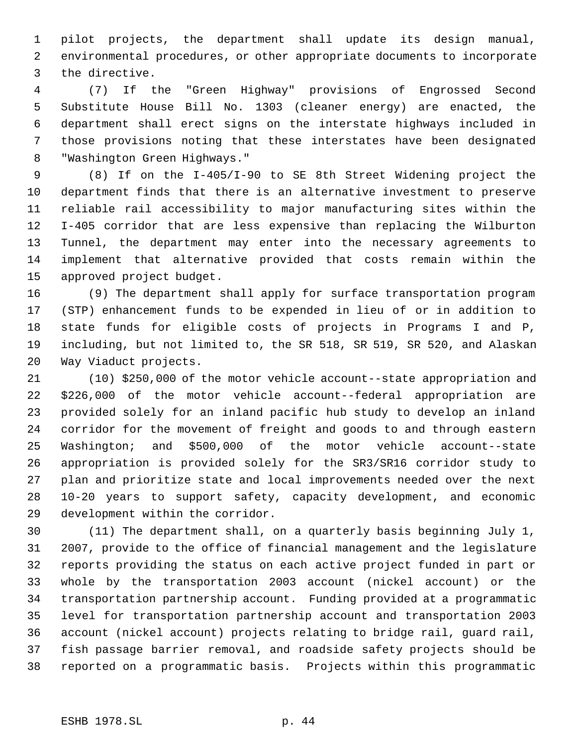pilot projects, the department shall update its design manual, environmental procedures, or other appropriate documents to incorporate the directive.

(7) If the "Green Highway" provisions of Engrossed Second Substitute House Bill No. 1303 (cleaner energy) are enacted, the department shall erect signs on the interstate highways included in those provisions noting that these interstates have been designated "Washington Green Highways."

(8) If on the I-405/I-90 to SE 8th Street Widening project the department finds that there is an alternative investment to preserve reliable rail accessibility to major manufacturing sites within the I-405 corridor that are less expensive than replacing the Wilburton Tunnel, the department may enter into the necessary agreements to implement that alternative provided that costs remain within the approved project budget.

(9) The department shall apply for surface transportation program (STP) enhancement funds to be expended in lieu of or in addition to state funds for eligible costs of projects in Programs I and P, including, but not limited to, the SR 518, SR 519, SR 520, and Alaskan Way Viaduct projects.

(10) $250,000 of the motor vehicle account--state appropriation and $226,000 of the motor vehicle account--federal appropriation are provided solely for an inland pacific hub study to develop an inland corridor for the movement of freight and goods to and through eastern Washington; and $500,000 of the motor vehicle account--state appropriation is provided solely for the SR3/SR16 corridor study to plan and prioritize state and local improvements needed over the next 10-20 years to support safety, capacity development, and economic development within the corridor.

(11) The department shall, on a quarterly basis beginning July 1, 2007, provide to the office of financial management and the legislature reports providing the status on each active project funded in part or whole by the transportation 2003 account (nickel account) or the transportation partnership account. Funding provided at a programmatic level for transportation partnership account and transportation 2003 account (nickel account) projects relating to bridge rail, guard rail, fish passage barrier removal, and roadside safety projects should be reported on a programmatic basis. Projects within this programmatic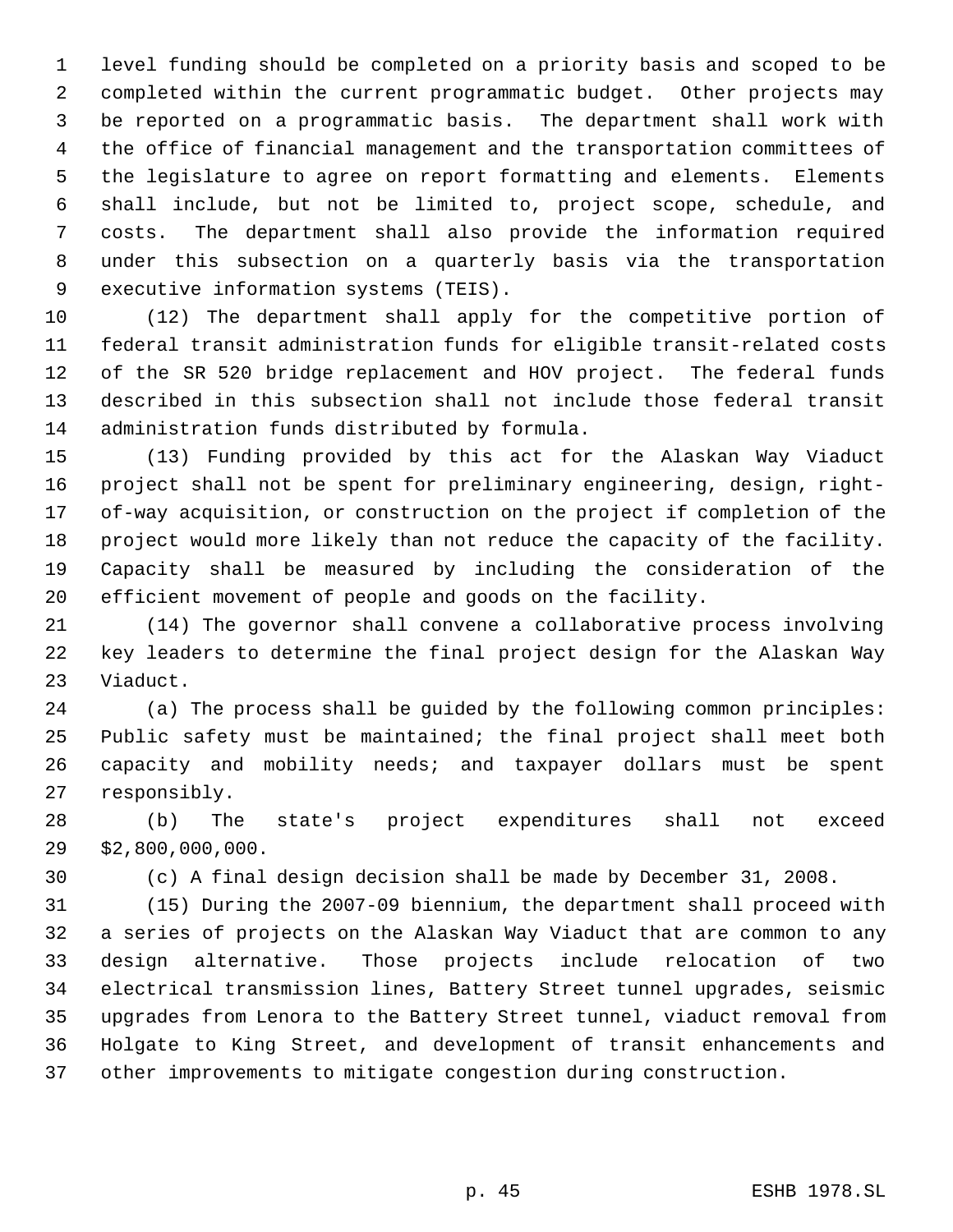level funding should be completed on a priority basis and scoped to be completed within the current programmatic budget. Other projects may be reported on a programmatic basis. The department shall work with the office of financial management and the transportation committees of the legislature to agree on report formatting and elements. Elements shall include, but not be limited to, project scope, schedule, and costs. The department shall also provide the information required under this subsection on a quarterly basis via the transportation executive information systems (TEIS).

(12) The department shall apply for the competitive portion of federal transit administration funds for eligible transit-related costs of the SR 520 bridge replacement and HOV project. The federal funds described in this subsection shall not include those federal transit administration funds distributed by formula.

(13) Funding provided by this act for the Alaskan Way Viaduct project shall not be spent for preliminary engineering, design, right-of-way acquisition, or construction on the project if completion of the project would more likely than not reduce the capacity of the facility. Capacity shall be measured by including the consideration of the efficient movement of people and goods on the facility.

(14) The governor shall convene a collaborative process involving key leaders to determine the final project design for the Alaskan Way Viaduct.

(a) The process shall be guided by the following common principles: Public safety must be maintained; the final project shall meet both capacity and mobility needs; and taxpayer dollars must be spent responsibly.

(b) The state's project expenditures shall not exceed $2,800,000,000.

(c) A final design decision shall be made by December 31, 2008.

(15) During the 2007-09 biennium, the department shall proceed with a series of projects on the Alaskan Way Viaduct that are common to any design alternative. Those projects include relocation of two electrical transmission lines, Battery Street tunnel upgrades, seismic upgrades from Lenora to the Battery Street tunnel, viaduct removal from Holgate to King Street, and development of transit enhancements and other improvements to mitigate congestion during construction.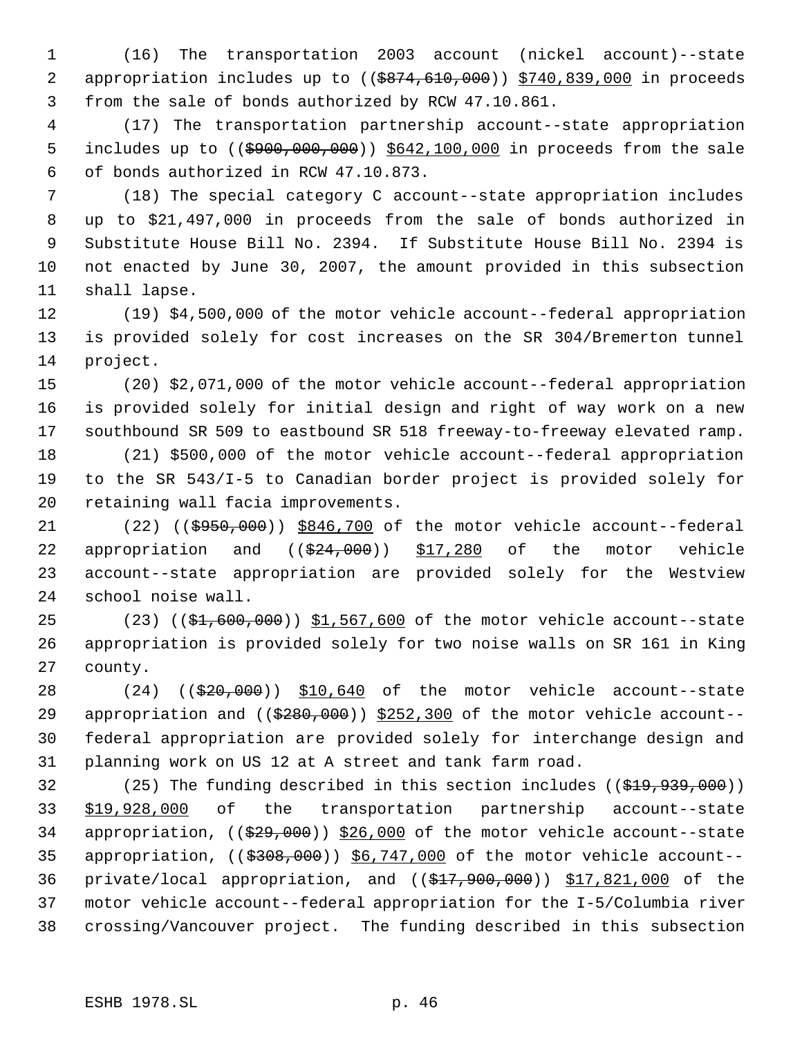(16) The transportation 2003 account (nickel account)--state appropriation includes up to (($874,610,000)) $740,839,000 in proceeds from the sale of bonds authorized by RCW 47.10.861.

(17) The transportation partnership account--state appropriation includes up to (($900,000,000)) $642,100,000 in proceeds from the sale of bonds authorized in RCW 47.10.873.

(18) The special category C account--state appropriation includes up to $21,497,000 in proceeds from the sale of bonds authorized in Substitute House Bill No. 2394. If Substitute House Bill No. 2394 is not enacted by June 30, 2007, the amount provided in this subsection shall lapse.

(19) $4,500,000 of the motor vehicle account--federal appropriation is provided solely for cost increases on the SR 304/Bremerton tunnel project.

(20) $2,071,000 of the motor vehicle account--federal appropriation is provided solely for initial design and right of way work on a new southbound SR 509 to eastbound SR 518 freeway-to-freeway elevated ramp.

(21) $500,000 of the motor vehicle account--federal appropriation to the SR 543/I-5 to Canadian border project is provided solely for retaining wall facia improvements.

(22) (($950,000)) $846,700 of the motor vehicle account--federal appropriation and (($24,000)) $17,280 of the motor vehicle account--state appropriation are provided solely for the Westview school noise wall.

(23) (($1,600,000)) $1,567,600 of the motor vehicle account--state appropriation is provided solely for two noise walls on SR 161 in King county.

(24) (($20,000)) $10,640 of the motor vehicle account--state appropriation and (($280,000)) $252,300 of the motor vehicle account--federal appropriation are provided solely for interchange design and planning work on US 12 at A street and tank farm road.

(25) The funding described in this section includes (($19,939,000)) $19,928,000 of the transportation partnership account--state appropriation, (($29,000)) $26,000 of the motor vehicle account--state appropriation, (($308,000)) $6,747,000 of the motor vehicle account--private/local appropriation, and (($17,900,000)) $17,821,000 of the motor vehicle account--federal appropriation for the I-5/Columbia river crossing/Vancouver project. The funding described in this subsection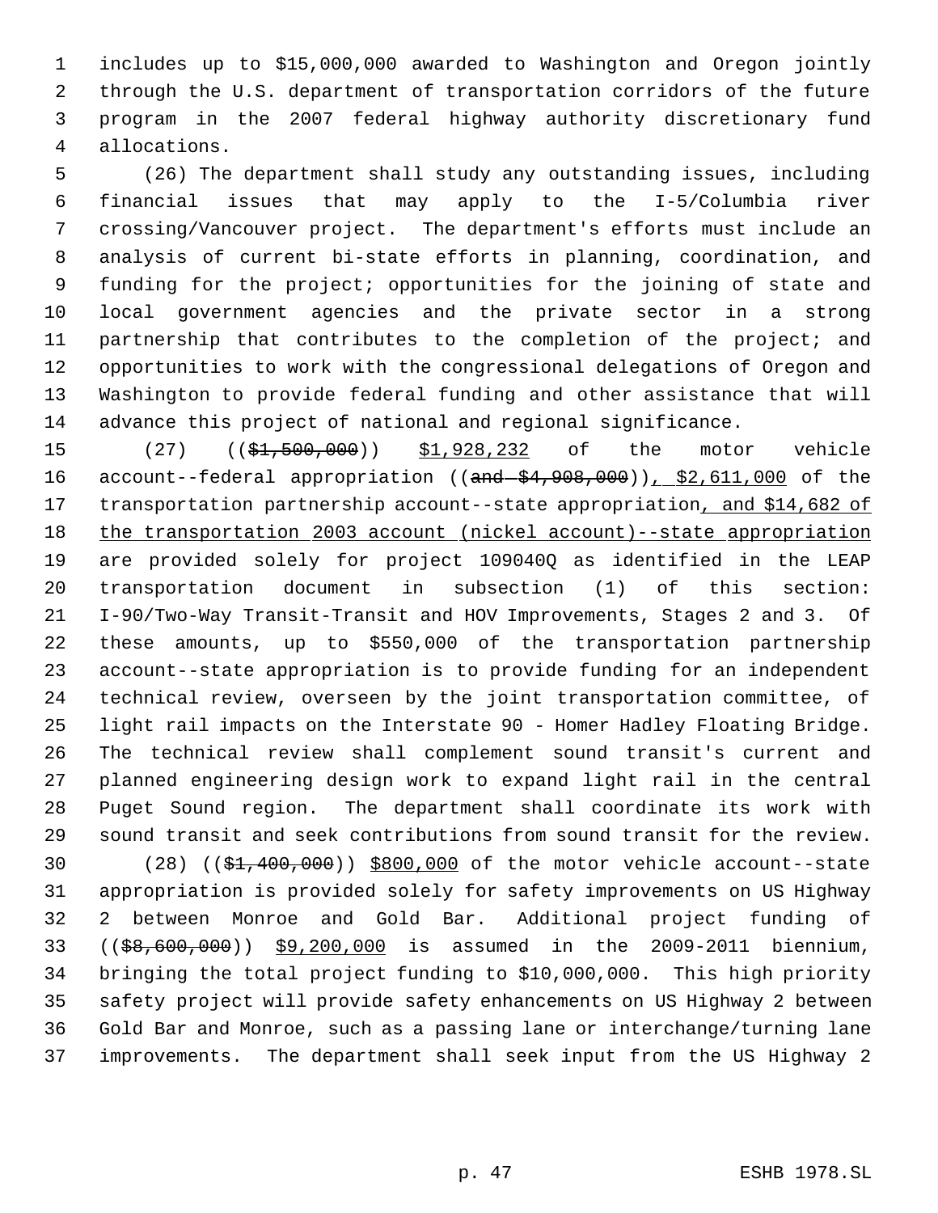includes up to $15,000,000 awarded to Washington and Oregon jointly through the U.S. department of transportation corridors of the future program in the 2007 federal highway authority discretionary fund allocations.

(26) The department shall study any outstanding issues, including financial issues that may apply to the I-5/Columbia river crossing/Vancouver project. The department's efforts must include an analysis of current bi-state efforts in planning, coordination, and funding for the project; opportunities for the joining of state and local government agencies and the private sector in a strong partnership that contributes to the completion of the project; and opportunities to work with the congressional delegations of Oregon and Washington to provide federal funding and other assistance that will advance this project of national and regional significance.

(27) ((~~$1,500,000~~)) $1,928,232 of the motor vehicle account--federal appropriation ((~~and $4,908,000~~)), $2,611,000 of the transportation partnership account--state appropriation, and $14,682 of the transportation 2003 account (nickel account)--state appropriation are provided solely for project 109040Q as identified in the LEAP transportation document in subsection (1) of this section: I-90/Two-Way Transit-Transit and HOV Improvements, Stages 2 and 3. Of these amounts, up to $550,000 of the transportation partnership account--state appropriation is to provide funding for an independent technical review, overseen by the joint transportation committee, of light rail impacts on the Interstate 90 - Homer Hadley Floating Bridge. The technical review shall complement sound transit's current and planned engineering design work to expand light rail in the central Puget Sound region. The department shall coordinate its work with sound transit and seek contributions from sound transit for the review.

(28) ((~~$1,400,000~~)) $800,000 of the motor vehicle account--state appropriation is provided solely for safety improvements on US Highway 2 between Monroe and Gold Bar. Additional project funding of ((~~$8,600,000~~)) $9,200,000 is assumed in the 2009-2011 biennium, bringing the total project funding to $10,000,000. This high priority safety project will provide safety enhancements on US Highway 2 between Gold Bar and Monroe, such as a passing lane or interchange/turning lane improvements. The department shall seek input from the US Highway 2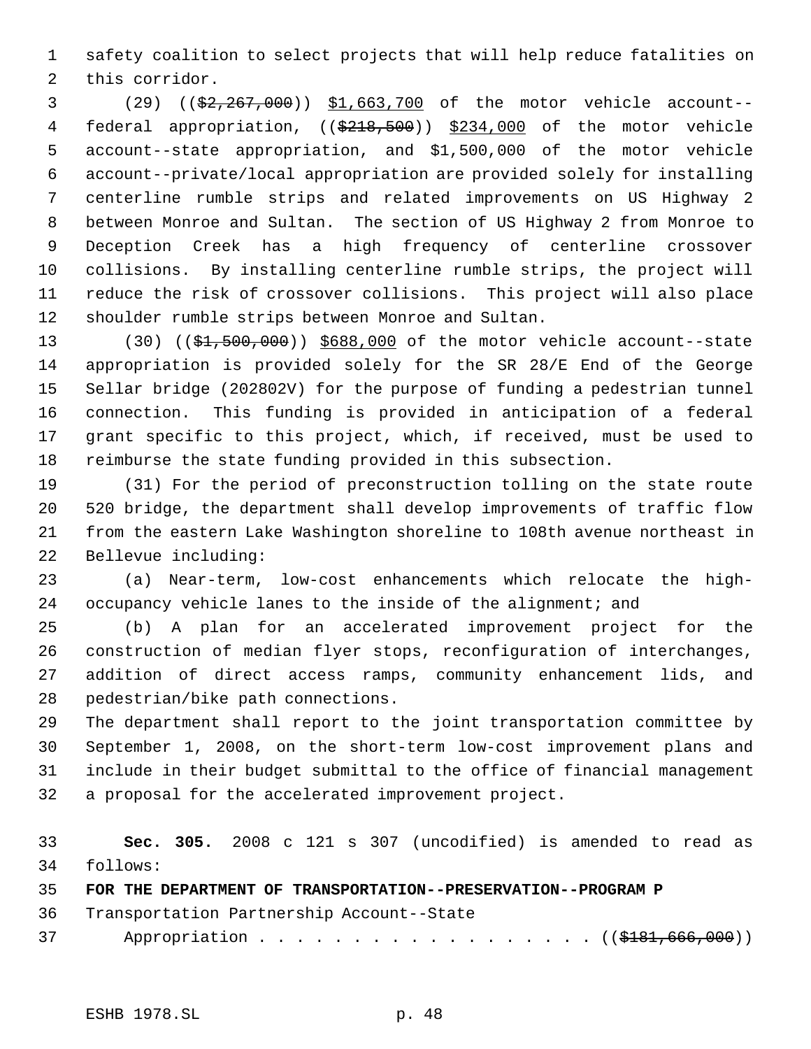safety coalition to select projects that will help reduce fatalities on this corridor.

(29) ((~~$2,267,000~~)) $1,663,700 of the motor vehicle account--federal appropriation, ((~~$218,500~~)) $234,000 of the motor vehicle account--state appropriation, and $1,500,000 of the motor vehicle account--private/local appropriation are provided solely for installing centerline rumble strips and related improvements on US Highway 2 between Monroe and Sultan. The section of US Highway 2 from Monroe to Deception Creek has a high frequency of centerline crossover collisions. By installing centerline rumble strips, the project will reduce the risk of crossover collisions. This project will also place shoulder rumble strips between Monroe and Sultan.

(30) ((~~$1,500,000~~)) $688,000 of the motor vehicle account--state appropriation is provided solely for the SR 28/E End of the George Sellar bridge (202802V) for the purpose of funding a pedestrian tunnel connection. This funding is provided in anticipation of a federal grant specific to this project, which, if received, must be used to reimburse the state funding provided in this subsection.

(31) For the period of preconstruction tolling on the state route 520 bridge, the department shall develop improvements of traffic flow from the eastern Lake Washington shoreline to 108th avenue northeast in Bellevue including:

(a) Near-term, low-cost enhancements which relocate the high-occupancy vehicle lanes to the inside of the alignment; and

(b) A plan for an accelerated improvement project for the construction of median flyer stops, reconfiguration of interchanges, addition of direct access ramps, community enhancement lids, and pedestrian/bike path connections.

The department shall report to the joint transportation committee by September 1, 2008, on the short-term low-cost improvement plans and include in their budget submittal to the office of financial management a proposal for the accelerated improvement project.

**Sec. 305.** 2008 c 121 s 307 (uncodified) is amended to read as follows:

**FOR THE DEPARTMENT OF TRANSPORTATION--PRESERVATION--PROGRAM P**

Transportation Partnership Account--State
Appropriation . . . . . . . . . . . . . . . . . . . ((~~$181,666,000~~))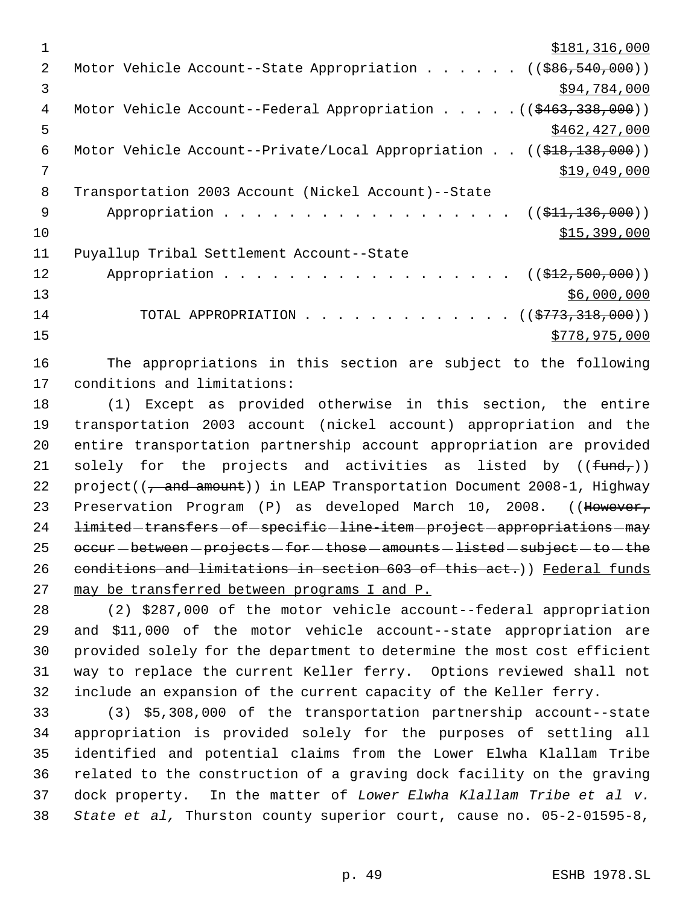$181,316,000

Motor Vehicle Account--State Appropriation . . . . . . (($86,540,000))

$94,784,000

Motor Vehicle Account--Federal Appropriation . . . . . (($463,338,000))

$462,427,000

Motor Vehicle Account--Private/Local Appropriation . . (($18,138,000))

$19,049,000

Transportation 2003 Account (Nickel Account)--State Appropriation . . . . . . . . . . . . . . . . . . . (($11,136,000))

$15,399,000

Puyallup Tribal Settlement Account--State Appropriation . . . . . . . . . . . . . . . . . . . (($12,500,000))

$6,000,000

TOTAL APPROPRIATION . . . . . . . . . . . . . (($773,318,000))

$778,975,000

The appropriations in this section are subject to the following conditions and limitations:

(1) Except as provided otherwise in this section, the entire transportation 2003 account (nickel account) appropriation and the entire transportation partnership account appropriation are provided solely for the projects and activities as listed by ((fund,)) project((, and amount)) in LEAP Transportation Document 2008-1, Highway Preservation Program (P) as developed March 10, 2008. ((However, limited transfers of specific line-item project appropriations may occur between projects for those amounts listed subject to the conditions and limitations in section 603 of this act.)) Federal funds may be transferred between programs I and P.

(2) $287,000 of the motor vehicle account--federal appropriation and $11,000 of the motor vehicle account--state appropriation are provided solely for the department to determine the most cost efficient way to replace the current Keller ferry. Options reviewed shall not include an expansion of the current capacity of the Keller ferry.

(3) $5,308,000 of the transportation partnership account--state appropriation is provided solely for the purposes of settling all identified and potential claims from the Lower Elwha Klallam Tribe related to the construction of a graving dock facility on the graving dock property. In the matter of *Lower Elwha Klallam Tribe et al v. State et al,* Thurston county superior court, cause no. 05-2-01595-8,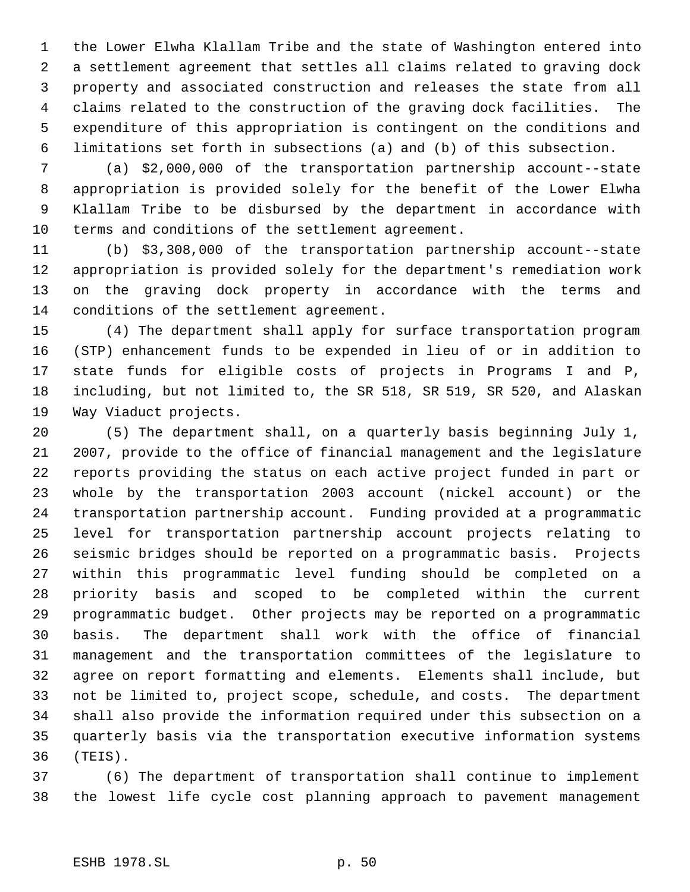the Lower Elwha Klallam Tribe and the state of Washington entered into a settlement agreement that settles all claims related to graving dock property and associated construction and releases the state from all claims related to the construction of the graving dock facilities. The expenditure of this appropriation is contingent on the conditions and limitations set forth in subsections (a) and (b) of this subsection.

(a) $2,000,000 of the transportation partnership account--state appropriation is provided solely for the benefit of the Lower Elwha Klallam Tribe to be disbursed by the department in accordance with terms and conditions of the settlement agreement.

(b) $3,308,000 of the transportation partnership account--state appropriation is provided solely for the department's remediation work on the graving dock property in accordance with the terms and conditions of the settlement agreement.

(4) The department shall apply for surface transportation program (STP) enhancement funds to be expended in lieu of or in addition to state funds for eligible costs of projects in Programs I and P, including, but not limited to, the SR 518, SR 519, SR 520, and Alaskan Way Viaduct projects.

(5) The department shall, on a quarterly basis beginning July 1, 2007, provide to the office of financial management and the legislature reports providing the status on each active project funded in part or whole by the transportation 2003 account (nickel account) or the transportation partnership account. Funding provided at a programmatic level for transportation partnership account projects relating to seismic bridges should be reported on a programmatic basis. Projects within this programmatic level funding should be completed on a priority basis and scoped to be completed within the current programmatic budget. Other projects may be reported on a programmatic basis. The department shall work with the office of financial management and the transportation committees of the legislature to agree on report formatting and elements. Elements shall include, but not be limited to, project scope, schedule, and costs. The department shall also provide the information required under this subsection on a quarterly basis via the transportation executive information systems (TEIS).

(6) The department of transportation shall continue to implement the lowest life cycle cost planning approach to pavement management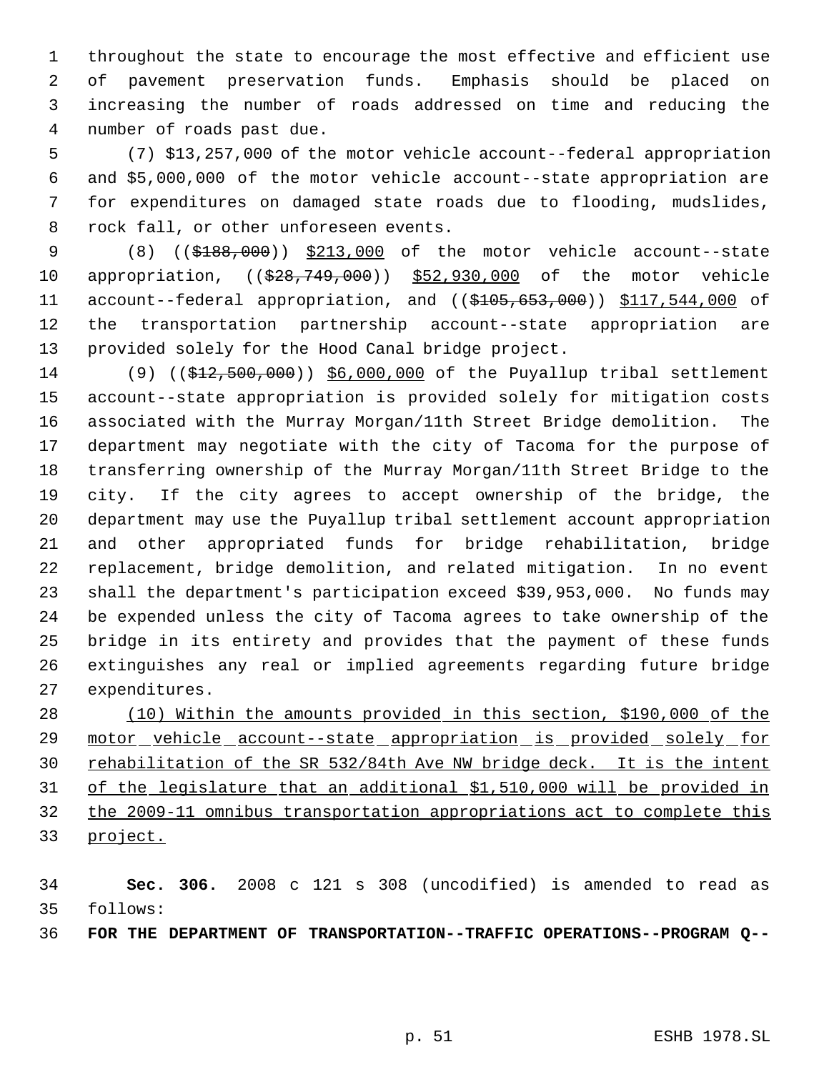throughout the state to encourage the most effective and efficient use of pavement preservation funds. Emphasis should be placed on increasing the number of roads addressed on time and reducing the number of roads past due.

(7) $13,257,000 of the motor vehicle account--federal appropriation and $5,000,000 of the motor vehicle account--state appropriation are for expenditures on damaged state roads due to flooding, mudslides, rock fall, or other unforeseen events.

(8) ((~~$188,000~~)) <u>$213,000</u> of the motor vehicle account--state appropriation, ((~~$28,749,000~~)) <u>$52,930,000</u> of the motor vehicle account--federal appropriation, and ((~~$105,653,000~~)) <u>$117,544,000</u> of the transportation partnership account--state appropriation are provided solely for the Hood Canal bridge project.

(9) ((~~$12,500,000~~)) <u>$6,000,000</u> of the Puyallup tribal settlement account--state appropriation is provided solely for mitigation costs associated with the Murray Morgan/11th Street Bridge demolition. The department may negotiate with the city of Tacoma for the purpose of transferring ownership of the Murray Morgan/11th Street Bridge to the city. If the city agrees to accept ownership of the bridge, the department may use the Puyallup tribal settlement account appropriation and other appropriated funds for bridge rehabilitation, bridge replacement, bridge demolition, and related mitigation. In no event shall the department's participation exceed $39,953,000. No funds may be expended unless the city of Tacoma agrees to take ownership of the bridge in its entirety and provides that the payment of these funds extinguishes any real or implied agreements regarding future bridge expenditures.

<u>(10) Within the amounts provided in this section, $190,000 of the motor vehicle account--state appropriation is provided solely for rehabilitation of the SR 532/84th Ave NW bridge deck. It is the intent of the legislature that an additional $1,510,000 will be provided in the 2009-11 omnibus transportation appropriations act to complete this project.</u>

**Sec. 306.** 2008 c 121 s 308 (uncodified) is amended to read as follows:

**FOR THE DEPARTMENT OF TRANSPORTATION--TRAFFIC OPERATIONS--PROGRAM Q--**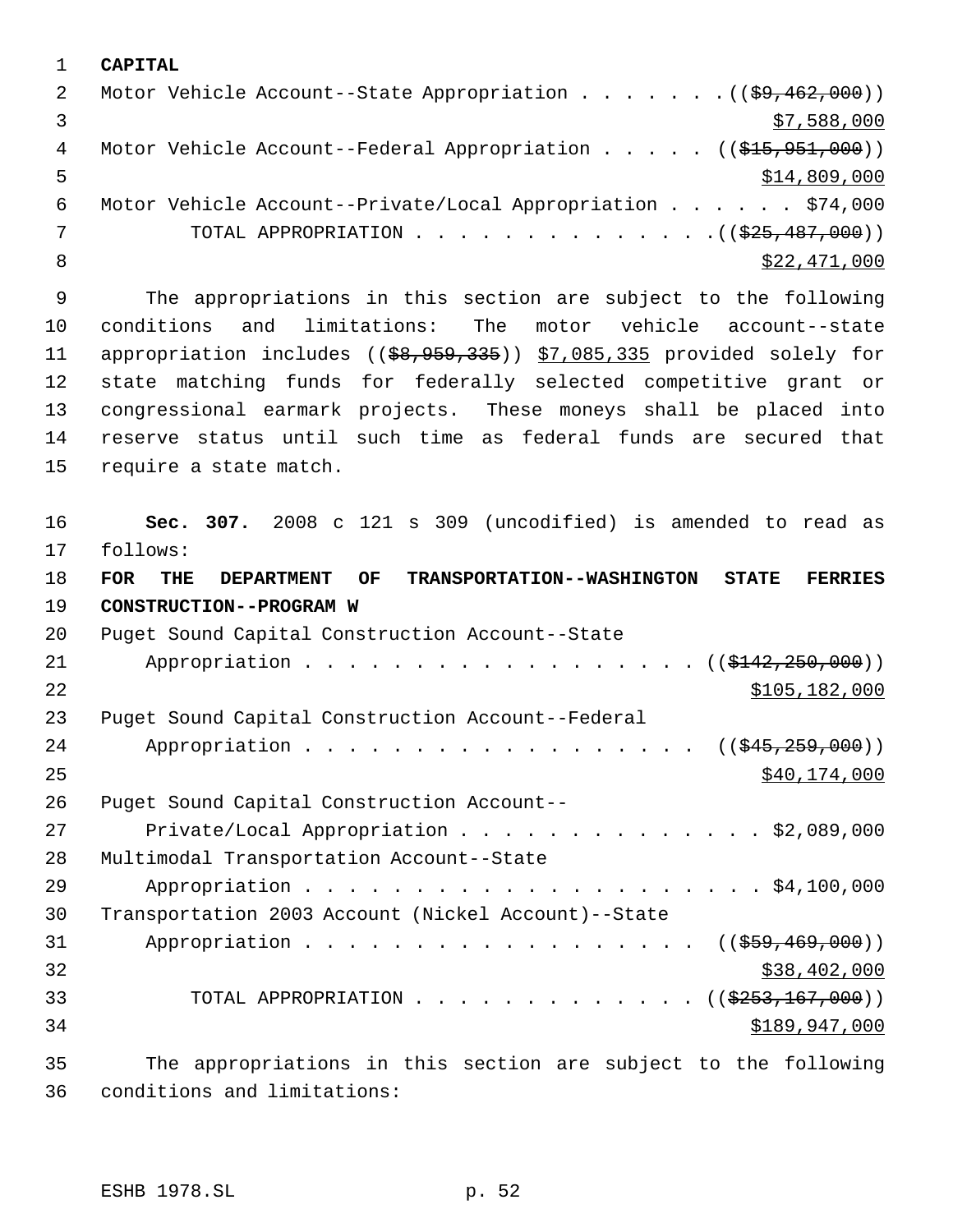**CAPITAL**

Motor Vehicle Account--State Appropriation . . . . . . . ((~~$9,462,000~~))
<u>$7,588,000</u>

Motor Vehicle Account--Federal Appropriation . . . . . ((~~$15,951,000~~))
<u>$14,809,000</u>

Motor Vehicle Account--Private/Local Appropriation . . . . . . $74,000

TOTAL APPROPRIATION . . . . . . . . . . . . . . ((~~$25,487,000~~))
<u>$22,471,000</u>

The appropriations in this section are subject to the following conditions and limitations: The motor vehicle account--state appropriation includes ((~~$8,959,335~~)) <u>$7,085,335</u> provided solely for state matching funds for federally selected competitive grant or congressional earmark projects. These moneys shall be placed into reserve status until such time as federal funds are secured that require a state match.

**Sec. 307.** 2008 c 121 s 309 (uncodified) is amended to read as follows:

**FOR THE DEPARTMENT OF TRANSPORTATION--WASHINGTON STATE FERRIES CONSTRUCTION--PROGRAM W**

Puget Sound Capital Construction Account--State Appropriation . . . . . . . . . . . . . . . . . . ((~~$142,250,000~~))
<u>$105,182,000</u>

Puget Sound Capital Construction Account--Federal Appropriation . . . . . . . . . . . . . . . . . . ((~~$45,259,000~~))
<u>$40,174,000</u>

Puget Sound Capital Construction Account--Private/Local Appropriation . . . . . . . . . . . . . . $2,089,000

Multimodal Transportation Account--State Appropriation . . . . . . . . . . . . . . . . . . . . . . $4,100,000

Transportation 2003 Account (Nickel Account)--State Appropriation . . . . . . . . . . . . . . . . . . ((~~$59,469,000~~))
<u>$38,402,000</u>

TOTAL APPROPRIATION . . . . . . . . . . . . . ((~~$253,167,000~~))
<u>$189,947,000</u>

The appropriations in this section are subject to the following conditions and limitations: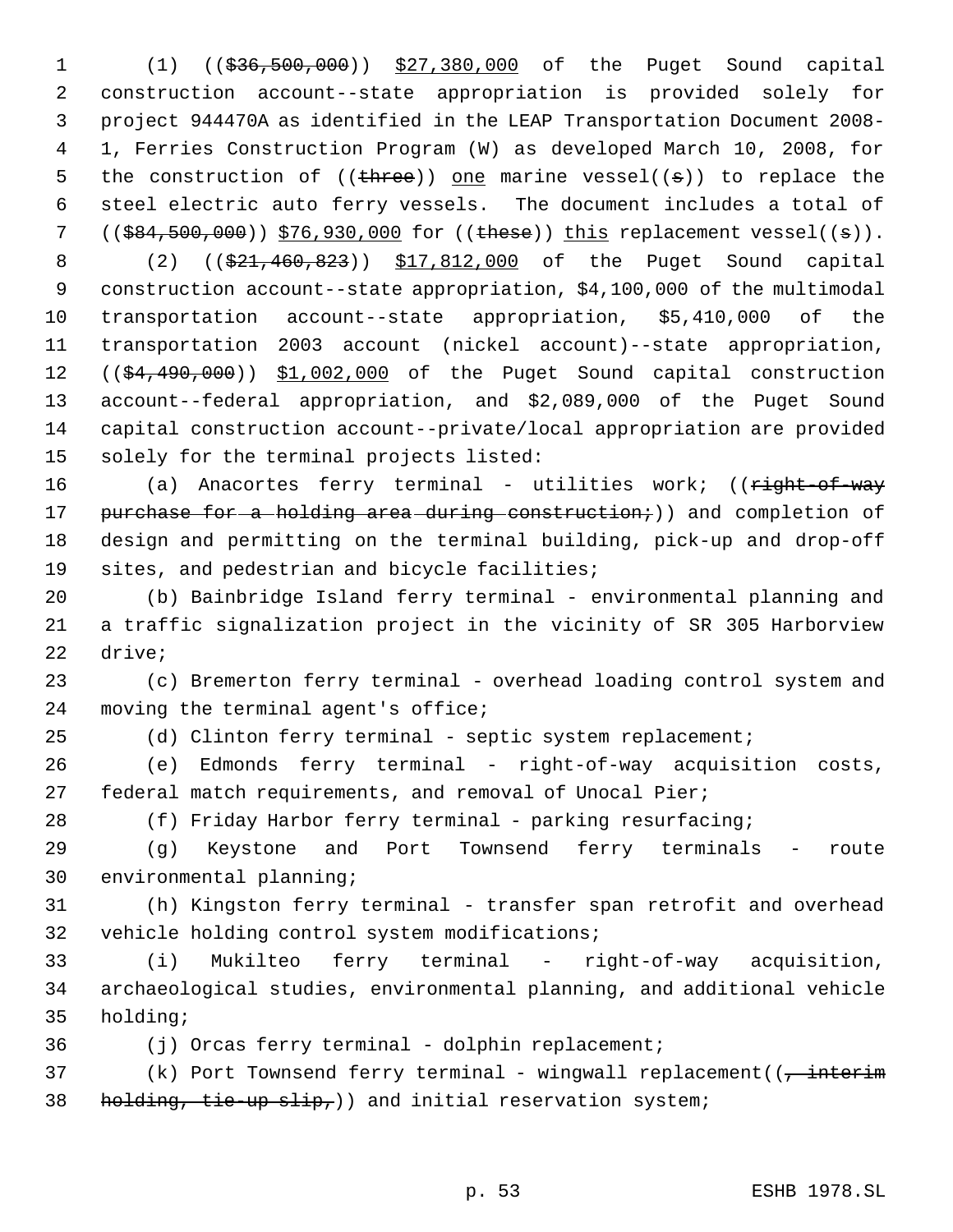(1) ((~~$36,500,000~~)) <u>$27,380,000</u> of the Puget Sound capital construction account--state appropriation is provided solely for project 944470A as identified in the LEAP Transportation Document 2008-1, Ferries Construction Program (W) as developed March 10, 2008, for the construction of ((~~three~~)) <u>one</u> marine vessel((~~s~~)) to replace the steel electric auto ferry vessels. The document includes a total of ((~~$84,500,000~~)) <u>$76,930,000</u> for ((~~these~~)) <u>this</u> replacement vessel((~~s~~)).

(2) ((~~$21,460,823~~)) <u>$17,812,000</u> of the Puget Sound capital construction account--state appropriation, $4,100,000 of the multimodal transportation account--state appropriation, $5,410,000 of the transportation 2003 account (nickel account)--state appropriation, ((~~$4,490,000~~)) <u>$1,002,000</u> of the Puget Sound capital construction account--federal appropriation, and $2,089,000 of the Puget Sound capital construction account--private/local appropriation are provided solely for the terminal projects listed:

(a) Anacortes ferry terminal - utilities work; ((~~right-of-way purchase for a holding area during construction;~~)) and completion of design and permitting on the terminal building, pick-up and drop-off sites, and pedestrian and bicycle facilities;

(b) Bainbridge Island ferry terminal - environmental planning and a traffic signalization project in the vicinity of SR 305 Harborview drive;

(c) Bremerton ferry terminal - overhead loading control system and moving the terminal agent's office;

(d) Clinton ferry terminal - septic system replacement;

(e) Edmonds ferry terminal - right-of-way acquisition costs, federal match requirements, and removal of Unocal Pier;

(f) Friday Harbor ferry terminal - parking resurfacing;

(g) Keystone and Port Townsend ferry terminals - route environmental planning;

(h) Kingston ferry terminal - transfer span retrofit and overhead vehicle holding control system modifications;

(i) Mukilteo ferry terminal - right-of-way acquisition, archaeological studies, environmental planning, and additional vehicle holding;

(j) Orcas ferry terminal - dolphin replacement;

(k) Port Townsend ferry terminal - wingwall replacement((~~, interim holding, tie-up slip,~~)) and initial reservation system;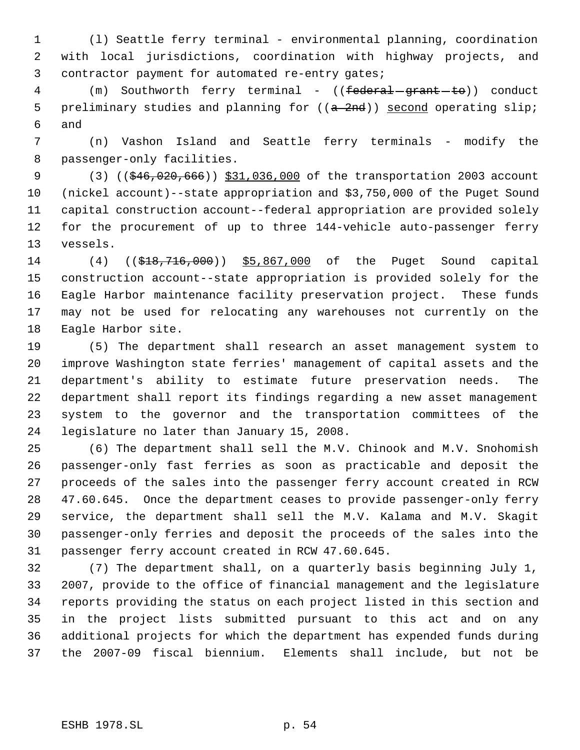(l) Seattle ferry terminal - environmental planning, coordination with local jurisdictions, coordination with highway projects, and contractor payment for automated re-entry gates;

(m) Southworth ferry terminal - ((~~federal grant to~~)) conduct preliminary studies and planning for ((~~a 2nd~~)) <u>second</u> operating slip; and

(n) Vashon Island and Seattle ferry terminals - modify the passenger-only facilities.

(3) ((~~$46,020,666~~)) <u>$31,036,000</u> of the transportation 2003 account (nickel account)--state appropriation and $3,750,000 of the Puget Sound capital construction account--federal appropriation are provided solely for the procurement of up to three 144-vehicle auto-passenger ferry vessels.

(4) ((~~$18,716,000~~)) <u>$5,867,000</u> of the Puget Sound capital construction account--state appropriation is provided solely for the Eagle Harbor maintenance facility preservation project. These funds may not be used for relocating any warehouses not currently on the Eagle Harbor site.

(5) The department shall research an asset management system to improve Washington state ferries' management of capital assets and the department's ability to estimate future preservation needs. The department shall report its findings regarding a new asset management system to the governor and the transportation committees of the legislature no later than January 15, 2008.

(6) The department shall sell the M.V. Chinook and M.V. Snohomish passenger-only fast ferries as soon as practicable and deposit the proceeds of the sales into the passenger ferry account created in RCW 47.60.645. Once the department ceases to provide passenger-only ferry service, the department shall sell the M.V. Kalama and M.V. Skagit passenger-only ferries and deposit the proceeds of the sales into the passenger ferry account created in RCW 47.60.645.

(7) The department shall, on a quarterly basis beginning July 1, 2007, provide to the office of financial management and the legislature reports providing the status on each project listed in this section and in the project lists submitted pursuant to this act and on any additional projects for which the department has expended funds during the 2007-09 fiscal biennium. Elements shall include, but not be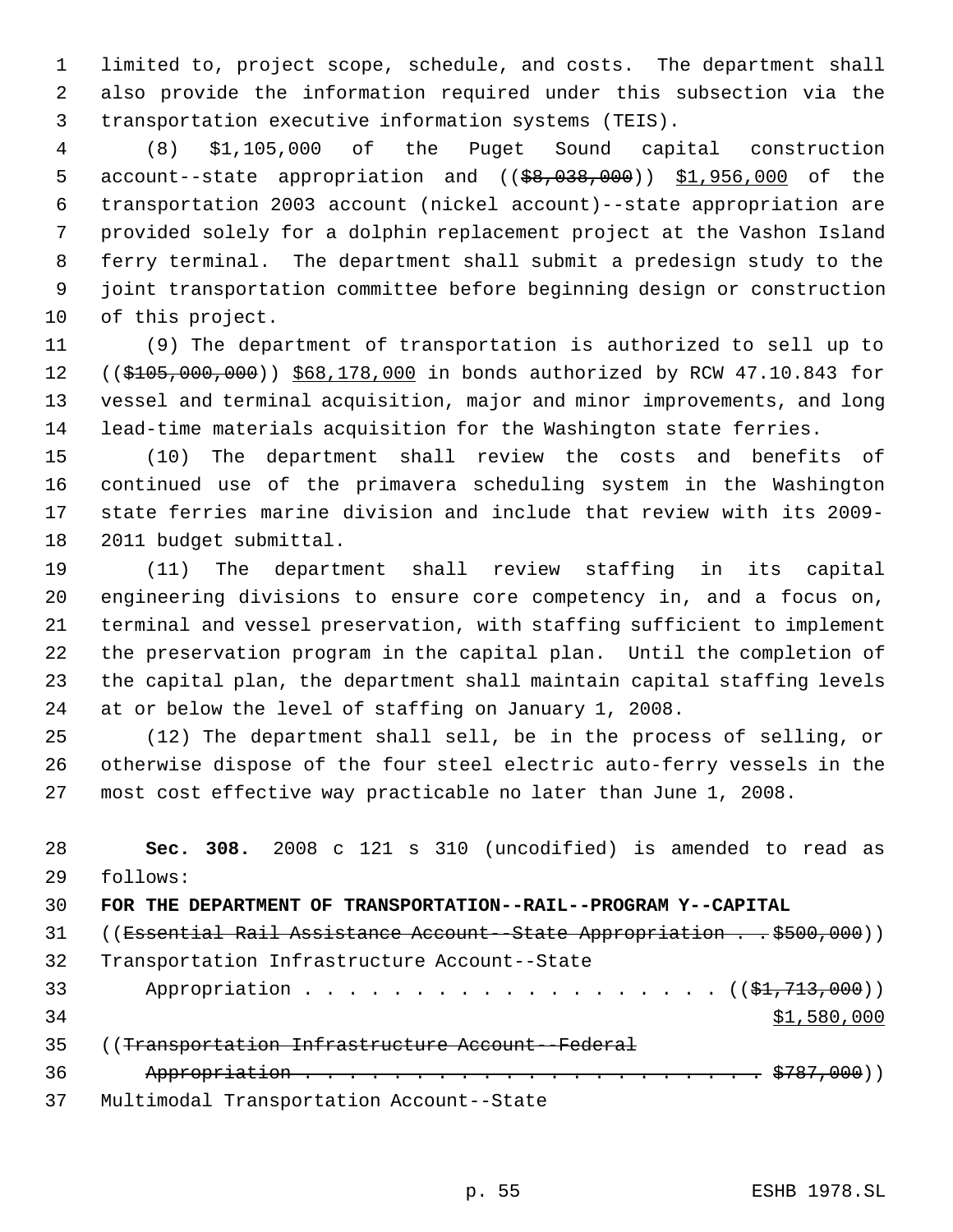limited to, project scope, schedule, and costs. The department shall also provide the information required under this subsection via the transportation executive information systems (TEIS).

(8) $1,105,000 of the Puget Sound capital construction account--state appropriation and ((~~$8,038,000~~)) <u>$1,956,000</u> of the transportation 2003 account (nickel account)--state appropriation are provided solely for a dolphin replacement project at the Vashon Island ferry terminal. The department shall submit a predesign study to the joint transportation committee before beginning design or construction of this project.

(9) The department of transportation is authorized to sell up to ((~~$105,000,000~~)) <u>$68,178,000</u> in bonds authorized by RCW 47.10.843 for vessel and terminal acquisition, major and minor improvements, and long lead-time materials acquisition for the Washington state ferries.

(10) The department shall review the costs and benefits of continued use of the primavera scheduling system in the Washington state ferries marine division and include that review with its 2009-2011 budget submittal.

(11) The department shall review staffing in its capital engineering divisions to ensure core competency in, and a focus on, terminal and vessel preservation, with staffing sufficient to implement the preservation program in the capital plan. Until the completion of the capital plan, the department shall maintain capital staffing levels at or below the level of staffing on January 1, 2008.

(12) The department shall sell, be in the process of selling, or otherwise dispose of the four steel electric auto-ferry vessels in the most cost effective way practicable no later than June 1, 2008.

**Sec. 308.** 2008 c 121 s 310 (uncodified) is amended to read as follows:

**FOR THE DEPARTMENT OF TRANSPORTATION--RAIL--PROGRAM Y--CAPITAL**

((~~Essential Rail Assistance Account--State Appropriation . . $500,000~~))

Transportation Infrastructure Account--State
Appropriation . . . . . . . . . . . . . . . . . . . ((~~$1,713,000~~))
<u>$1,580,000</u>

((~~Transportation Infrastructure Account--Federal~~
~~Appropriation . . . . . . . . . . . . . . . . . . . . . . . $787,000~~))

Multimodal Transportation Account--State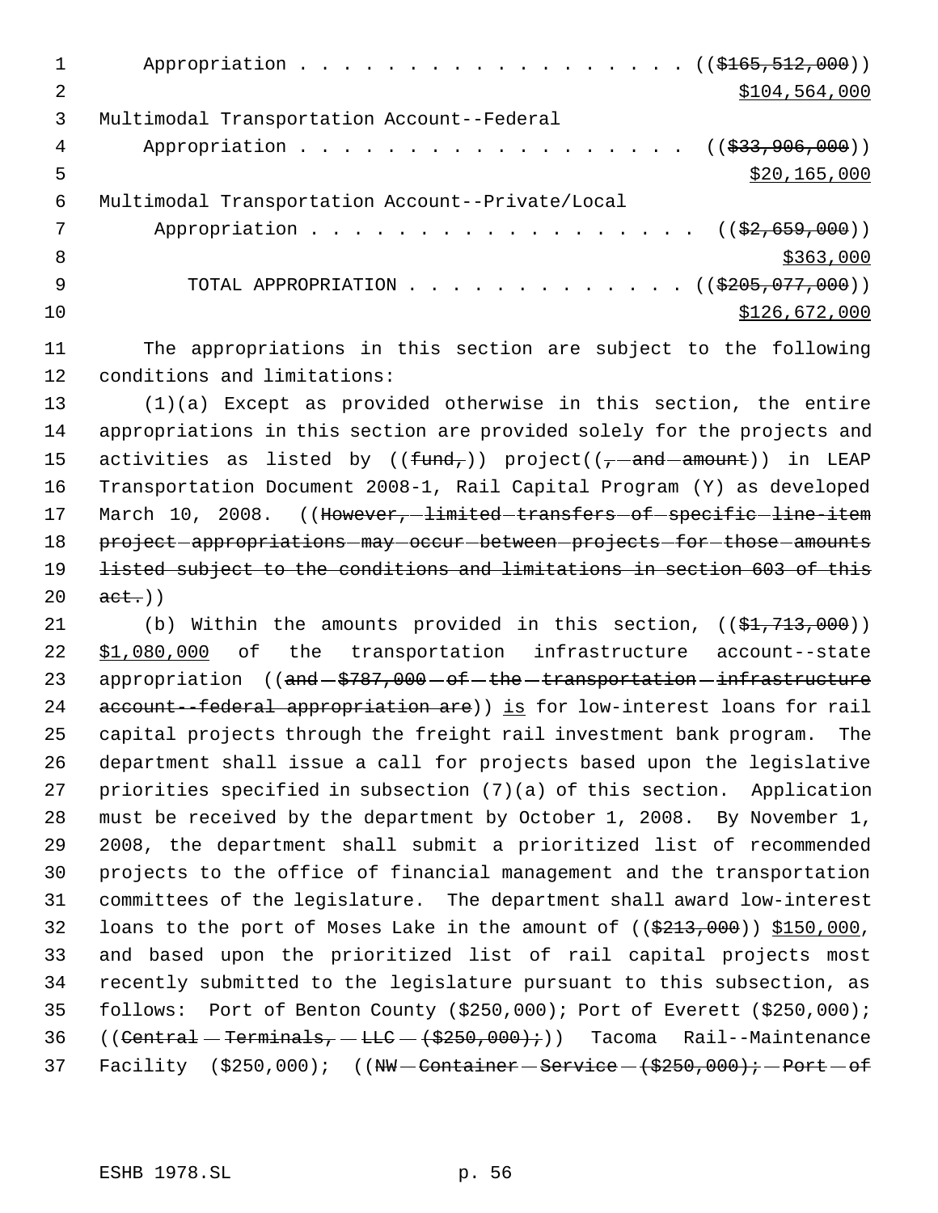Appropriation . . . . . . . . . . . . . . . . . . . ((~~$165,512,000~~))
$104,564,000

Multimodal Transportation Account--Federal
Appropriation . . . . . . . . . . . . . . . . . . . ((~~$33,906,000~~))
$20,165,000

Multimodal Transportation Account--Private/Local
Appropriation . . . . . . . . . . . . . . . . . . . ((~~$2,659,000~~))
$363,000

TOTAL APPROPRIATION . . . . . . . . . . . . . . ((~~$205,077,000~~))
$126,672,000

The appropriations in this section are subject to the following conditions and limitations:

(1)(a) Except as provided otherwise in this section, the entire appropriations in this section are provided solely for the projects and activities as listed by ((~~fund,~~)) project((~~, and amount~~)) in LEAP Transportation Document 2008-1, Rail Capital Program (Y) as developed March 10, 2008. ((~~However, limited transfers of specific line-item project appropriations may occur between projects for those amounts listed subject to the conditions and limitations in section 603 of this act.~~))

(b) Within the amounts provided in this section, ((~~$1,713,000~~)) $1,080,000 of the transportation infrastructure account--state appropriation ((~~and $787,000 of the transportation infrastructure account--federal appropriation are~~)) is for low-interest loans for rail capital projects through the freight rail investment bank program. The department shall issue a call for projects based upon the legislative priorities specified in subsection (7)(a) of this section. Application must be received by the department by October 1, 2008. By November 1, 2008, the department shall submit a prioritized list of recommended projects to the office of financial management and the transportation committees of the legislature. The department shall award low-interest loans to the port of Moses Lake in the amount of ((~~$213,000~~)) $150,000, and based upon the prioritized list of rail capital projects most recently submitted to the legislature pursuant to this subsection, as follows: Port of Benton County ($250,000); Port of Everett ($250,000); ((~~Central Terminals, LLC ($250,000);~~)) Tacoma Rail--Maintenance Facility ($250,000); ((~~NW Container Service ($250,000); Port of~~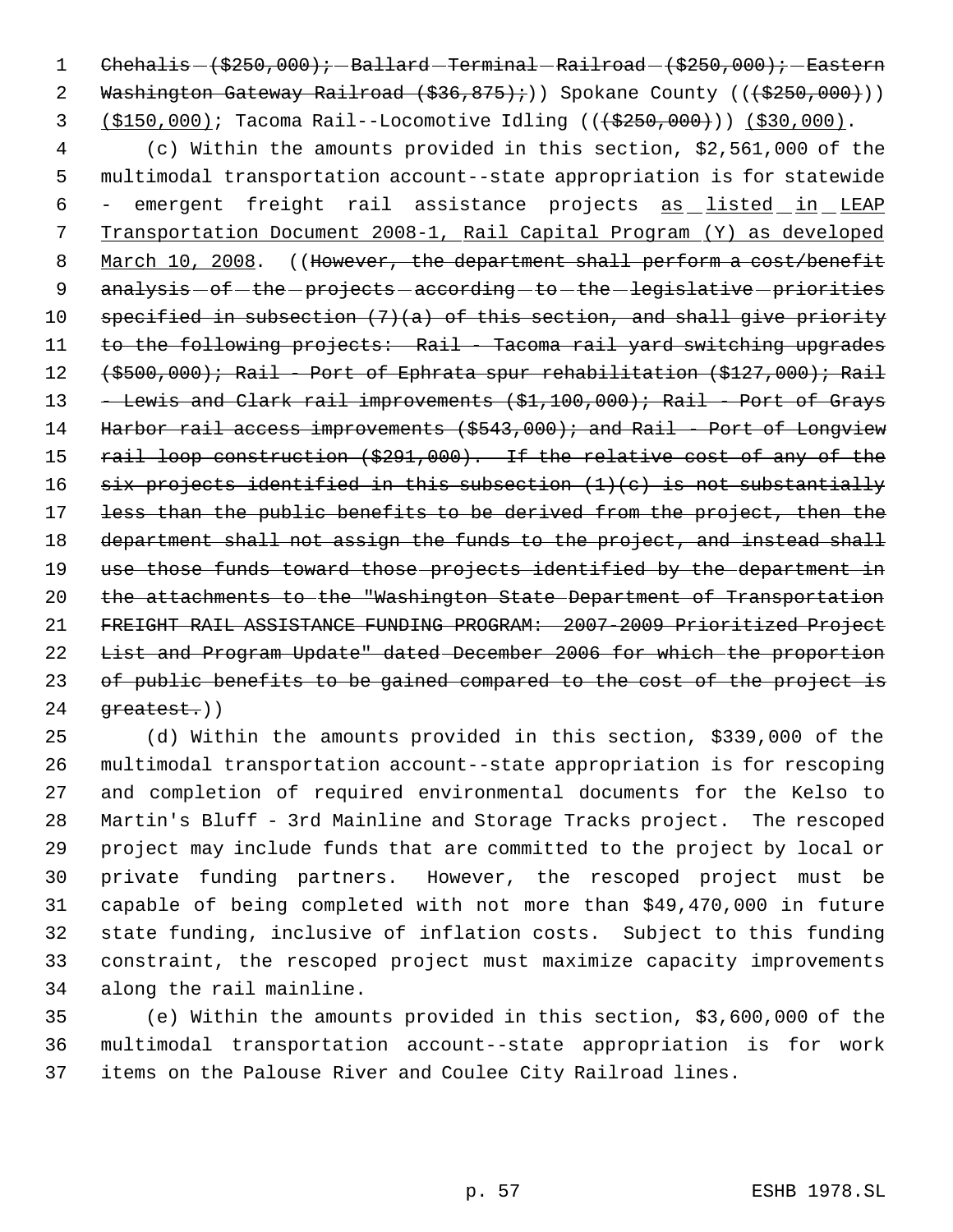Chehalis ($250,000); Ballard Terminal Railroad ($250,000); Eastern Washington Gateway Railroad ($36,875);)) Spokane County ((($250,000))) ($150,000); Tacoma Rail--Locomotive Idling ((($250,000))) ($30,000).

(c) Within the amounts provided in this section, $2,561,000 of the multimodal transportation account--state appropriation is for statewide - emergent freight rail assistance projects as listed in LEAP Transportation Document 2008-1, Rail Capital Program (Y) as developed March 10, 2008. ((However, the department shall perform a cost/benefit analysis of the projects according to the legislative priorities specified in subsection (7)(a) of this section, and shall give priority to the following projects: Rail - Tacoma rail yard switching upgrades ($500,000); Rail - Port of Ephrata spur rehabilitation ($127,000); Rail - Lewis and Clark rail improvements ($1,100,000); Rail - Port of Grays Harbor rail access improvements ($543,000); and Rail - Port of Longview rail loop construction ($291,000). If the relative cost of any of the six projects identified in this subsection (1)(c) is not substantially less than the public benefits to be derived from the project, then the department shall not assign the funds to the project, and instead shall use those funds toward those projects identified by the department in the attachments to the "Washington State Department of Transportation FREIGHT RAIL ASSISTANCE FUNDING PROGRAM: 2007-2009 Prioritized Project List and Program Update" dated December 2006 for which the proportion of public benefits to be gained compared to the cost of the project is greatest.))

(d) Within the amounts provided in this section, $339,000 of the multimodal transportation account--state appropriation is for rescoping and completion of required environmental documents for the Kelso to Martin's Bluff - 3rd Mainline and Storage Tracks project. The rescoped project may include funds that are committed to the project by local or private funding partners. However, the rescoped project must be capable of being completed with not more than $49,470,000 in future state funding, inclusive of inflation costs. Subject to this funding constraint, the rescoped project must maximize capacity improvements along the rail mainline.

(e) Within the amounts provided in this section, $3,600,000 of the multimodal transportation account--state appropriation is for work items on the Palouse River and Coulee City Railroad lines.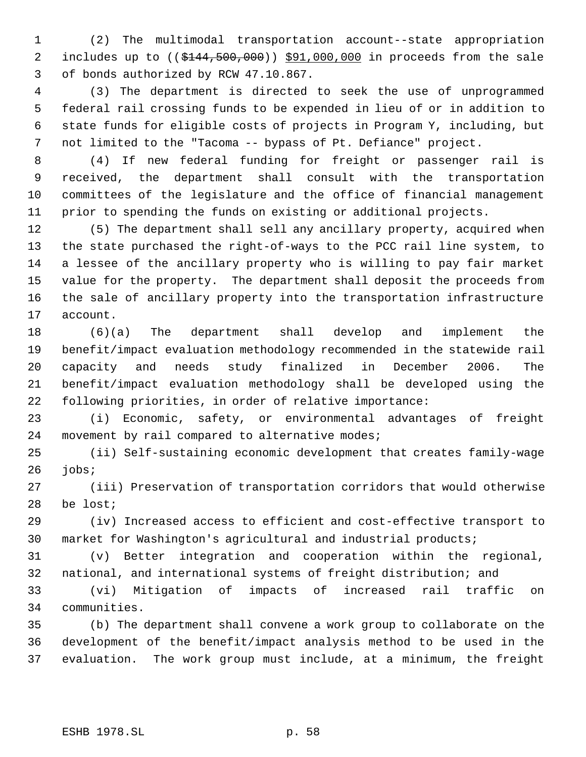(2) The multimodal transportation account--state appropriation includes up to ((~~$144,500,000~~)) <u>$91,000,000</u> in proceeds from the sale of bonds authorized by RCW 47.10.867.

(3) The department is directed to seek the use of unprogrammed federal rail crossing funds to be expended in lieu of or in addition to state funds for eligible costs of projects in Program Y, including, but not limited to the "Tacoma -- bypass of Pt. Defiance" project.

(4) If new federal funding for freight or passenger rail is received, the department shall consult with the transportation committees of the legislature and the office of financial management prior to spending the funds on existing or additional projects.

(5) The department shall sell any ancillary property, acquired when the state purchased the right-of-ways to the PCC rail line system, to a lessee of the ancillary property who is willing to pay fair market value for the property. The department shall deposit the proceeds from the sale of ancillary property into the transportation infrastructure account.

(6)(a) The department shall develop and implement the benefit/impact evaluation methodology recommended in the statewide rail capacity and needs study finalized in December 2006. The benefit/impact evaluation methodology shall be developed using the following priorities, in order of relative importance:

(i) Economic, safety, or environmental advantages of freight movement by rail compared to alternative modes;

(ii) Self-sustaining economic development that creates family-wage jobs;

(iii) Preservation of transportation corridors that would otherwise be lost;

(iv) Increased access to efficient and cost-effective transport to market for Washington's agricultural and industrial products;

(v) Better integration and cooperation within the regional, national, and international systems of freight distribution; and

(vi) Mitigation of impacts of increased rail traffic on communities.

(b) The department shall convene a work group to collaborate on the development of the benefit/impact analysis method to be used in the evaluation. The work group must include, at a minimum, the freight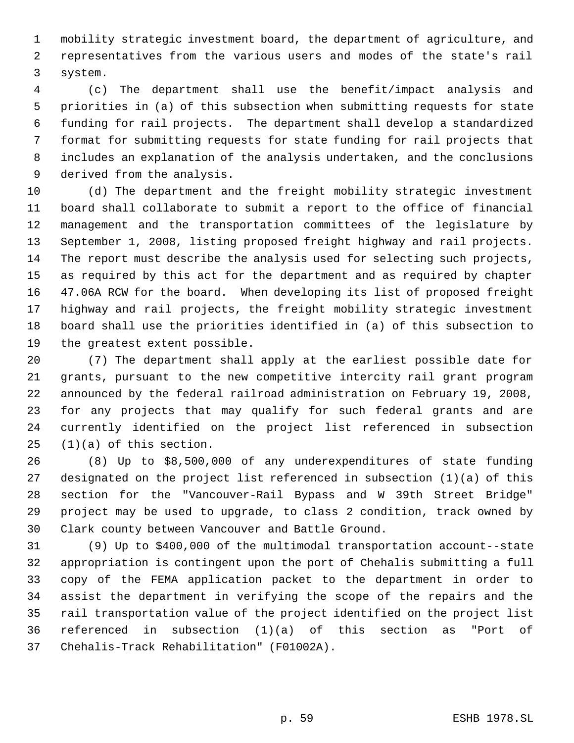mobility strategic investment board, the department of agriculture, and representatives from the various users and modes of the state's rail system.

(c) The department shall use the benefit/impact analysis and priorities in (a) of this subsection when submitting requests for state funding for rail projects. The department shall develop a standardized format for submitting requests for state funding for rail projects that includes an explanation of the analysis undertaken, and the conclusions derived from the analysis.

(d) The department and the freight mobility strategic investment board shall collaborate to submit a report to the office of financial management and the transportation committees of the legislature by September 1, 2008, listing proposed freight highway and rail projects. The report must describe the analysis used for selecting such projects, as required by this act for the department and as required by chapter 47.06A RCW for the board. When developing its list of proposed freight highway and rail projects, the freight mobility strategic investment board shall use the priorities identified in (a) of this subsection to the greatest extent possible.

(7) The department shall apply at the earliest possible date for grants, pursuant to the new competitive intercity rail grant program announced by the federal railroad administration on February 19, 2008, for any projects that may qualify for such federal grants and are currently identified on the project list referenced in subsection (1)(a) of this section.

(8) Up to $8,500,000 of any underexpenditures of state funding designated on the project list referenced in subsection (1)(a) of this section for the "Vancouver-Rail Bypass and W 39th Street Bridge" project may be used to upgrade, to class 2 condition, track owned by Clark county between Vancouver and Battle Ground.

(9) Up to $400,000 of the multimodal transportation account--state appropriation is contingent upon the port of Chehalis submitting a full copy of the FEMA application packet to the department in order to assist the department in verifying the scope of the repairs and the rail transportation value of the project identified on the project list referenced in subsection (1)(a) of this section as "Port of Chehalis-Track Rehabilitation" (F01002A).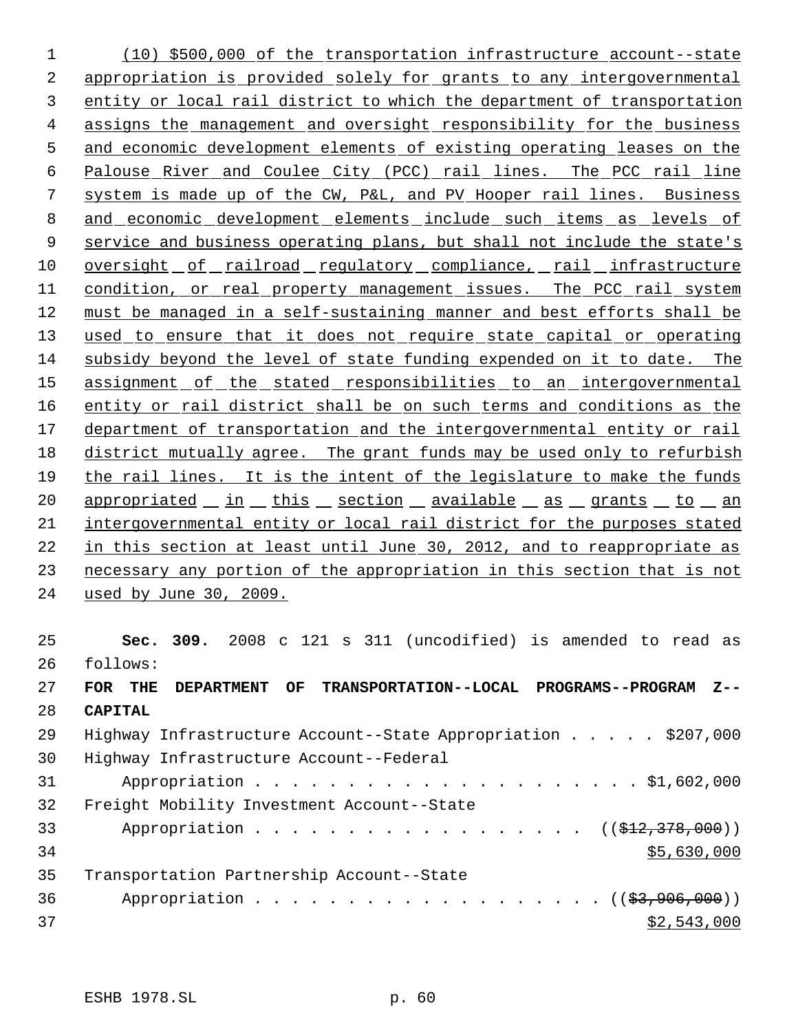(10) $500,000 of the transportation infrastructure account--state appropriation is provided solely for grants to any intergovernmental entity or local rail district to which the department of transportation assigns the management and oversight responsibility for the business and economic development elements of existing operating leases on the Palouse River and Coulee City (PCC) rail lines. The PCC rail line system is made up of the CW, P&L, and PV Hooper rail lines. Business and economic development elements include such items as levels of service and business operating plans, but shall not include the state's oversight of railroad regulatory compliance, rail infrastructure condition, or real property management issues. The PCC rail system must be managed in a self-sustaining manner and best efforts shall be used to ensure that it does not require state capital or operating subsidy beyond the level of state funding expended on it to date. The assignment of the stated responsibilities to an intergovernmental entity or rail district shall be on such terms and conditions as the department of transportation and the intergovernmental entity or rail district mutually agree. The grant funds may be used only to refurbish the rail lines. It is the intent of the legislature to make the funds appropriated in this section available as grants to an intergovernmental entity or local rail district for the purposes stated in this section at least until June 30, 2012, and to reappropriate as necessary any portion of the appropriation in this section that is not used by June 30, 2009.

**Sec. 309.** 2008 c 121 s 311 (uncodified) is amended to read as follows:

**FOR THE DEPARTMENT OF TRANSPORTATION--LOCAL PROGRAMS--PROGRAM Z--CAPITAL**

Highway Infrastructure Account--State Appropriation . . . . . $207,000

Highway Infrastructure Account--Federal Appropriation . . . . . . . . . . . . . . . . . . . . . . $1,602,000

Freight Mobility Investment Account--State Appropriation . . . . . . . . . . . . . . . . . . ((~~$12,378,000~~)) $5,630,000

Transportation Partnership Account--State Appropriation . . . . . . . . . . . . . . . . . . . ((~~$3,906,000~~)) $2,543,000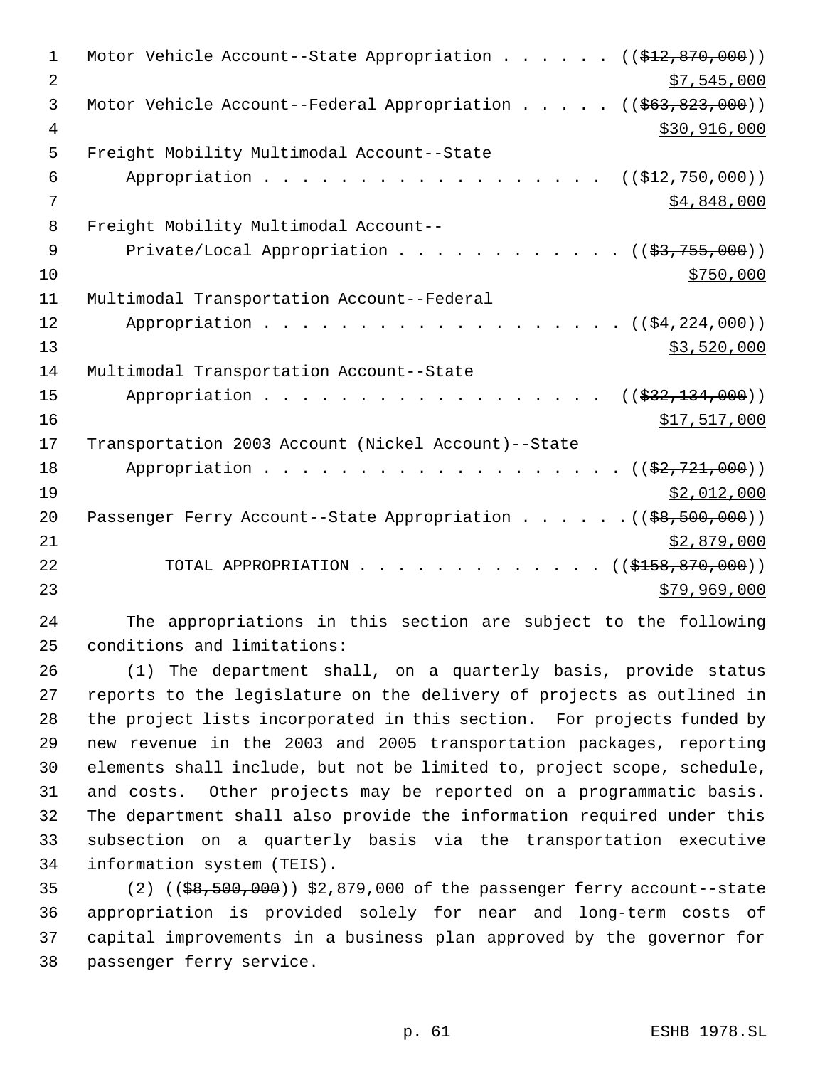Motor Vehicle Account--State Appropriation . . . . . . ((~~$12,870,000~~))
<u>$7,545,000</u>

Motor Vehicle Account--Federal Appropriation . . . . . ((~~$63,823,000~~))
<u>$30,916,000</u>

Freight Mobility Multimodal Account--State
Appropriation . . . . . . . . . . . . . . . . . . ((~~$12,750,000~~))
<u>$4,848,000</u>

Freight Mobility Multimodal Account--
Private/Local Appropriation . . . . . . . . . . . . ((~~$3,755,000~~))
<u>$750,000</u>

Multimodal Transportation Account--Federal
Appropriation . . . . . . . . . . . . . . . . . . . ((~~$4,224,000~~))
<u>$3,520,000</u>

Multimodal Transportation Account--State
Appropriation . . . . . . . . . . . . . . . . . . ((~~$32,134,000~~))
<u>$17,517,000</u>

Transportation 2003 Account (Nickel Account)--State
Appropriation . . . . . . . . . . . . . . . . . . . ((~~$2,721,000~~))
<u>$2,012,000</u>

Passenger Ferry Account--State Appropriation . . . . . . ((~~$8,500,000~~))
<u>$2,879,000</u>

TOTAL APPROPRIATION . . . . . . . . . . . . . ((~~$158,870,000~~))
<u>$79,969,000</u>

The appropriations in this section are subject to the following conditions and limitations:

(1) The department shall, on a quarterly basis, provide status reports to the legislature on the delivery of projects as outlined in the project lists incorporated in this section. For projects funded by new revenue in the 2003 and 2005 transportation packages, reporting elements shall include, but not be limited to, project scope, schedule, and costs. Other projects may be reported on a programmatic basis. The department shall also provide the information required under this subsection on a quarterly basis via the transportation executive information system (TEIS).

(2) ((~~$8,500,000~~)) <u>$2,879,000</u> of the passenger ferry account--state appropriation is provided solely for near and long-term costs of capital improvements in a business plan approved by the governor for passenger ferry service.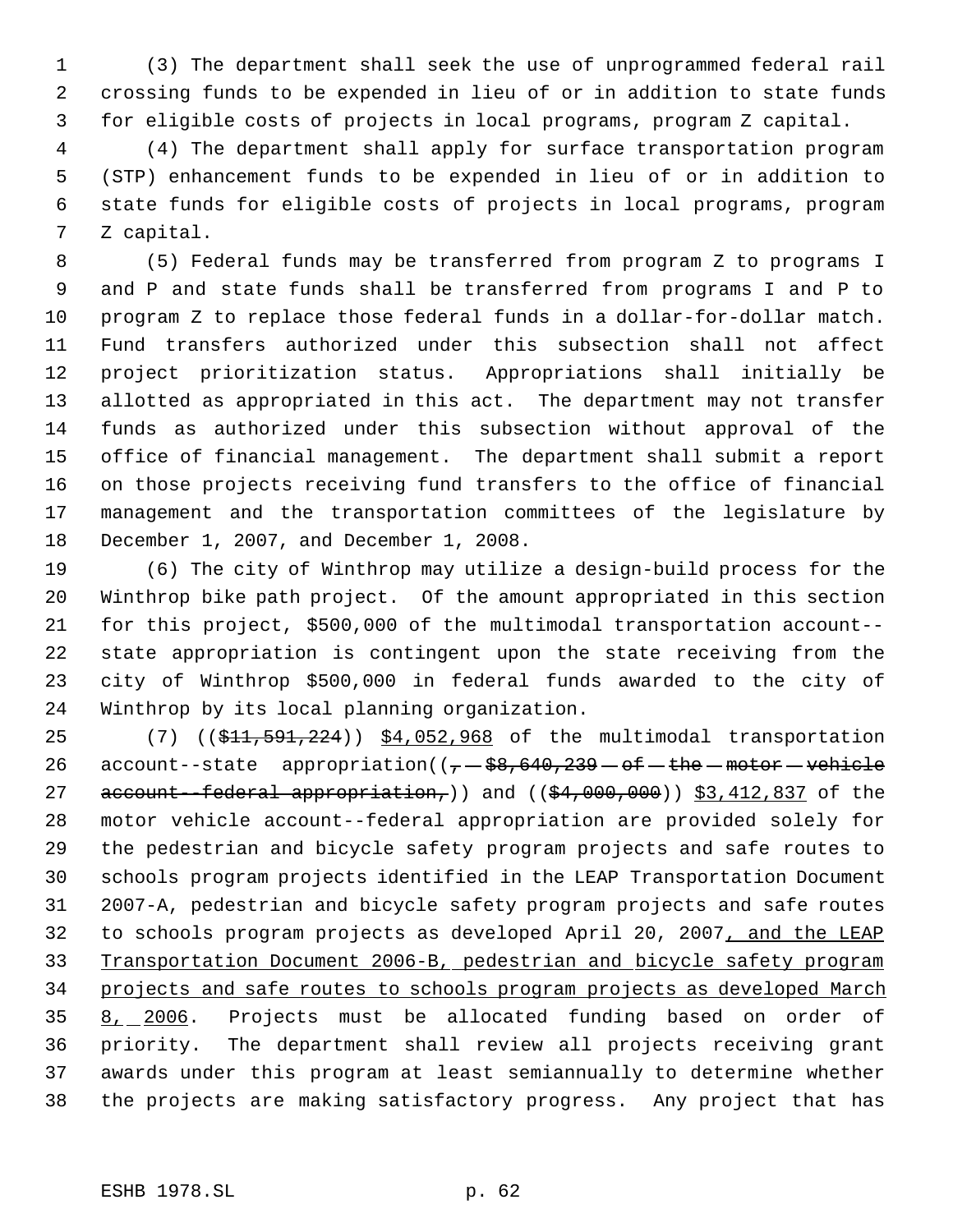(3) The department shall seek the use of unprogrammed federal rail crossing funds to be expended in lieu of or in addition to state funds for eligible costs of projects in local programs, program Z capital.

(4) The department shall apply for surface transportation program (STP) enhancement funds to be expended in lieu of or in addition to state funds for eligible costs of projects in local programs, program Z capital.

(5) Federal funds may be transferred from program Z to programs I and P and state funds shall be transferred from programs I and P to program Z to replace those federal funds in a dollar-for-dollar match. Fund transfers authorized under this subsection shall not affect project prioritization status. Appropriations shall initially be allotted as appropriated in this act. The department may not transfer funds as authorized under this subsection without approval of the office of financial management. The department shall submit a report on those projects receiving fund transfers to the office of financial management and the transportation committees of the legislature by December 1, 2007, and December 1, 2008.

(6) The city of Winthrop may utilize a design-build process for the Winthrop bike path project. Of the amount appropriated in this section for this project, $500,000 of the multimodal transportation account--state appropriation is contingent upon the state receiving from the city of Winthrop $500,000 in federal funds awarded to the city of Winthrop by its local planning organization.

(7) ((~~$11,591,224~~)) <u>$4,052,968</u> of the multimodal transportation account--state appropriation((~~, $8,640,239 of the motor vehicle account--federal appropriation,~~)) and ((~~$4,000,000~~)) <u>$3,412,837</u> of the motor vehicle account--federal appropriation are provided solely for the pedestrian and bicycle safety program projects and safe routes to schools program projects identified in the LEAP Transportation Document 2007-A, pedestrian and bicycle safety program projects and safe routes to schools program projects as developed April 20, 2007<u>, and the LEAP Transportation Document 2006-B, pedestrian and bicycle safety program projects and safe routes to schools program projects as developed March 8, 2006</u>. Projects must be allocated funding based on order of priority. The department shall review all projects receiving grant awards under this program at least semiannually to determine whether the projects are making satisfactory progress. Any project that has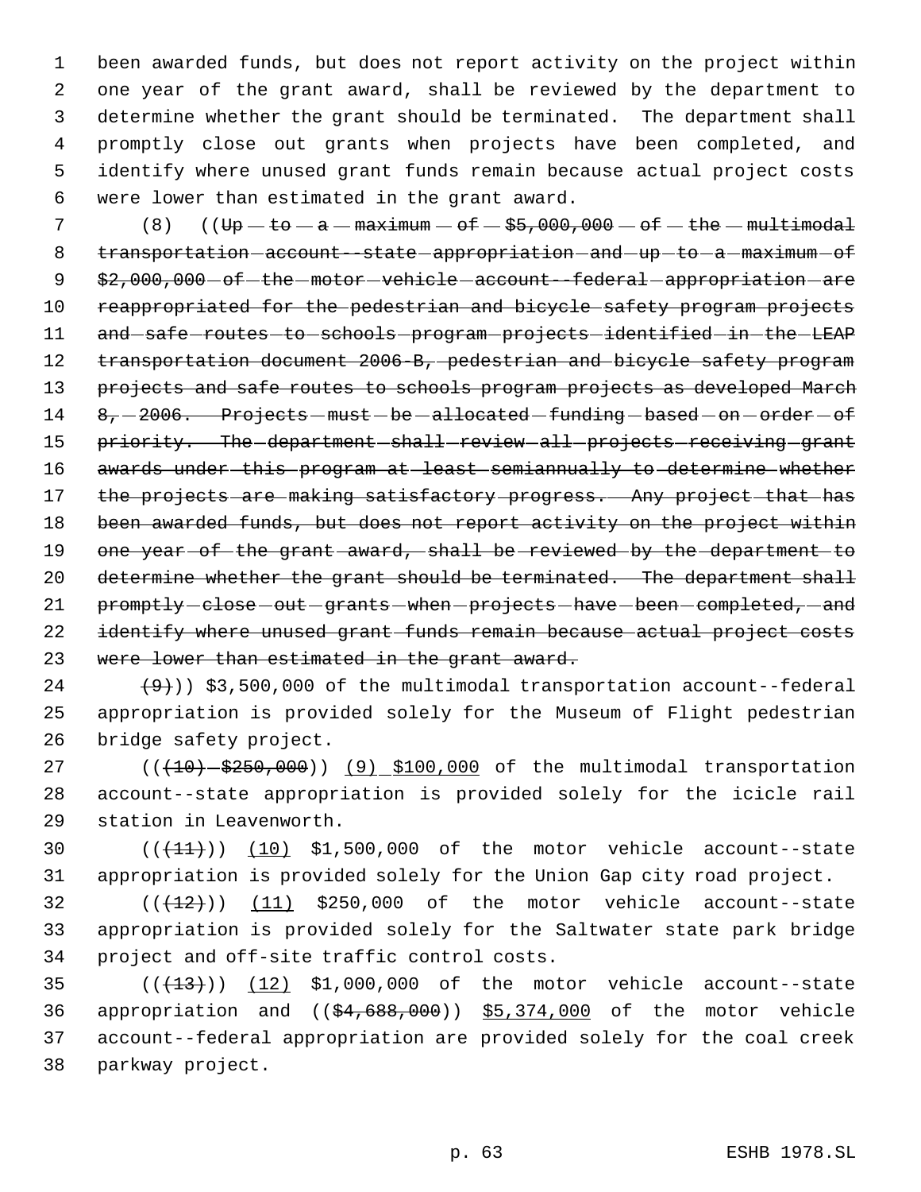been awarded funds, but does not report activity on the project within one year of the grant award, shall be reviewed by the department to determine whether the grant should be terminated. The department shall promptly close out grants when projects have been completed, and identify where unused grant funds remain because actual project costs were lower than estimated in the grant award.

(8) ((~~Up to a maximum of $5,000,000 of the multimodal transportation account--state appropriation and up to a maximum of $2,000,000 of the motor vehicle account--federal appropriation are reappropriated for the pedestrian and bicycle safety program projects and safe routes to schools program projects identified in the LEAP transportation document 2006-B, pedestrian and bicycle safety program projects and safe routes to schools program projects as developed March 8, 2006. Projects must be allocated funding based on order of priority. The department shall review all projects receiving grant awards under this program at least semiannually to determine whether the projects are making satisfactory progress. Any project that has been awarded funds, but does not report activity on the project within one year of the grant award, shall be reviewed by the department to determine whether the grant should be terminated. The department shall promptly close out grants when projects have been completed, and identify where unused grant funds remain because actual project costs were lower than estimated in the grant award.~~

~~(9)~~)) $3,500,000 of the multimodal transportation account--federal appropriation is provided solely for the Museum of Flight pedestrian bridge safety project.

((~~(10) $250,000~~)) (9) $100,000 of the multimodal transportation account--state appropriation is provided solely for the icicle rail station in Leavenworth.

((~~(11)~~)) (10) $1,500,000 of the motor vehicle account--state appropriation is provided solely for the Union Gap city road project.

((~~(12)~~)) (11) $250,000 of the motor vehicle account--state appropriation is provided solely for the Saltwater state park bridge project and off-site traffic control costs.

((~~(13)~~)) (12) $1,000,000 of the motor vehicle account--state appropriation and ((~~$4,688,000~~)) $5,374,000 of the motor vehicle account--federal appropriation are provided solely for the coal creek parkway project.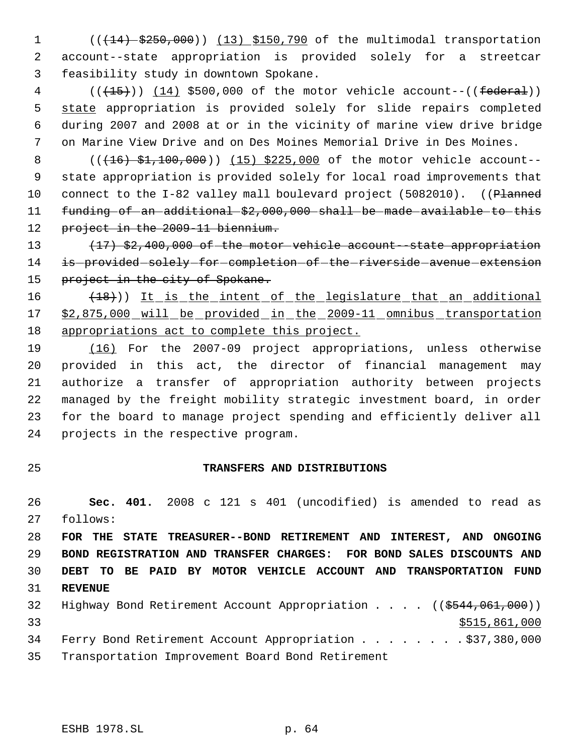((~~(14) $250,000~~)) (13) $150,790 of the multimodal transportation account--state appropriation is provided solely for a streetcar feasibility study in downtown Spokane.

((~~(15)~~)) (14) $500,000 of the motor vehicle account--((~~federal~~)) state appropriation is provided solely for slide repairs completed during 2007 and 2008 at or in the vicinity of marine view drive bridge on Marine View Drive and on Des Moines Memorial Drive in Des Moines.

((~~(16) $1,100,000~~)) (15) $225,000 of the motor vehicle account--state appropriation is provided solely for local road improvements that connect to the I-82 valley mall boulevard project (5082010). ((~~Planned funding of an additional $2,000,000 shall be made available to this project in the 2009-11 biennium.~~

~~(17) $2,400,000 of the motor vehicle account--state appropriation is provided solely for completion of the riverside avenue extension project in the city of Spokane.~~

~~(18)~~)) It is the intent of the legislature that an additional $2,875,000 will be provided in the 2009-11 omnibus transportation appropriations act to complete this project.

(16) For the 2007-09 project appropriations, unless otherwise provided in this act, the director of financial management may authorize a transfer of appropriation authority between projects managed by the freight mobility strategic investment board, in order for the board to manage project spending and efficiently deliver all projects in the respective program.

## TRANSFERS AND DISTRIBUTIONS

**Sec. 401.** 2008 c 121 s 401 (uncodified) is amended to read as follows:

**FOR THE STATE TREASURER--BOND RETIREMENT AND INTEREST, AND ONGOING BOND REGISTRATION AND TRANSFER CHARGES: FOR BOND SALES DISCOUNTS AND DEBT TO BE PAID BY MOTOR VEHICLE ACCOUNT AND TRANSPORTATION FUND REVENUE**

Highway Bond Retirement Account Appropriation . . . . ((~~$544,061,000~~)) $515,861,000

Ferry Bond Retirement Account Appropriation . . . . . . . . $37,380,000

Transportation Improvement Board Bond Retirement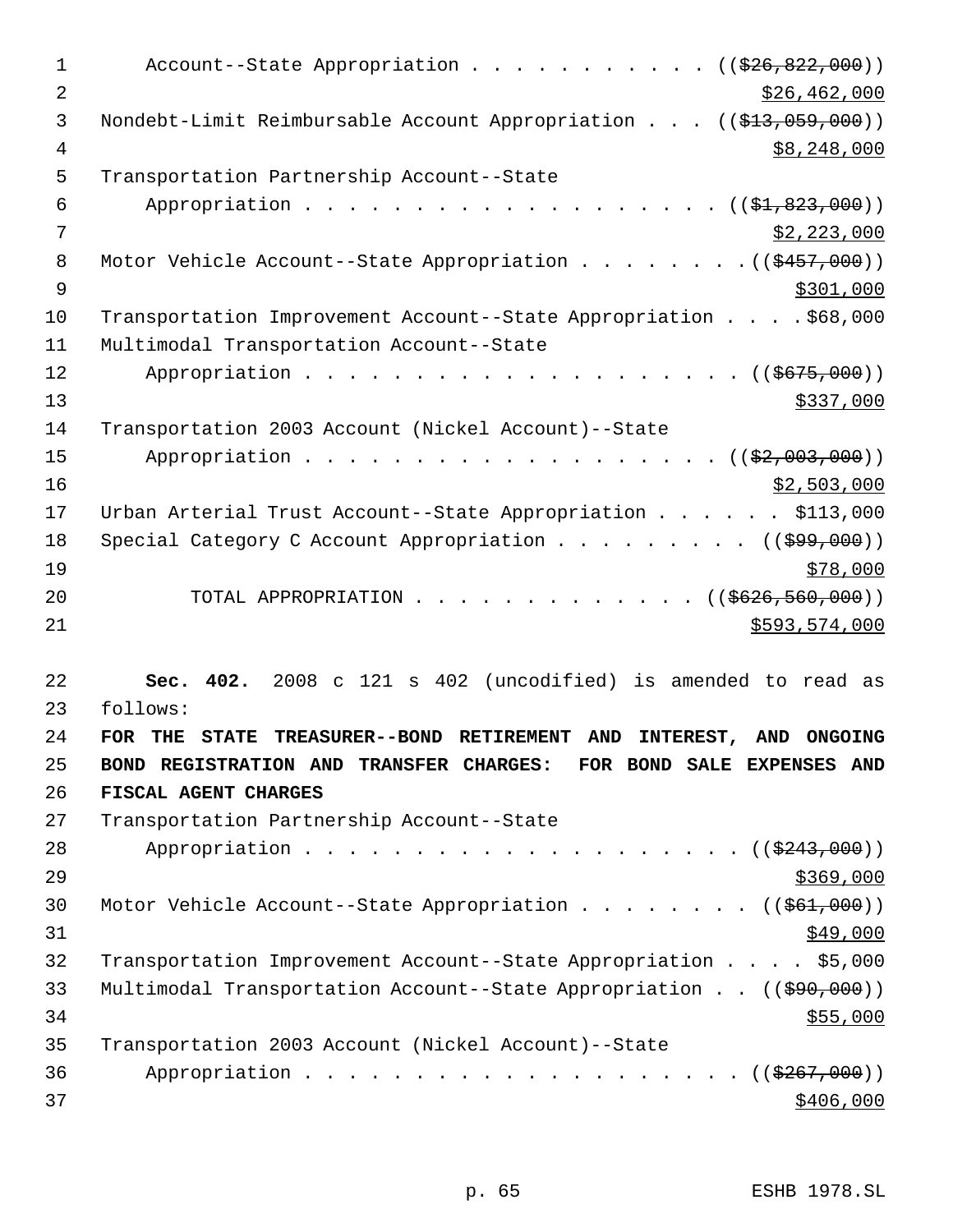Account--State Appropriation . . . . . . . . . . . (( ~~$26,822,000~~ ))
$26,462,000

Nondebt-Limit Reimbursable Account Appropriation . . . (( ~~$13,059,000~~ ))
$8,248,000

Transportation Partnership Account--State
Appropriation . . . . . . . . . . . . . . . . . . . (( ~~$1,823,000~~ ))
$2,223,000

Motor Vehicle Account--State Appropriation . . . . . . . . (( ~~$457,000~~ ))
$301,000

Transportation Improvement Account--State Appropriation . . . . $68,000

Multimodal Transportation Account--State
Appropriation . . . . . . . . . . . . . . . . . . . . (( ~~$675,000~~ ))
$337,000

Transportation 2003 Account (Nickel Account)--State
Appropriation . . . . . . . . . . . . . . . . . . . (( ~~$2,003,000~~ ))
$2,503,000

Urban Arterial Trust Account--State Appropriation . . . . . . $113,000

Special Category C Account Appropriation . . . . . . . . . . (( ~~$99,000~~ ))
$78,000

TOTAL APPROPRIATION . . . . . . . . . . . . . (( ~~$626,560,000~~ ))
$593,574,000

**Sec. 402.** 2008 c 121 s 402 (uncodified) is amended to read as follows:

**FOR THE STATE TREASURER--BOND RETIREMENT AND INTEREST, AND ONGOING BOND REGISTRATION AND TRANSFER CHARGES: FOR BOND SALE EXPENSES AND FISCAL AGENT CHARGES**

Transportation Partnership Account--State
Appropriation . . . . . . . . . . . . . . . . . . . . (( ~~$243,000~~ ))
$369,000

Motor Vehicle Account--State Appropriation . . . . . . . . . (( ~~$61,000~~ ))
$49,000

Transportation Improvement Account--State Appropriation . . . . $5,000

Multimodal Transportation Account--State Appropriation . . (( ~~$90,000~~ ))
$55,000

Transportation 2003 Account (Nickel Account)--State
Appropriation . . . . . . . . . . . . . . . . . . . . (( ~~$267,000~~ ))
$406,000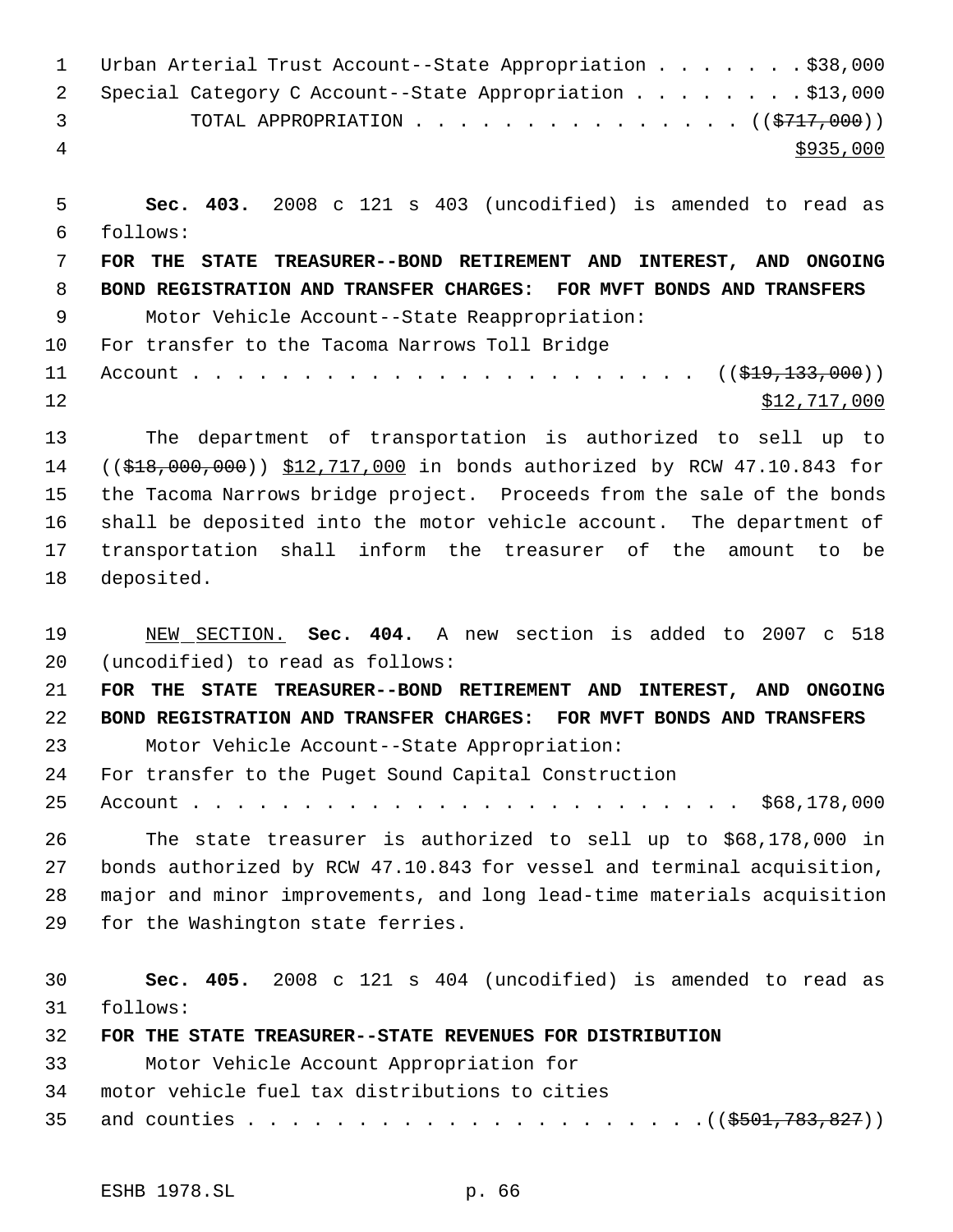Urban Arterial Trust Account--State Appropriation . . . . . . . $38,000
Special Category C Account--State Appropriation . . . . . . . . $13,000
TOTAL APPROPRIATION . . . . . . . . . . . . . . . (($717,000))
$935,000

**Sec. 403.** 2008 c 121 s 403 (uncodified) is amended to read as follows:

**FOR THE STATE TREASURER--BOND RETIREMENT AND INTEREST, AND ONGOING BOND REGISTRATION AND TRANSFER CHARGES: FOR MVFT BONDS AND TRANSFERS**

Motor Vehicle Account--State Reappropriation:
For transfer to the Tacoma Narrows Toll Bridge
Account . . . . . . . . . . . . . . . . . . . . . . . . (($19,133,000))
$12,717,000

The department of transportation is authorized to sell up to (($18,000,000)) $12,717,000 in bonds authorized by RCW 47.10.843 for the Tacoma Narrows bridge project. Proceeds from the sale of the bonds shall be deposited into the motor vehicle account. The department of transportation shall inform the treasurer of the amount to be deposited.

NEW SECTION. **Sec. 404.** A new section is added to 2007 c 518 (uncodified) to read as follows:

**FOR THE STATE TREASURER--BOND RETIREMENT AND INTEREST, AND ONGOING BOND REGISTRATION AND TRANSFER CHARGES: FOR MVFT BONDS AND TRANSFERS**

Motor Vehicle Account--State Appropriation:
For transfer to the Puget Sound Capital Construction
Account . . . . . . . . . . . . . . . . . . . . . . . . . $68,178,000

The state treasurer is authorized to sell up to $68,178,000 in bonds authorized by RCW 47.10.843 for vessel and terminal acquisition, major and minor improvements, and long lead-time materials acquisition for the Washington state ferries.

**Sec. 405.** 2008 c 121 s 404 (uncodified) is amended to read as follows:

**FOR THE STATE TREASURER--STATE REVENUES FOR DISTRIBUTION**

Motor Vehicle Account Appropriation for
motor vehicle fuel tax distributions to cities
and counties . . . . . . . . . . . . . . . . . . . . . .(($501,783,827))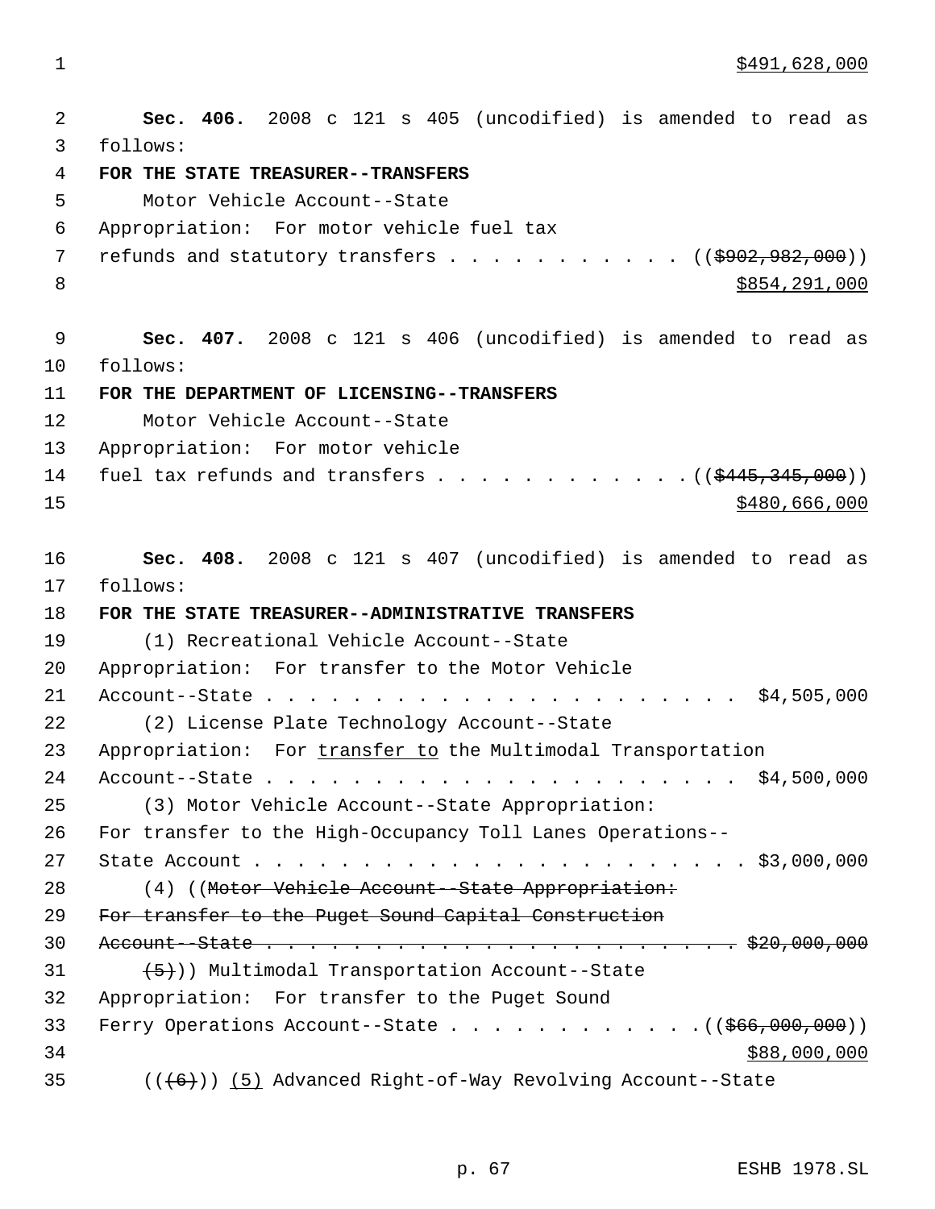$491,628,000

**Sec. 406.** 2008 c 121 s 405 (uncodified) is amended to read as follows:

**FOR THE STATE TREASURER--TRANSFERS**

Motor Vehicle Account--State Appropriation: For motor vehicle fuel tax refunds and statutory transfers . . . . . . . . . . . (($902,982,000))
$854,291,000

**Sec. 407.** 2008 c 121 s 406 (uncodified) is amended to read as follows:

**FOR THE DEPARTMENT OF LICENSING--TRANSFERS**

Motor Vehicle Account--State Appropriation: For motor vehicle fuel tax refunds and transfers . . . . . . . . . . . . (($445,345,000))
$480,666,000

**Sec. 408.** 2008 c 121 s 407 (uncodified) is amended to read as follows:

**FOR THE STATE TREASURER--ADMINISTRATIVE TRANSFERS**

(1) Recreational Vehicle Account--State Appropriation: For transfer to the Motor Vehicle Account--State . . . . . . . . . . . . . . . . . . . . . . $4,505,000

(2) License Plate Technology Account--State Appropriation: For transfer to the Multimodal Transportation Account--State . . . . . . . . . . . . . . . . . . . . . . $4,500,000

(3) Motor Vehicle Account--State Appropriation: For transfer to the High-Occupancy Toll Lanes Operations--State Account . . . . . . . . . . . . . . . . . . . . . . . . $3,000,000

(4) ((Motor Vehicle Account--State Appropriation: For transfer to the Puget Sound Capital Construction Account--State . . . . . . . . . . . . . . . . . . . . . . . $20,000,000

(5))) Multimodal Transportation Account--State Appropriation: For transfer to the Puget Sound Ferry Operations Account--State . . . . . . . . . . . . (($66,000,000))
$88,000,000

(((6))) (5) Advanced Right-of-Way Revolving Account--State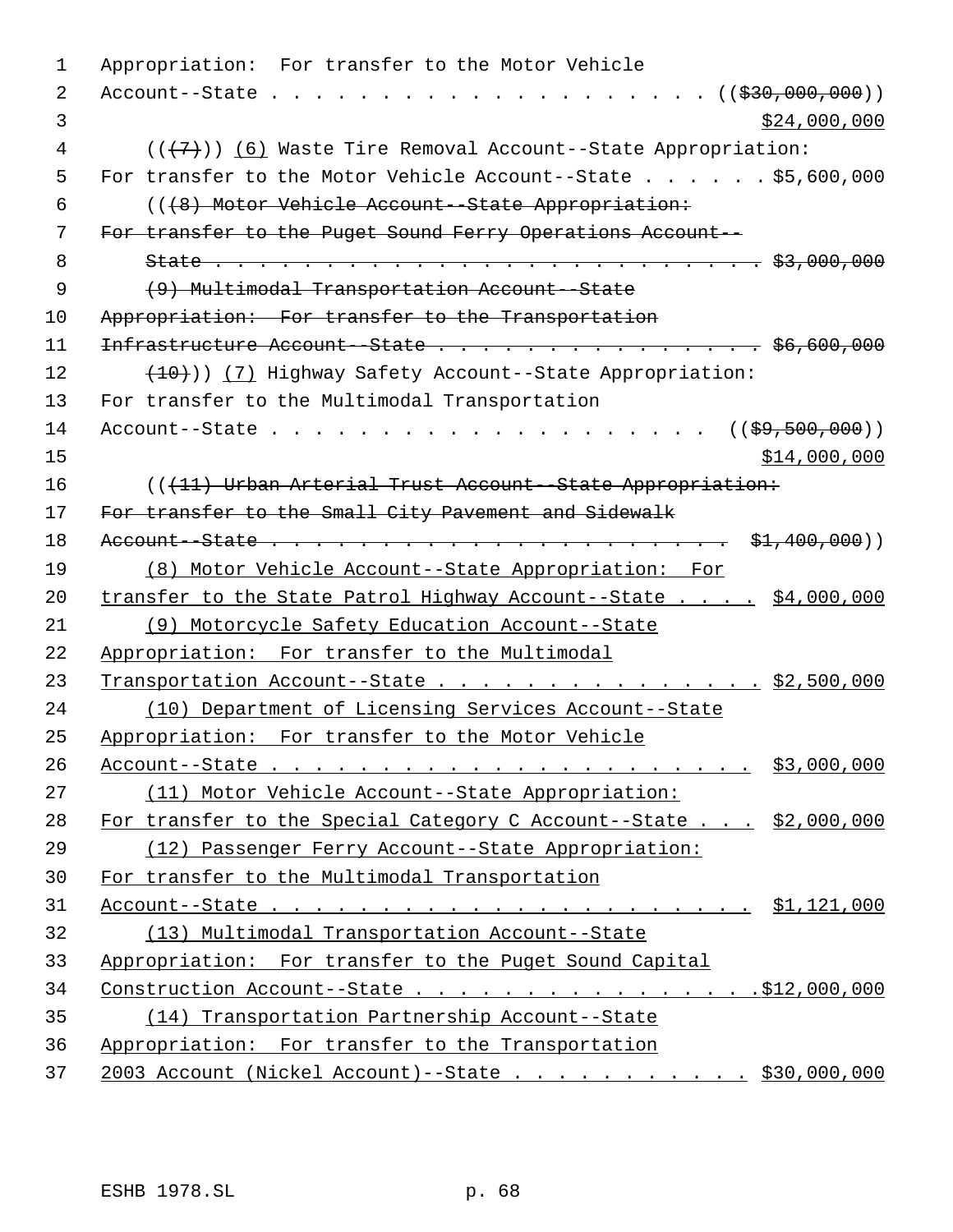Appropriation: For transfer to the Motor Vehicle
Account--State . . . . . . . . . . . . . . . . . . . . (($30,000,000))
$24,000,000

(((7))) (6) Waste Tire Removal Account--State Appropriation:
For transfer to the Motor Vehicle Account--State . . . . . . $5,600,000

(((8) Motor Vehicle Account--State Appropriation:
For transfer to the Puget Sound Ferry Operations Account--
State . . . . . . . . . . . . . . . . . . . . . . . . . . $3,000,000

(9) Multimodal Transportation Account--State
Appropriation: For transfer to the Transportation
Infrastructure Account--State . . . . . . . . . . . . . . . . $6,600,000

(10))) (7) Highway Safety Account--State Appropriation:
For transfer to the Multimodal Transportation
Account--State . . . . . . . . . . . . . . . . . . . . . (($9,500,000))
$14,000,000

(((11) Urban Arterial Trust Account--State Appropriation:
For transfer to the Small City Pavement and Sidewalk
Account--State . . . . . . . . . . . . . . . . . . . . . . $1,400,000))

(8) Motor Vehicle Account--State Appropriation: For
transfer to the State Patrol Highway Account--State . . . . $4,000,000

(9) Motorcycle Safety Education Account--State
Appropriation: For transfer to the Multimodal
Transportation Account--State . . . . . . . . . . . . . . . . $2,500,000

(10) Department of Licensing Services Account--State
Appropriation: For transfer to the Motor Vehicle
Account--State . . . . . . . . . . . . . . . . . . . . . . $3,000,000

(11) Motor Vehicle Account--State Appropriation:
For transfer to the Special Category C Account--State . . . $2,000,000

(12) Passenger Ferry Account--State Appropriation:
For transfer to the Multimodal Transportation
Account--State . . . . . . . . . . . . . . . . . . . . . . $1,121,000

(13) Multimodal Transportation Account--State
Appropriation: For transfer to the Puget Sound Capital
Construction Account--State . . . . . . . . . . . . . . . . $12,000,000

(14) Transportation Partnership Account--State
Appropriation: For transfer to the Transportation
2003 Account (Nickel Account)--State . . . . . . . . . . . $30,000,000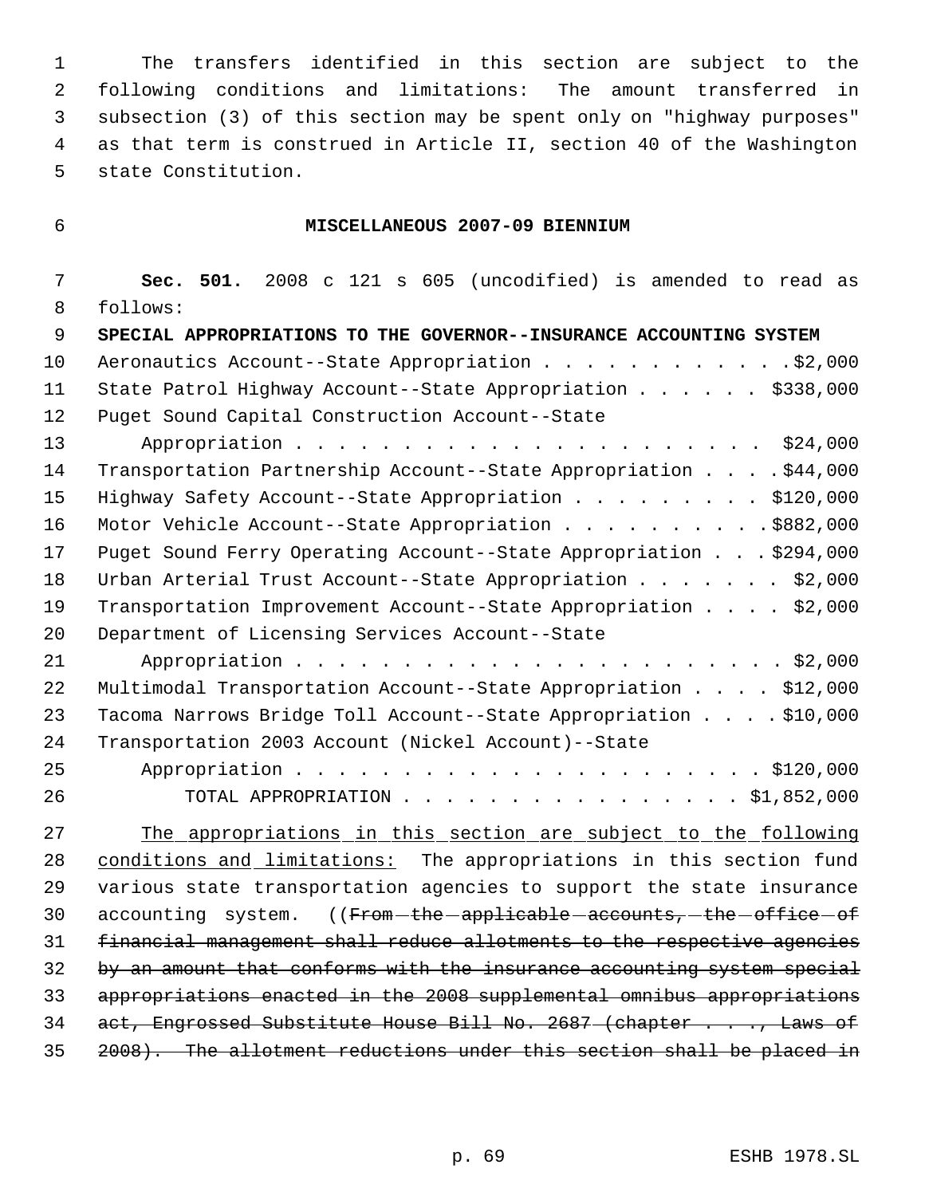The transfers identified in this section are subject to the following conditions and limitations: The amount transferred in subsection (3) of this section may be spent only on "highway purposes" as that term is construed in Article II, section 40 of the Washington state Constitution.

## MISCELLANEOUS 2007-09 BIENNIUM

**Sec. 501.** 2008 c 121 s 605 (uncodified) is amended to read as follows:

**SPECIAL APPROPRIATIONS TO THE GOVERNOR--INSURANCE ACCOUNTING SYSTEM**

| | |
|---|---|
| Aeronautics Account--State Appropriation | $2,000 |
| State Patrol Highway Account--State Appropriation | $338,000 |
| Puget Sound Capital Construction Account--State Appropriation | $24,000 |
| Transportation Partnership Account--State Appropriation | $44,000 |
| Highway Safety Account--State Appropriation | $120,000 |
| Motor Vehicle Account--State Appropriation | $882,000 |
| Puget Sound Ferry Operating Account--State Appropriation | $294,000 |
| Urban Arterial Trust Account--State Appropriation | $2,000 |
| Transportation Improvement Account--State Appropriation | $2,000 |
| Department of Licensing Services Account--State Appropriation | $2,000 |
| Multimodal Transportation Account--State Appropriation | $12,000 |
| Tacoma Narrows Bridge Toll Account--State Appropriation | $10,000 |
| Transportation 2003 Account (Nickel Account)--State Appropriation | $120,000 |
| TOTAL APPROPRIATION | $1,852,000 |

<u>The appropriations in this section are subject to the following conditions and limitations:</u> The appropriations in this section fund various state transportation agencies to support the state insurance accounting system. ((~~From the applicable accounts, the office of financial management shall reduce allotments to the respective agencies by an amount that conforms with the insurance accounting system special appropriations enacted in the 2008 supplemental omnibus appropriations act, Engrossed Substitute House Bill No. 2687 (chapter . . ., Laws of 2008). The allotment reductions under this section shall be placed in~~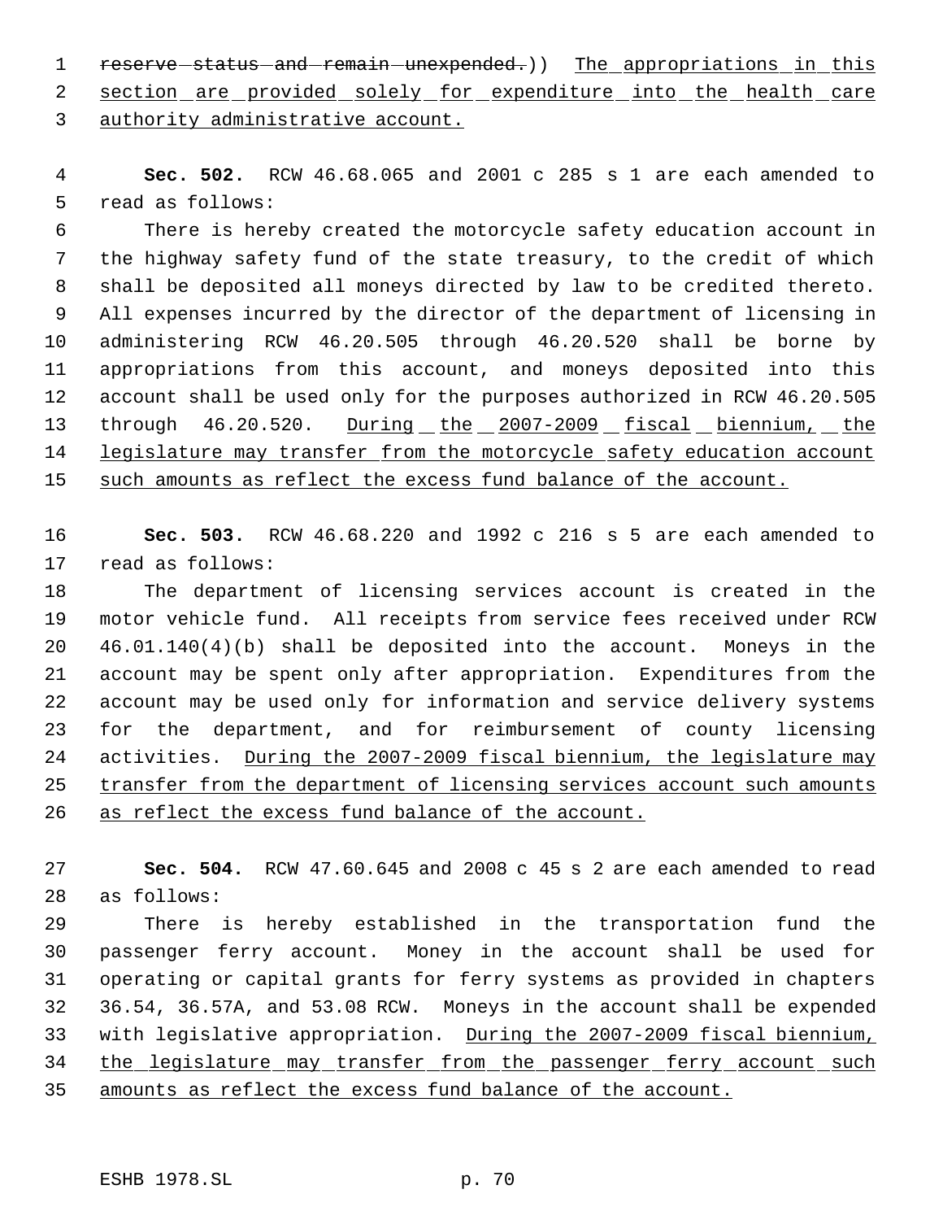~~reserve status and remain unexpended.~~)) The appropriations in this section are provided solely for expenditure into the health care authority administrative account.

**Sec. 502.** RCW 46.68.065 and 2001 c 285 s 1 are each amended to read as follows:

There is hereby created the motorcycle safety education account in the highway safety fund of the state treasury, to the credit of which shall be deposited all moneys directed by law to be credited thereto. All expenses incurred by the director of the department of licensing in administering RCW 46.20.505 through 46.20.520 shall be borne by appropriations from this account, and moneys deposited into this account shall be used only for the purposes authorized in RCW 46.20.505 through 46.20.520. During the 2007-2009 fiscal biennium, the legislature may transfer from the motorcycle safety education account such amounts as reflect the excess fund balance of the account.

**Sec. 503.** RCW 46.68.220 and 1992 c 216 s 5 are each amended to read as follows:

The department of licensing services account is created in the motor vehicle fund. All receipts from service fees received under RCW 46.01.140(4)(b) shall be deposited into the account. Moneys in the account may be spent only after appropriation. Expenditures from the account may be used only for information and service delivery systems for the department, and for reimbursement of county licensing activities. During the 2007-2009 fiscal biennium, the legislature may transfer from the department of licensing services account such amounts as reflect the excess fund balance of the account.

**Sec. 504.** RCW 47.60.645 and 2008 c 45 s 2 are each amended to read as follows:

There is hereby established in the transportation fund the passenger ferry account. Money in the account shall be used for operating or capital grants for ferry systems as provided in chapters 36.54, 36.57A, and 53.08 RCW. Moneys in the account shall be expended with legislative appropriation. During the 2007-2009 fiscal biennium, the legislature may transfer from the passenger ferry account such amounts as reflect the excess fund balance of the account.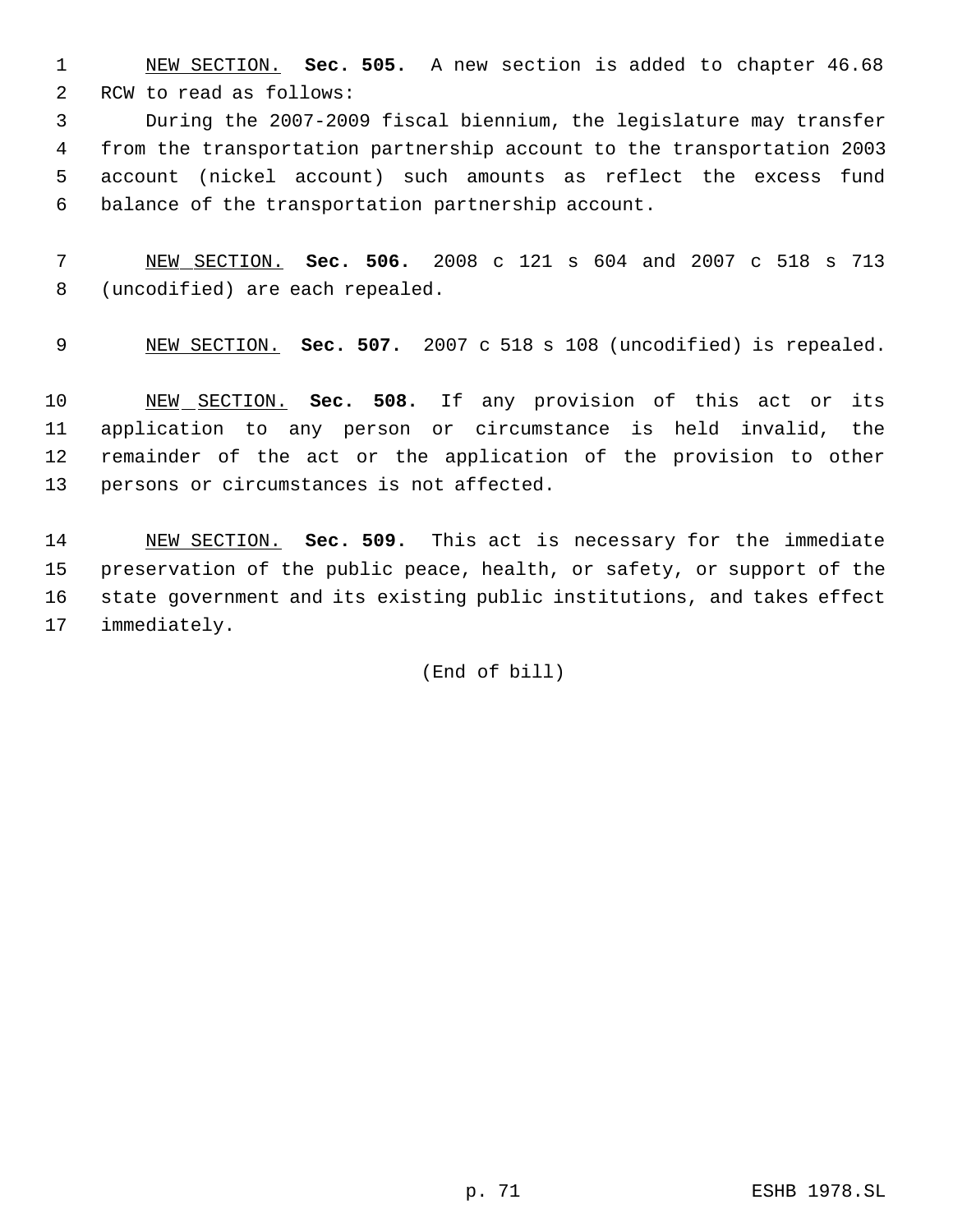NEW SECTION. **Sec. 505.** A new section is added to chapter 46.68 RCW to read as follows:

During the 2007-2009 fiscal biennium, the legislature may transfer from the transportation partnership account to the transportation 2003 account (nickel account) such amounts as reflect the excess fund balance of the transportation partnership account.

NEW SECTION. **Sec. 506.** 2008 c 121 s 604 and 2007 c 518 s 713 (uncodified) are each repealed.

NEW SECTION. **Sec. 507.** 2007 c 518 s 108 (uncodified) is repealed.

NEW SECTION. **Sec. 508.** If any provision of this act or its application to any person or circumstance is held invalid, the remainder of the act or the application of the provision to other persons or circumstances is not affected.

NEW SECTION. **Sec. 509.** This act is necessary for the immediate preservation of the public peace, health, or safety, or support of the state government and its existing public institutions, and takes effect immediately.

(End of bill)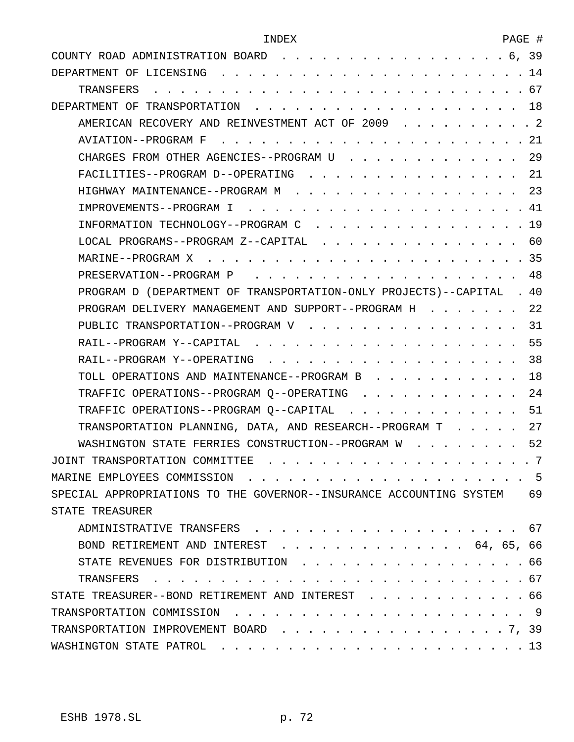| INDEX | PAGE # |
|---|---|
| COUNTY ROAD ADMINISTRATION BOARD | 6, 39 |
| DEPARTMENT OF LICENSING | 14 |
| TRANSFERS | 67 |
| DEPARTMENT OF TRANSPORTATION | 18 |
| AMERICAN RECOVERY AND REINVESTMENT ACT OF 2009 | 2 |
| AVIATION--PROGRAM F | 21 |
| CHARGES FROM OTHER AGENCIES--PROGRAM U | 29 |
| FACILITIES--PROGRAM D--OPERATING | 21 |
| HIGHWAY MAINTENANCE--PROGRAM M | 23 |
| IMPROVEMENTS--PROGRAM I | 41 |
| INFORMATION TECHNOLOGY--PROGRAM C | 19 |
| LOCAL PROGRAMS--PROGRAM Z--CAPITAL | 60 |
| MARINE--PROGRAM X | 35 |
| PRESERVATION--PROGRAM P | 48 |
| PROGRAM D (DEPARTMENT OF TRANSPORTATION-ONLY PROJECTS)--CAPITAL | 40 |
| PROGRAM DELIVERY MANAGEMENT AND SUPPORT--PROGRAM H | 22 |
| PUBLIC TRANSPORTATION--PROGRAM V | 31 |
| RAIL--PROGRAM Y--CAPITAL | 55 |
| RAIL--PROGRAM Y--OPERATING | 38 |
| TOLL OPERATIONS AND MAINTENANCE--PROGRAM B | 18 |
| TRAFFIC OPERATIONS--PROGRAM Q--OPERATING | 24 |
| TRAFFIC OPERATIONS--PROGRAM Q--CAPITAL | 51 |
| TRANSPORTATION PLANNING, DATA, AND RESEARCH--PROGRAM T | 27 |
| WASHINGTON STATE FERRIES CONSTRUCTION--PROGRAM W | 52 |
| JOINT TRANSPORTATION COMMITTEE | 7 |
| MARINE EMPLOYEES COMMISSION | 5 |
| SPECIAL APPROPRIATIONS TO THE GOVERNOR--INSURANCE ACCOUNTING SYSTEM | 69 |
| STATE TREASURER | |
| ADMINISTRATIVE TRANSFERS | 67 |
| BOND RETIREMENT AND INTEREST | 64, 65, 66 |
| STATE REVENUES FOR DISTRIBUTION | 66 |
| TRANSFERS | 67 |
| STATE TREASURER--BOND RETIREMENT AND INTEREST | 66 |
| TRANSPORTATION COMMISSION | 9 |
| TRANSPORTATION IMPROVEMENT BOARD | 7, 39 |
| WASHINGTON STATE PATROL | 13 |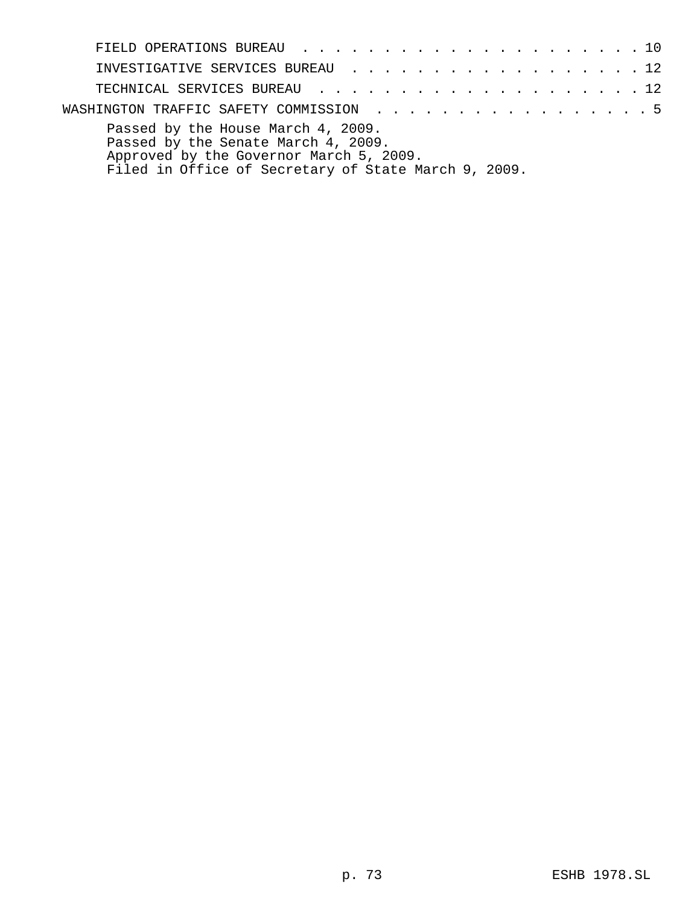FIELD OPERATIONS BUREAU . . . . . . . . . . . . . . . . . . . . . . 10
INVESTIGATIVE SERVICES BUREAU . . . . . . . . . . . . . . . . . . . 12
TECHNICAL SERVICES BUREAU . . . . . . . . . . . . . . . . . . . . . 12
WASHINGTON TRAFFIC SAFETY COMMISSION . . . . . . . . . . . . . . . . . . 5

Passed by the House March 4, 2009.
Passed by the Senate March 4, 2009.
Approved by the Governor March 5, 2009.
Filed in Office of Secretary of State March 9, 2009.